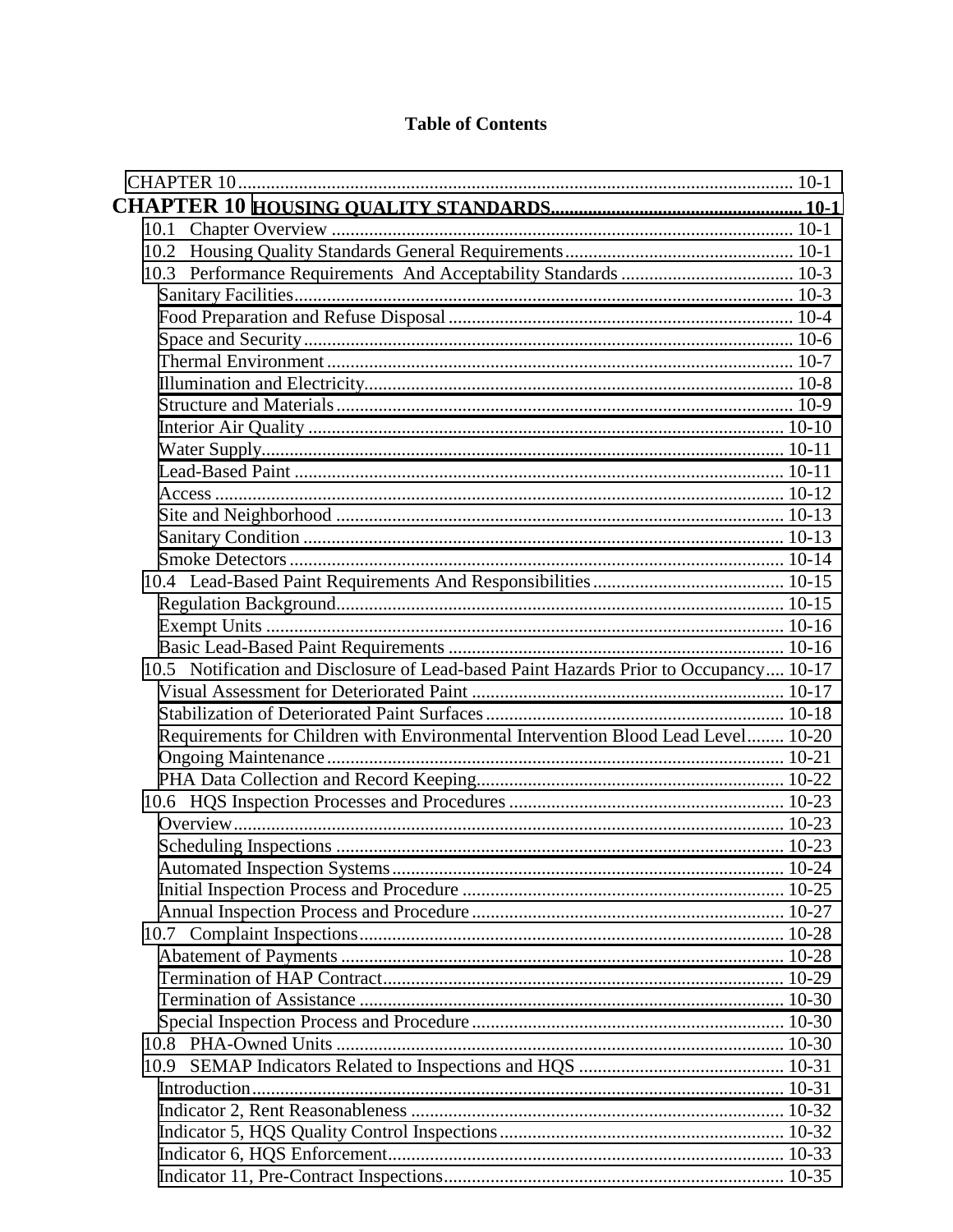# Table of Contents

CHAPTER 10 .......... 10-1

**CHAPTER 10 HOUSING QUALITY STANDARDS .......... 10-1**

- 10.1 Chapter Overview .......... 10-1
- 10.2 Housing Quality Standards General Requirements .......... 10-1
- 10.3 Performance Requirements And Acceptability Standards .......... 10-3
  - Sanitary Facilities .......... 10-3
  - Food Preparation and Refuse Disposal .......... 10-4
  - Space and Security .......... 10-6
  - Thermal Environment .......... 10-7
  - Illumination and Electricity .......... 10-8
  - Structure and Materials .......... 10-9
  - Interior Air Quality .......... 10-10
  - Water Supply .......... 10-11
  - Lead-Based Paint .......... 10-11
  - Access .......... 10-12
  - Site and Neighborhood .......... 10-13
  - Sanitary Condition .......... 10-13
  - Smoke Detectors .......... 10-14
- 10.4 Lead-Based Paint Requirements And Responsibilities .......... 10-15
  - Regulation Background .......... 10-15
  - Exempt Units .......... 10-16
  - Basic Lead-Based Paint Requirements .......... 10-16
- 10.5 Notification and Disclosure of Lead-based Paint Hazards Prior to Occupancy .......... 10-17
  - Visual Assessment for Deteriorated Paint .......... 10-17
  - Stabilization of Deteriorated Paint Surfaces .......... 10-18
  - Requirements for Children with Environmental Intervention Blood Lead Level .......... 10-20
  - Ongoing Maintenance .......... 10-21
  - PHA Data Collection and Record Keeping .......... 10-22
- 10.6 HQS Inspection Processes and Procedures .......... 10-23
  - Overview .......... 10-23
  - Scheduling Inspections .......... 10-23
  - Automated Inspection Systems .......... 10-24
  - Initial Inspection Process and Procedure .......... 10-25
  - Annual Inspection Process and Procedure .......... 10-27
- 10.7 Complaint Inspections .......... 10-28
  - Abatement of Payments .......... 10-28
  - Termination of HAP Contract .......... 10-29
  - Termination of Assistance .......... 10-30
  - Special Inspection Process and Procedure .......... 10-30
- 10.8 PHA-Owned Units .......... 10-30
- 10.9 SEMAP Indicators Related to Inspections and HQS .......... 10-31
  - Introduction .......... 10-31
  - Indicator 2, Rent Reasonableness .......... 10-32
  - Indicator 5, HQS Quality Control Inspections .......... 10-32
  - Indicator 6, HQS Enforcement .......... 10-33
  - Indicator 11, Pre-Contract Inspections .......... 10-35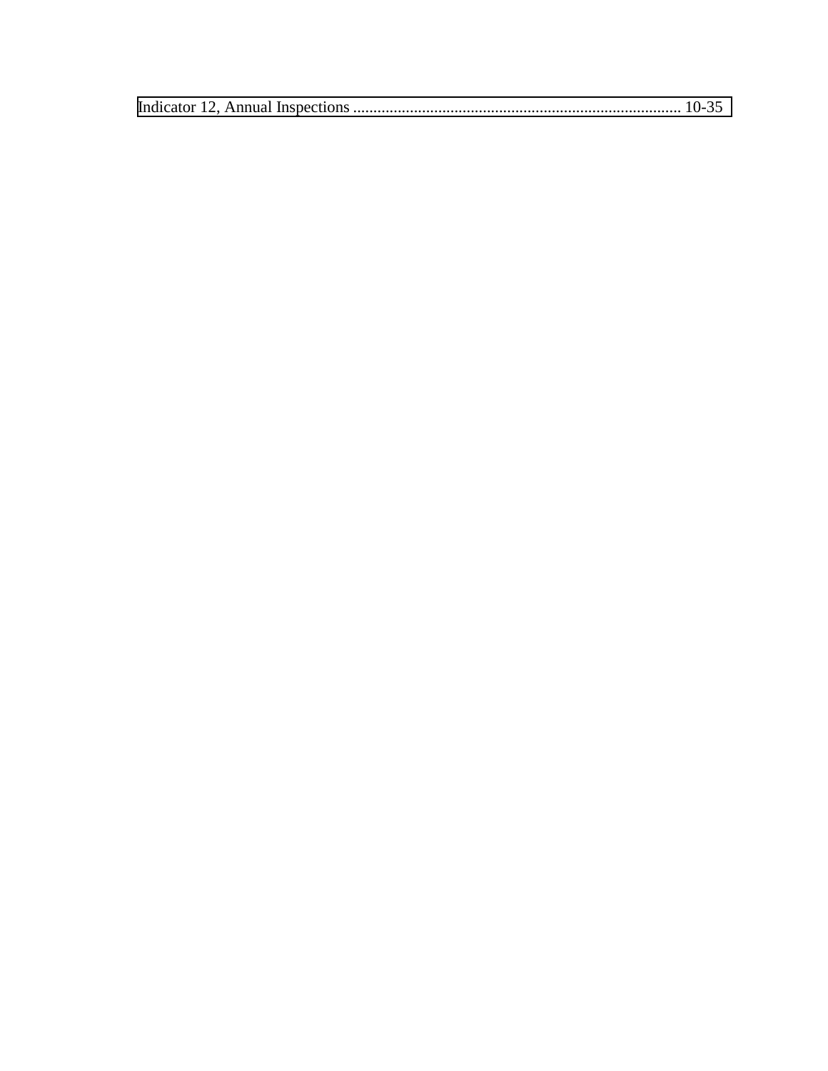Indicator 12, Annual Inspections ................................................................................ 10-35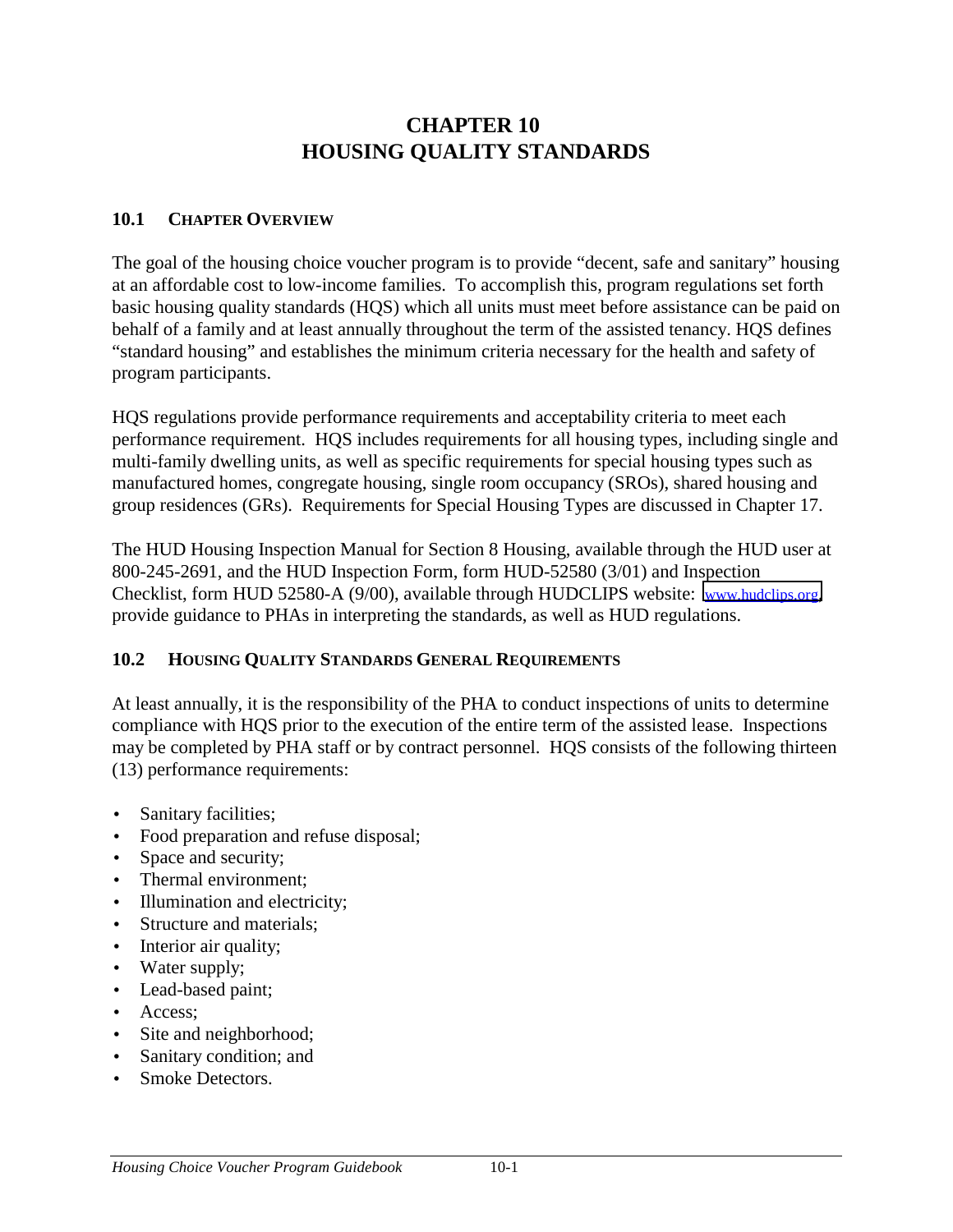# CHAPTER 10
# HOUSING QUALITY STANDARDS

## 10.1 CHAPTER OVERVIEW

The goal of the housing choice voucher program is to provide "decent, safe and sanitary" housing at an affordable cost to low-income families. To accomplish this, program regulations set forth basic housing quality standards (HQS) which all units must meet before assistance can be paid on behalf of a family and at least annually throughout the term of the assisted tenancy. HQS defines "standard housing" and establishes the minimum criteria necessary for the health and safety of program participants.

HQS regulations provide performance requirements and acceptability criteria to meet each performance requirement. HQS includes requirements for all housing types, including single and multi-family dwelling units, as well as specific requirements for special housing types such as manufactured homes, congregate housing, single room occupancy (SROs), shared housing and group residences (GRs). Requirements for Special Housing Types are discussed in Chapter 17.

The HUD Housing Inspection Manual for Section 8 Housing, available through the HUD user at 800-245-2691, and the HUD Inspection Form, form HUD-52580 (3/01) and Inspection Checklist, form HUD 52580-A (9/00), available through HUDCLIPS website: www.hudclips.org, provide guidance to PHAs in interpreting the standards, as well as HUD regulations.

## 10.2 HOUSING QUALITY STANDARDS GENERAL REQUIREMENTS

At least annually, it is the responsibility of the PHA to conduct inspections of units to determine compliance with HQS prior to the execution of the entire term of the assisted lease. Inspections may be completed by PHA staff or by contract personnel. HQS consists of the following thirteen (13) performance requirements:

- Sanitary facilities;
- Food preparation and refuse disposal;
- Space and security;
- Thermal environment;
- Illumination and electricity;
- Structure and materials;
- Interior air quality;
- Water supply;
- Lead-based paint;
- Access;
- Site and neighborhood;
- Sanitary condition; and
- Smoke Detectors.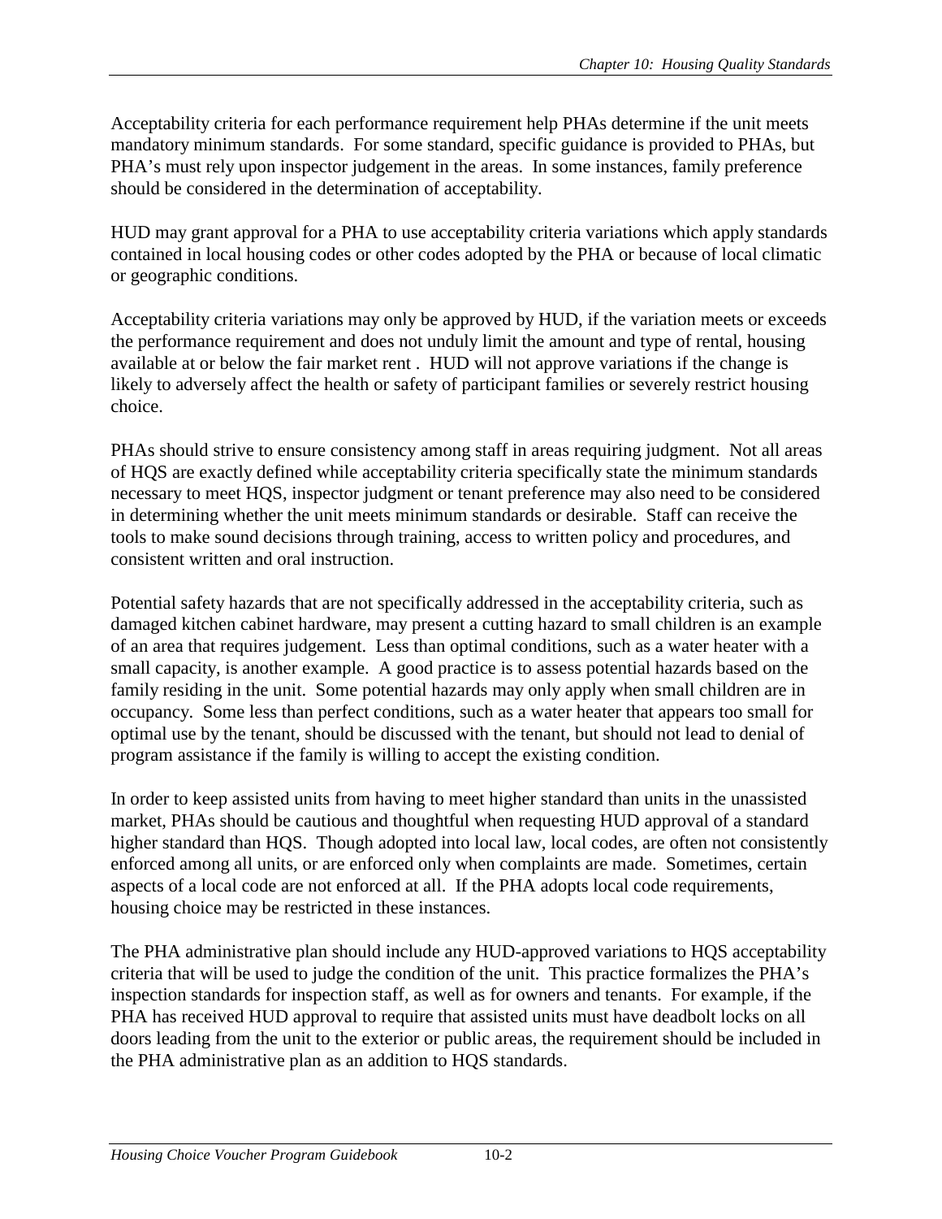Acceptability criteria for each performance requirement help PHAs determine if the unit meets mandatory minimum standards. For some standard, specific guidance is provided to PHAs, but PHA's must rely upon inspector judgement in the areas. In some instances, family preference should be considered in the determination of acceptability.

HUD may grant approval for a PHA to use acceptability criteria variations which apply standards contained in local housing codes or other codes adopted by the PHA or because of local climatic or geographic conditions.

Acceptability criteria variations may only be approved by HUD, if the variation meets or exceeds the performance requirement and does not unduly limit the amount and type of rental, housing available at or below the fair market rent . HUD will not approve variations if the change is likely to adversely affect the health or safety of participant families or severely restrict housing choice.

PHAs should strive to ensure consistency among staff in areas requiring judgment. Not all areas of HQS are exactly defined while acceptability criteria specifically state the minimum standards necessary to meet HQS, inspector judgment or tenant preference may also need to be considered in determining whether the unit meets minimum standards or desirable. Staff can receive the tools to make sound decisions through training, access to written policy and procedures, and consistent written and oral instruction.

Potential safety hazards that are not specifically addressed in the acceptability criteria, such as damaged kitchen cabinet hardware, may present a cutting hazard to small children is an example of an area that requires judgement. Less than optimal conditions, such as a water heater with a small capacity, is another example. A good practice is to assess potential hazards based on the family residing in the unit. Some potential hazards may only apply when small children are in occupancy. Some less than perfect conditions, such as a water heater that appears too small for optimal use by the tenant, should be discussed with the tenant, but should not lead to denial of program assistance if the family is willing to accept the existing condition.

In order to keep assisted units from having to meet higher standard than units in the unassisted market, PHAs should be cautious and thoughtful when requesting HUD approval of a standard higher standard than HQS. Though adopted into local law, local codes, are often not consistently enforced among all units, or are enforced only when complaints are made. Sometimes, certain aspects of a local code are not enforced at all. If the PHA adopts local code requirements, housing choice may be restricted in these instances.

The PHA administrative plan should include any HUD-approved variations to HQS acceptability criteria that will be used to judge the condition of the unit. This practice formalizes the PHA's inspection standards for inspection staff, as well as for owners and tenants. For example, if the PHA has received HUD approval to require that assisted units must have deadbolt locks on all doors leading from the unit to the exterior or public areas, the requirement should be included in the PHA administrative plan as an addition to HQS standards.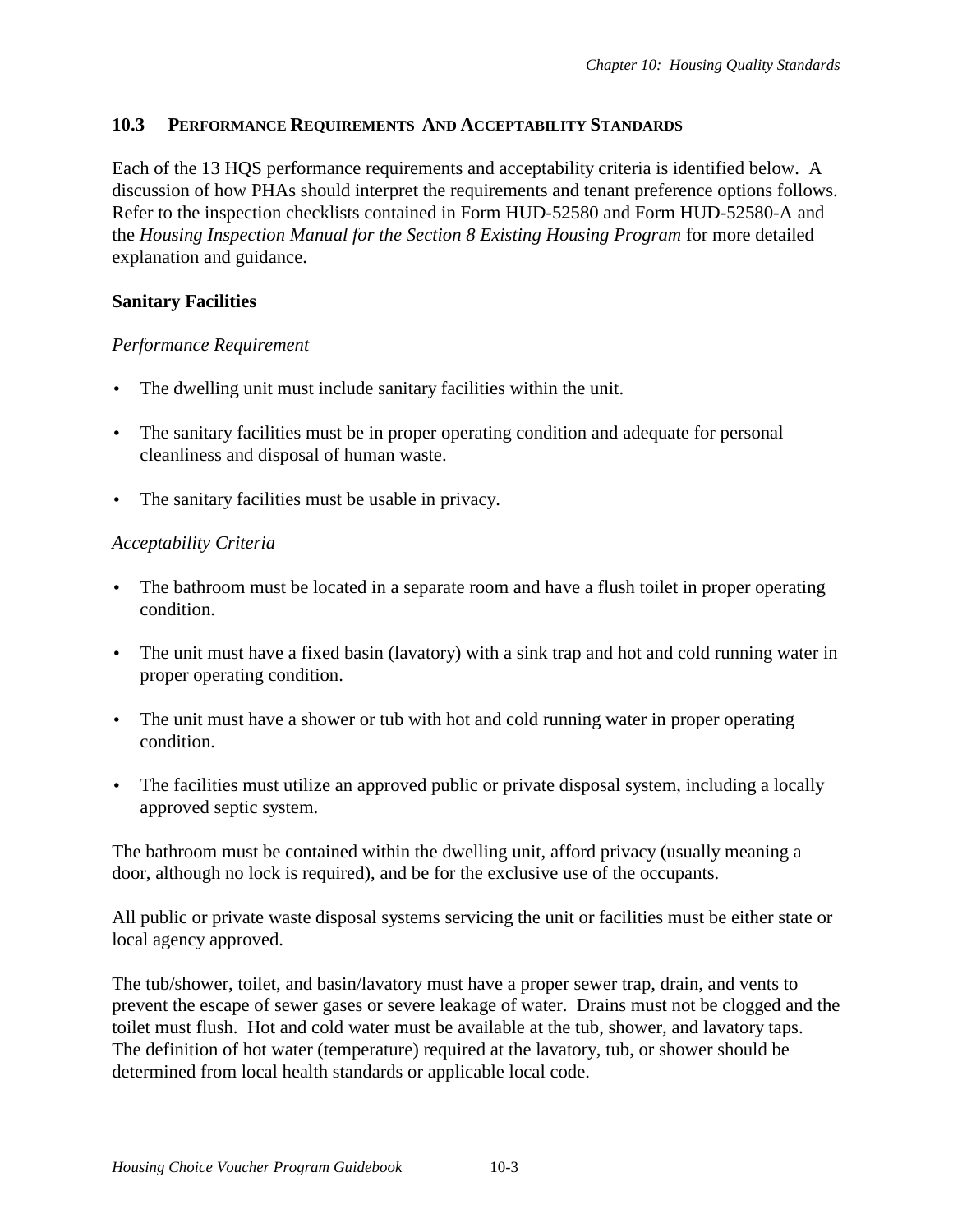## 10.3 Performance Requirements And Acceptability Standards

Each of the 13 HQS performance requirements and acceptability criteria is identified below. A discussion of how PHAs should interpret the requirements and tenant preference options follows. Refer to the inspection checklists contained in Form HUD-52580 and Form HUD-52580-A and the *Housing Inspection Manual for the Section 8 Existing Housing Program* for more detailed explanation and guidance.

**Sanitary Facilities**

*Performance Requirement*

- The dwelling unit must include sanitary facilities within the unit.
- The sanitary facilities must be in proper operating condition and adequate for personal cleanliness and disposal of human waste.
- The sanitary facilities must be usable in privacy.

*Acceptability Criteria*

- The bathroom must be located in a separate room and have a flush toilet in proper operating condition.
- The unit must have a fixed basin (lavatory) with a sink trap and hot and cold running water in proper operating condition.
- The unit must have a shower or tub with hot and cold running water in proper operating condition.
- The facilities must utilize an approved public or private disposal system, including a locally approved septic system.

The bathroom must be contained within the dwelling unit, afford privacy (usually meaning a door, although no lock is required), and be for the exclusive use of the occupants.

All public or private waste disposal systems servicing the unit or facilities must be either state or local agency approved.

The tub/shower, toilet, and basin/lavatory must have a proper sewer trap, drain, and vents to prevent the escape of sewer gases or severe leakage of water. Drains must not be clogged and the toilet must flush. Hot and cold water must be available at the tub, shower, and lavatory taps. The definition of hot water (temperature) required at the lavatory, tub, or shower should be determined from local health standards or applicable local code.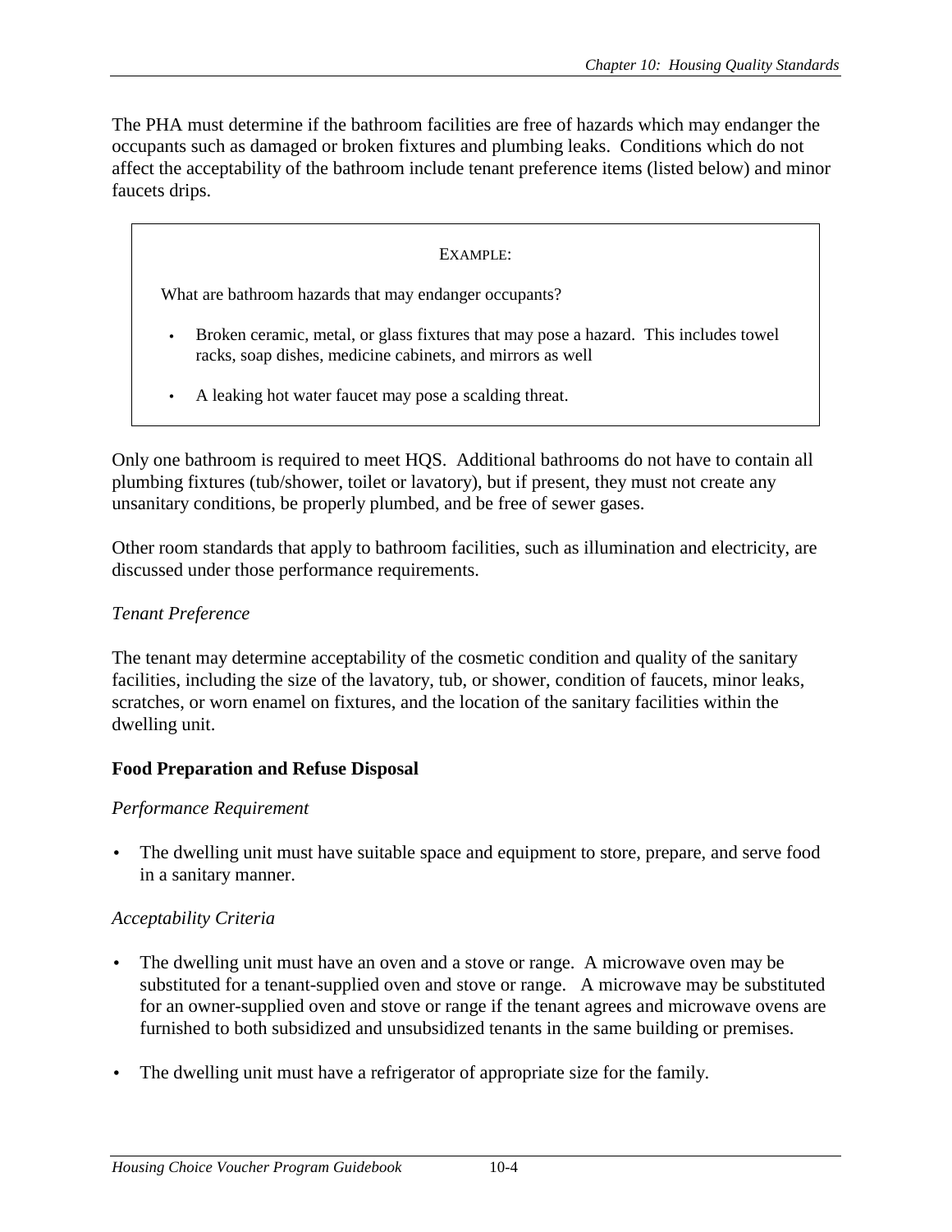The PHA must determine if the bathroom facilities are free of hazards which may endanger the occupants such as damaged or broken fixtures and plumbing leaks. Conditions which do not affect the acceptability of the bathroom include tenant preference items (listed below) and minor faucets drips.

> EXAMPLE:
>
> What are bathroom hazards that may endanger occupants?
>
> - Broken ceramic, metal, or glass fixtures that may pose a hazard. This includes towel racks, soap dishes, medicine cabinets, and mirrors as well
> - A leaking hot water faucet may pose a scalding threat.

Only one bathroom is required to meet HQS. Additional bathrooms do not have to contain all plumbing fixtures (tub/shower, toilet or lavatory), but if present, they must not create any unsanitary conditions, be properly plumbed, and be free of sewer gases.

Other room standards that apply to bathroom facilities, such as illumination and electricity, are discussed under those performance requirements.

*Tenant Preference*

The tenant may determine acceptability of the cosmetic condition and quality of the sanitary facilities, including the size of the lavatory, tub, or shower, condition of faucets, minor leaks, scratches, or worn enamel on fixtures, and the location of the sanitary facilities within the dwelling unit.

**Food Preparation and Refuse Disposal**

*Performance Requirement*

- The dwelling unit must have suitable space and equipment to store, prepare, and serve food in a sanitary manner.

*Acceptability Criteria*

- The dwelling unit must have an oven and a stove or range. A microwave oven may be substituted for a tenant-supplied oven and stove or range. A microwave may be substituted for an owner-supplied oven and stove or range if the tenant agrees and microwave ovens are furnished to both subsidized and unsubsidized tenants in the same building or premises.
- The dwelling unit must have a refrigerator of appropriate size for the family.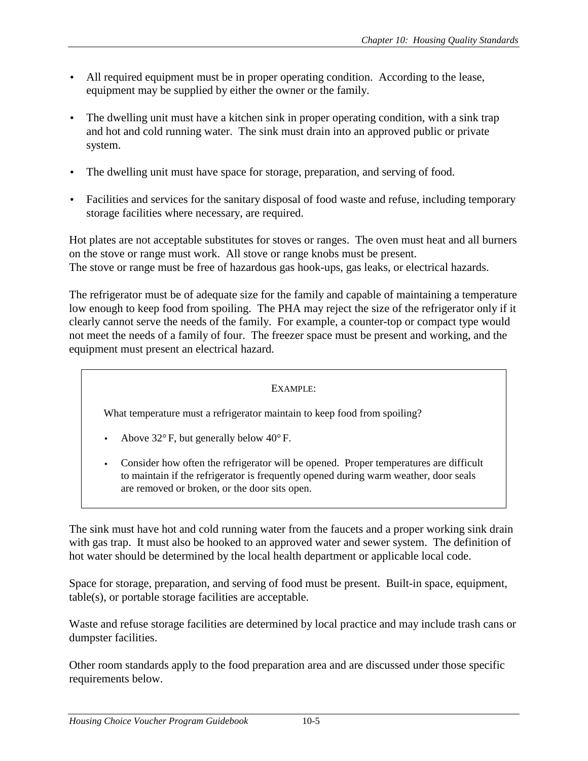- All required equipment must be in proper operating condition. According to the lease, equipment may be supplied by either the owner or the family.
- The dwelling unit must have a kitchen sink in proper operating condition, with a sink trap and hot and cold running water. The sink must drain into an approved public or private system.
- The dwelling unit must have space for storage, preparation, and serving of food.
- Facilities and services for the sanitary disposal of food waste and refuse, including temporary storage facilities where necessary, are required.

Hot plates are not acceptable substitutes for stoves or ranges. The oven must heat and all burners on the stove or range must work. All stove or range knobs must be present.
The stove or range must be free of hazardous gas hook-ups, gas leaks, or electrical hazards.

The refrigerator must be of adequate size for the family and capable of maintaining a temperature low enough to keep food from spoiling. The PHA may reject the size of the refrigerator only if it clearly cannot serve the needs of the family. For example, a counter-top or compact type would not meet the needs of a family of four. The freezer space must be present and working, and the equipment must present an electrical hazard.

> EXAMPLE:
>
> What temperature must a refrigerator maintain to keep food from spoiling?
>
> - Above 32° F, but generally below 40° F.
> - Consider how often the refrigerator will be opened. Proper temperatures are difficult to maintain if the refrigerator is frequently opened during warm weather, door seals are removed or broken, or the door sits open.

The sink must have hot and cold running water from the faucets and a proper working sink drain with gas trap. It must also be hooked to an approved water and sewer system. The definition of hot water should be determined by the local health department or applicable local code.

Space for storage, preparation, and serving of food must be present. Built-in space, equipment, table(s), or portable storage facilities are acceptable.

Waste and refuse storage facilities are determined by local practice and may include trash cans or dumpster facilities.

Other room standards apply to the food preparation area and are discussed under those specific requirements below.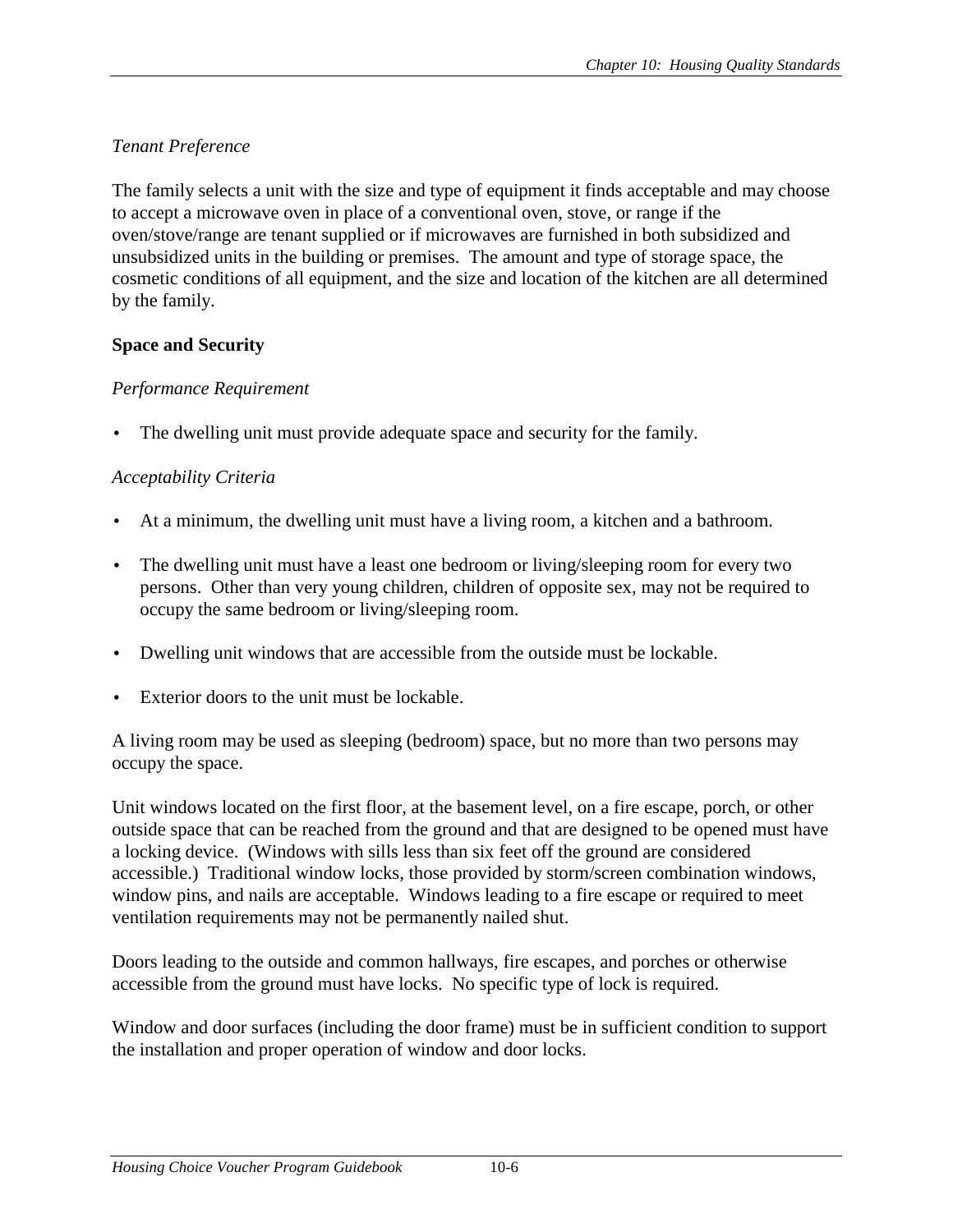*Tenant Preference*

The family selects a unit with the size and type of equipment it finds acceptable and may choose to accept a microwave oven in place of a conventional oven, stove, or range if the oven/stove/range are tenant supplied or if microwaves are furnished in both subsidized and unsubsidized units in the building or premises. The amount and type of storage space, the cosmetic conditions of all equipment, and the size and location of the kitchen are all determined by the family.

**Space and Security**

*Performance Requirement*

- The dwelling unit must provide adequate space and security for the family.

*Acceptability Criteria*

- At a minimum, the dwelling unit must have a living room, a kitchen and a bathroom.
- The dwelling unit must have a least one bedroom or living/sleeping room for every two persons. Other than very young children, children of opposite sex, may not be required to occupy the same bedroom or living/sleeping room.
- Dwelling unit windows that are accessible from the outside must be lockable.
- Exterior doors to the unit must be lockable.

A living room may be used as sleeping (bedroom) space, but no more than two persons may occupy the space.

Unit windows located on the first floor, at the basement level, on a fire escape, porch, or other outside space that can be reached from the ground and that are designed to be opened must have a locking device. (Windows with sills less than six feet off the ground are considered accessible.) Traditional window locks, those provided by storm/screen combination windows, window pins, and nails are acceptable. Windows leading to a fire escape or required to meet ventilation requirements may not be permanently nailed shut.

Doors leading to the outside and common hallways, fire escapes, and porches or otherwise accessible from the ground must have locks. No specific type of lock is required.

Window and door surfaces (including the door frame) must be in sufficient condition to support the installation and proper operation of window and door locks.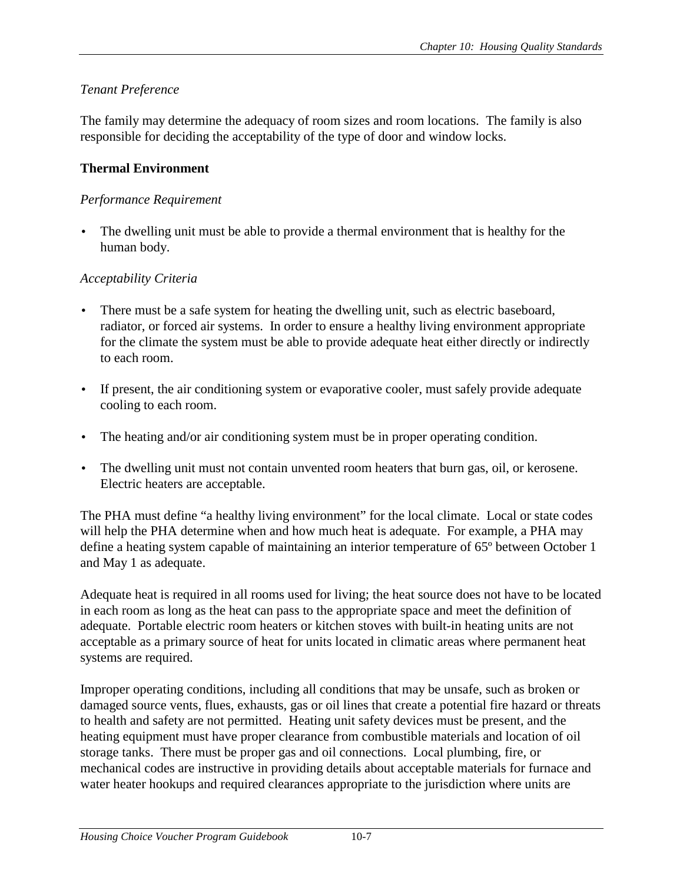*Tenant Preference*

The family may determine the adequacy of room sizes and room locations. The family is also responsible for deciding the acceptability of the type of door and window locks.

**Thermal Environment**

*Performance Requirement*

- The dwelling unit must be able to provide a thermal environment that is healthy for the human body.

*Acceptability Criteria*

- There must be a safe system for heating the dwelling unit, such as electric baseboard, radiator, or forced air systems. In order to ensure a healthy living environment appropriate for the climate the system must be able to provide adequate heat either directly or indirectly to each room.
- If present, the air conditioning system or evaporative cooler, must safely provide adequate cooling to each room.
- The heating and/or air conditioning system must be in proper operating condition.
- The dwelling unit must not contain unvented room heaters that burn gas, oil, or kerosene. Electric heaters are acceptable.

The PHA must define "a healthy living environment" for the local climate. Local or state codes will help the PHA determine when and how much heat is adequate. For example, a PHA may define a heating system capable of maintaining an interior temperature of 65º between October 1 and May 1 as adequate.

Adequate heat is required in all rooms used for living; the heat source does not have to be located in each room as long as the heat can pass to the appropriate space and meet the definition of adequate. Portable electric room heaters or kitchen stoves with built-in heating units are not acceptable as a primary source of heat for units located in climatic areas where permanent heat systems are required.

Improper operating conditions, including all conditions that may be unsafe, such as broken or damaged source vents, flues, exhausts, gas or oil lines that create a potential fire hazard or threats to health and safety are not permitted. Heating unit safety devices must be present, and the heating equipment must have proper clearance from combustible materials and location of oil storage tanks. There must be proper gas and oil connections. Local plumbing, fire, or mechanical codes are instructive in providing details about acceptable materials for furnace and water heater hookups and required clearances appropriate to the jurisdiction where units are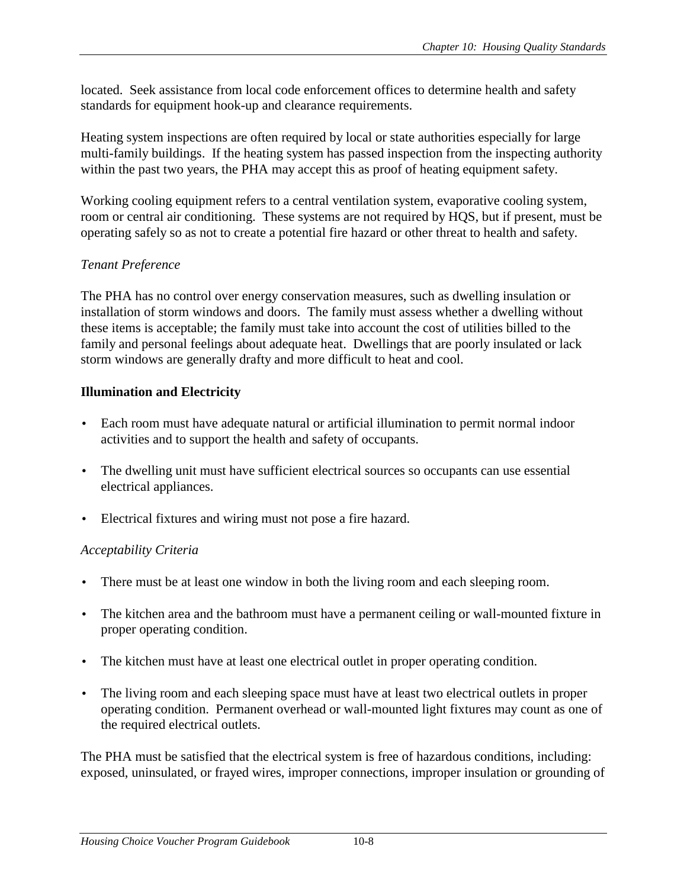located. Seek assistance from local code enforcement offices to determine health and safety standards for equipment hook-up and clearance requirements.

Heating system inspections are often required by local or state authorities especially for large multi-family buildings. If the heating system has passed inspection from the inspecting authority within the past two years, the PHA may accept this as proof of heating equipment safety.

Working cooling equipment refers to a central ventilation system, evaporative cooling system, room or central air conditioning. These systems are not required by HQS, but if present, must be operating safely so as not to create a potential fire hazard or other threat to health and safety.

*Tenant Preference*

The PHA has no control over energy conservation measures, such as dwelling insulation or installation of storm windows and doors. The family must assess whether a dwelling without these items is acceptable; the family must take into account the cost of utilities billed to the family and personal feelings about adequate heat. Dwellings that are poorly insulated or lack storm windows are generally drafty and more difficult to heat and cool.

**Illumination and Electricity**

- Each room must have adequate natural or artificial illumination to permit normal indoor activities and to support the health and safety of occupants.
- The dwelling unit must have sufficient electrical sources so occupants can use essential electrical appliances.
- Electrical fixtures and wiring must not pose a fire hazard.

*Acceptability Criteria*

- There must be at least one window in both the living room and each sleeping room.
- The kitchen area and the bathroom must have a permanent ceiling or wall-mounted fixture in proper operating condition.
- The kitchen must have at least one electrical outlet in proper operating condition.
- The living room and each sleeping space must have at least two electrical outlets in proper operating condition. Permanent overhead or wall-mounted light fixtures may count as one of the required electrical outlets.

The PHA must be satisfied that the electrical system is free of hazardous conditions, including: exposed, uninsulated, or frayed wires, improper connections, improper insulation or grounding of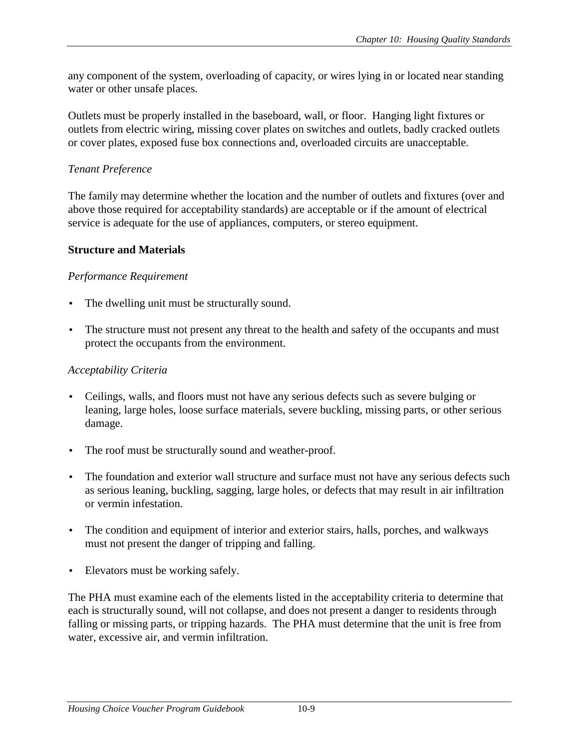any component of the system, overloading of capacity, or wires lying in or located near standing water or other unsafe places.

Outlets must be properly installed in the baseboard, wall, or floor. Hanging light fixtures or outlets from electric wiring, missing cover plates on switches and outlets, badly cracked outlets or cover plates, exposed fuse box connections and, overloaded circuits are unacceptable.

*Tenant Preference*

The family may determine whether the location and the number of outlets and fixtures (over and above those required for acceptability standards) are acceptable or if the amount of electrical service is adequate for the use of appliances, computers, or stereo equipment.

**Structure and Materials**

*Performance Requirement*

- The dwelling unit must be structurally sound.
- The structure must not present any threat to the health and safety of the occupants and must protect the occupants from the environment.

*Acceptability Criteria*

- Ceilings, walls, and floors must not have any serious defects such as severe bulging or leaning, large holes, loose surface materials, severe buckling, missing parts, or other serious damage.
- The roof must be structurally sound and weather-proof.
- The foundation and exterior wall structure and surface must not have any serious defects such as serious leaning, buckling, sagging, large holes, or defects that may result in air infiltration or vermin infestation.
- The condition and equipment of interior and exterior stairs, halls, porches, and walkways must not present the danger of tripping and falling.
- Elevators must be working safely.

The PHA must examine each of the elements listed in the acceptability criteria to determine that each is structurally sound, will not collapse, and does not present a danger to residents through falling or missing parts, or tripping hazards. The PHA must determine that the unit is free from water, excessive air, and vermin infiltration.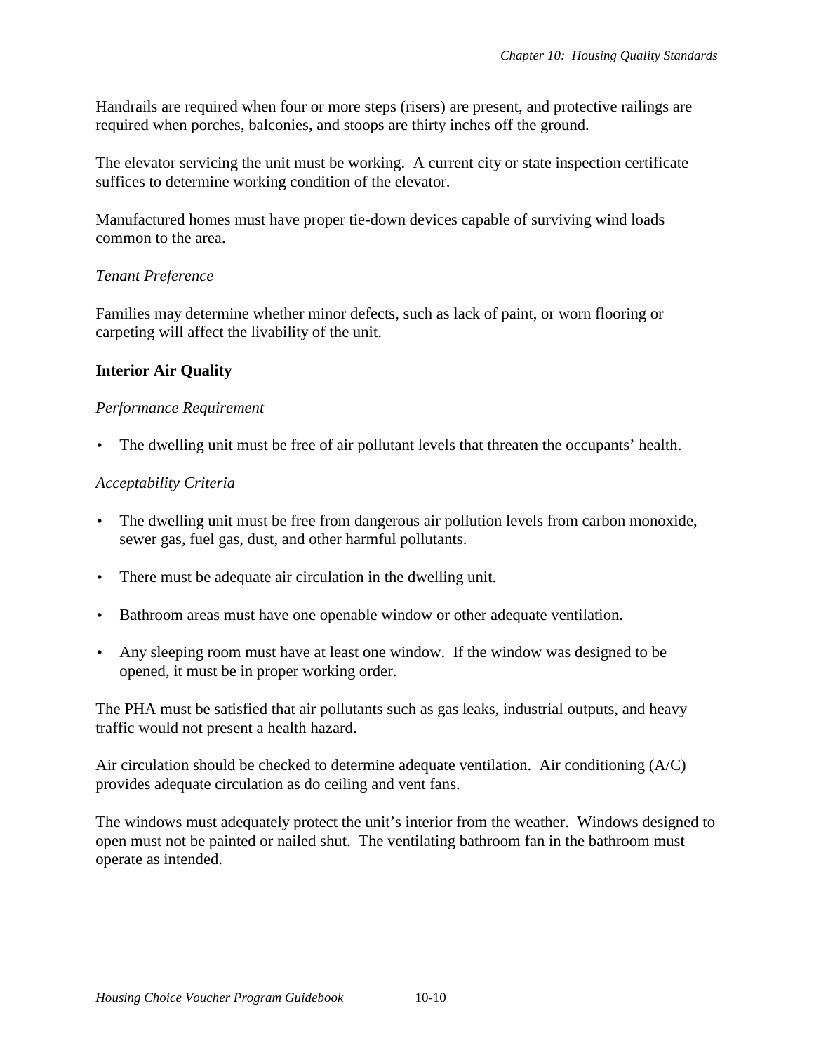Handrails are required when four or more steps (risers) are present, and protective railings are required when porches, balconies, and stoops are thirty inches off the ground.

The elevator servicing the unit must be working. A current city or state inspection certificate suffices to determine working condition of the elevator.

Manufactured homes must have proper tie-down devices capable of surviving wind loads common to the area.

*Tenant Preference*

Families may determine whether minor defects, such as lack of paint, or worn flooring or carpeting will affect the livability of the unit.

**Interior Air Quality**

*Performance Requirement*

- The dwelling unit must be free of air pollutant levels that threaten the occupants' health.

*Acceptability Criteria*

- The dwelling unit must be free from dangerous air pollution levels from carbon monoxide, sewer gas, fuel gas, dust, and other harmful pollutants.
- There must be adequate air circulation in the dwelling unit.
- Bathroom areas must have one openable window or other adequate ventilation.
- Any sleeping room must have at least one window. If the window was designed to be opened, it must be in proper working order.

The PHA must be satisfied that air pollutants such as gas leaks, industrial outputs, and heavy traffic would not present a health hazard.

Air circulation should be checked to determine adequate ventilation. Air conditioning (A/C) provides adequate circulation as do ceiling and vent fans.

The windows must adequately protect the unit's interior from the weather. Windows designed to open must not be painted or nailed shut. The ventilating bathroom fan in the bathroom must operate as intended.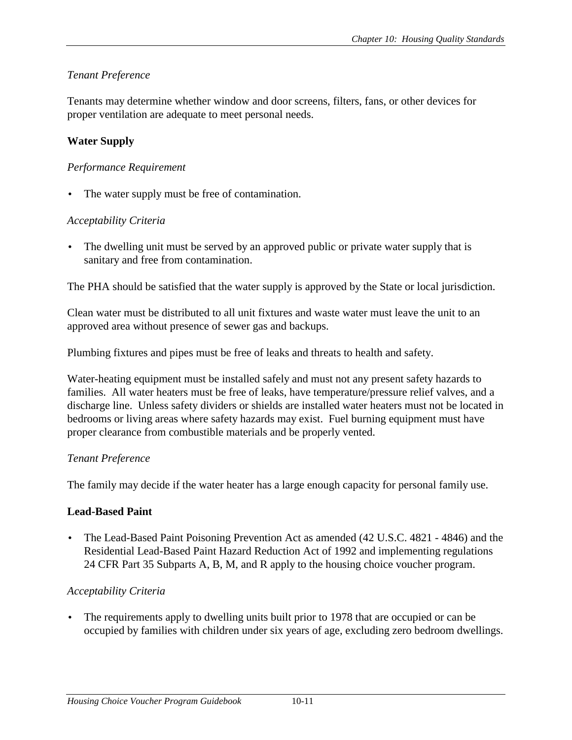*Tenant Preference*

Tenants may determine whether window and door screens, filters, fans, or other devices for proper ventilation are adequate to meet personal needs.

**Water Supply**

*Performance Requirement*

- The water supply must be free of contamination.

*Acceptability Criteria*

- The dwelling unit must be served by an approved public or private water supply that is sanitary and free from contamination.

The PHA should be satisfied that the water supply is approved by the State or local jurisdiction.

Clean water must be distributed to all unit fixtures and waste water must leave the unit to an approved area without presence of sewer gas and backups.

Plumbing fixtures and pipes must be free of leaks and threats to health and safety.

Water-heating equipment must be installed safely and must not any present safety hazards to families. All water heaters must be free of leaks, have temperature/pressure relief valves, and a discharge line. Unless safety dividers or shields are installed water heaters must not be located in bedrooms or living areas where safety hazards may exist. Fuel burning equipment must have proper clearance from combustible materials and be properly vented.

*Tenant Preference*

The family may decide if the water heater has a large enough capacity for personal family use.

**Lead-Based Paint**

- The Lead-Based Paint Poisoning Prevention Act as amended (42 U.S.C. 4821 - 4846) and the Residential Lead-Based Paint Hazard Reduction Act of 1992 and implementing regulations 24 CFR Part 35 Subparts A, B, M, and R apply to the housing choice voucher program.

*Acceptability Criteria*

- The requirements apply to dwelling units built prior to 1978 that are occupied or can be occupied by families with children under six years of age, excluding zero bedroom dwellings.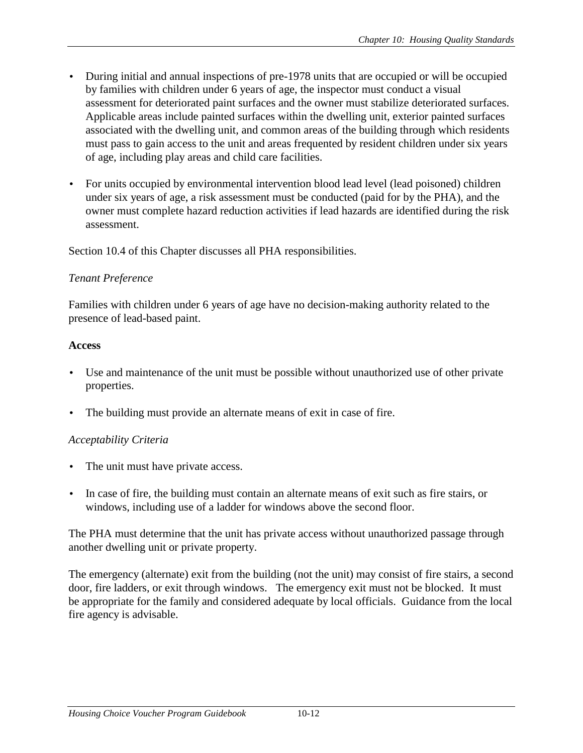- During initial and annual inspections of pre-1978 units that are occupied or will be occupied by families with children under 6 years of age, the inspector must conduct a visual assessment for deteriorated paint surfaces and the owner must stabilize deteriorated surfaces. Applicable areas include painted surfaces within the dwelling unit, exterior painted surfaces associated with the dwelling unit, and common areas of the building through which residents must pass to gain access to the unit and areas frequented by resident children under six years of age, including play areas and child care facilities.

- For units occupied by environmental intervention blood lead level (lead poisoned) children under six years of age, a risk assessment must be conducted (paid for by the PHA), and the owner must complete hazard reduction activities if lead hazards are identified during the risk assessment.

Section 10.4 of this Chapter discusses all PHA responsibilities.

*Tenant Preference*

Families with children under 6 years of age have no decision-making authority related to the presence of lead-based paint.

**Access**

- Use and maintenance of the unit must be possible without unauthorized use of other private properties.

- The building must provide an alternate means of exit in case of fire.

*Acceptability Criteria*

- The unit must have private access.

- In case of fire, the building must contain an alternate means of exit such as fire stairs, or windows, including use of a ladder for windows above the second floor.

The PHA must determine that the unit has private access without unauthorized passage through another dwelling unit or private property.

The emergency (alternate) exit from the building (not the unit) may consist of fire stairs, a second door, fire ladders, or exit through windows. The emergency exit must not be blocked. It must be appropriate for the family and considered adequate by local officials. Guidance from the local fire agency is advisable.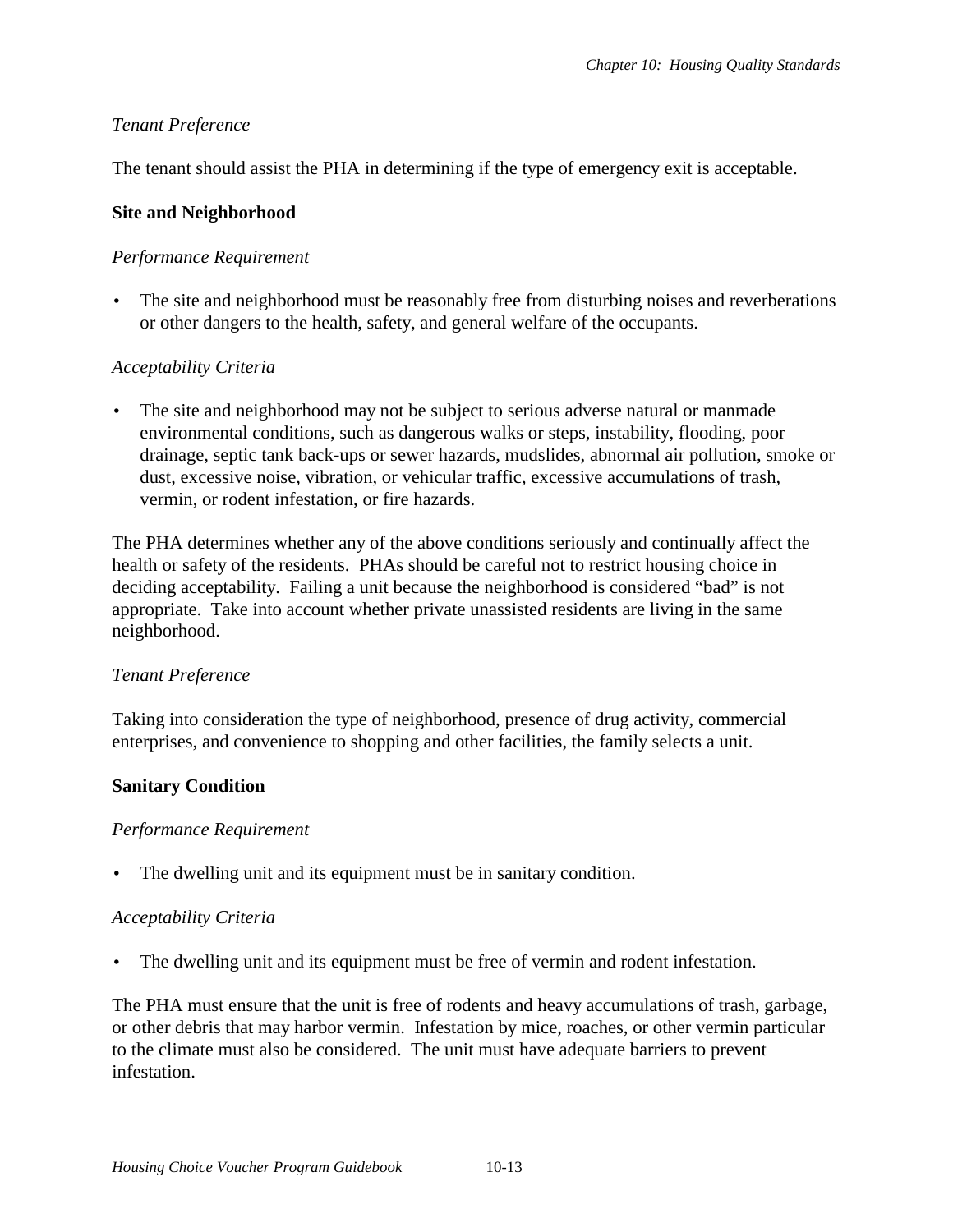*Tenant Preference*

The tenant should assist the PHA in determining if the type of emergency exit is acceptable.

**Site and Neighborhood**

*Performance Requirement*

- The site and neighborhood must be reasonably free from disturbing noises and reverberations or other dangers to the health, safety, and general welfare of the occupants.

*Acceptability Criteria*

- The site and neighborhood may not be subject to serious adverse natural or manmade environmental conditions, such as dangerous walks or steps, instability, flooding, poor drainage, septic tank back-ups or sewer hazards, mudslides, abnormal air pollution, smoke or dust, excessive noise, vibration, or vehicular traffic, excessive accumulations of trash, vermin, or rodent infestation, or fire hazards.

The PHA determines whether any of the above conditions seriously and continually affect the health or safety of the residents. PHAs should be careful not to restrict housing choice in deciding acceptability. Failing a unit because the neighborhood is considered "bad" is not appropriate. Take into account whether private unassisted residents are living in the same neighborhood.

*Tenant Preference*

Taking into consideration the type of neighborhood, presence of drug activity, commercial enterprises, and convenience to shopping and other facilities, the family selects a unit.

**Sanitary Condition**

*Performance Requirement*

- The dwelling unit and its equipment must be in sanitary condition.

*Acceptability Criteria*

- The dwelling unit and its equipment must be free of vermin and rodent infestation.

The PHA must ensure that the unit is free of rodents and heavy accumulations of trash, garbage, or other debris that may harbor vermin. Infestation by mice, roaches, or other vermin particular to the climate must also be considered. The unit must have adequate barriers to prevent infestation.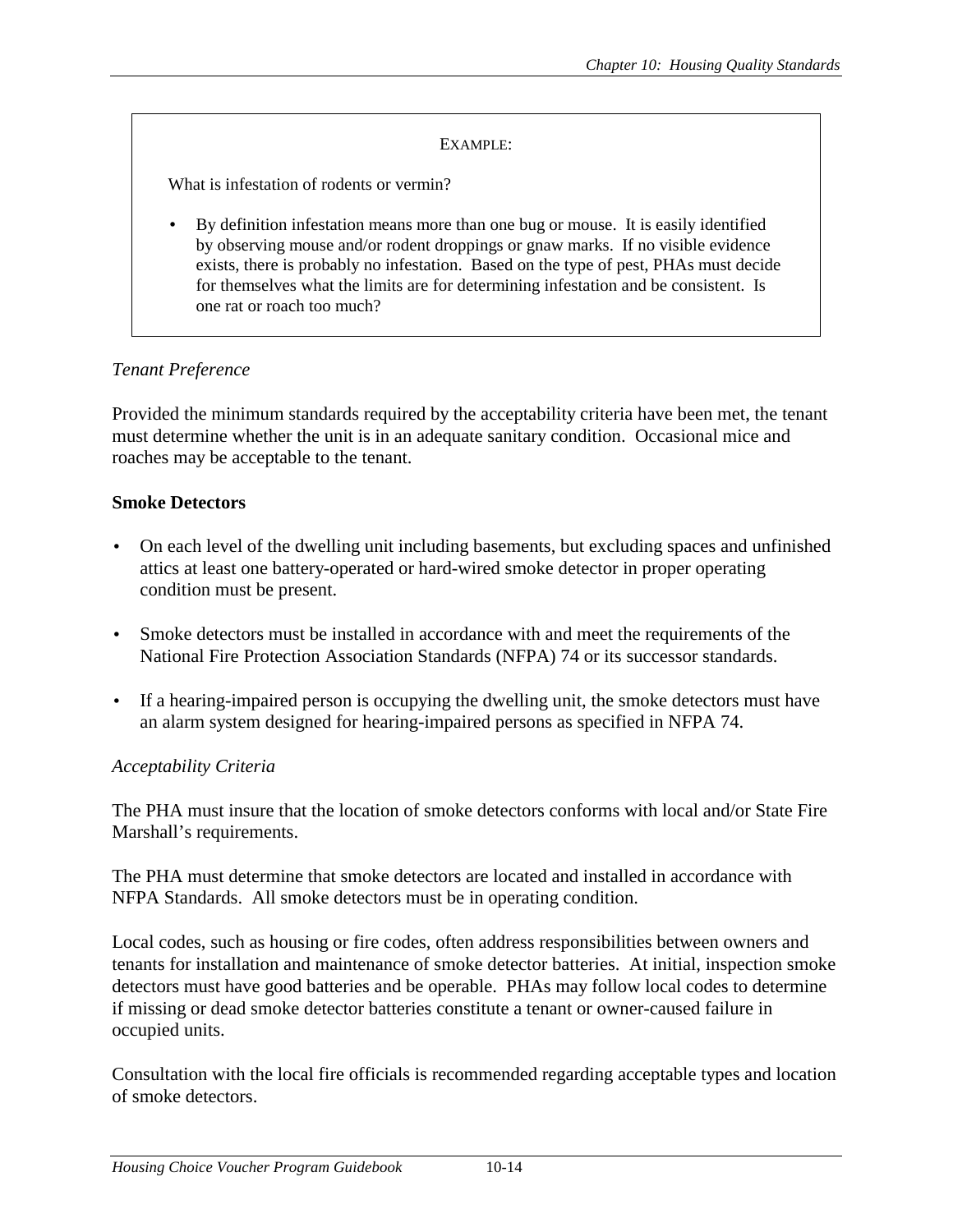EXAMPLE:

What is infestation of rodents or vermin?

- By definition infestation means more than one bug or mouse. It is easily identified by observing mouse and/or rodent droppings or gnaw marks. If no visible evidence exists, there is probably no infestation. Based on the type of pest, PHAs must decide for themselves what the limits are for determining infestation and be consistent. Is one rat or roach too much?

*Tenant Preference*

Provided the minimum standards required by the acceptability criteria have been met, the tenant must determine whether the unit is in an adequate sanitary condition. Occasional mice and roaches may be acceptable to the tenant.

**Smoke Detectors**

- On each level of the dwelling unit including basements, but excluding spaces and unfinished attics at least one battery-operated or hard-wired smoke detector in proper operating condition must be present.
- Smoke detectors must be installed in accordance with and meet the requirements of the National Fire Protection Association Standards (NFPA) 74 or its successor standards.
- If a hearing-impaired person is occupying the dwelling unit, the smoke detectors must have an alarm system designed for hearing-impaired persons as specified in NFPA 74.

*Acceptability Criteria*

The PHA must insure that the location of smoke detectors conforms with local and/or State Fire Marshall's requirements.

The PHA must determine that smoke detectors are located and installed in accordance with NFPA Standards. All smoke detectors must be in operating condition.

Local codes, such as housing or fire codes, often address responsibilities between owners and tenants for installation and maintenance of smoke detector batteries. At initial, inspection smoke detectors must have good batteries and be operable. PHAs may follow local codes to determine if missing or dead smoke detector batteries constitute a tenant or owner-caused failure in occupied units.

Consultation with the local fire officials is recommended regarding acceptable types and location of smoke detectors.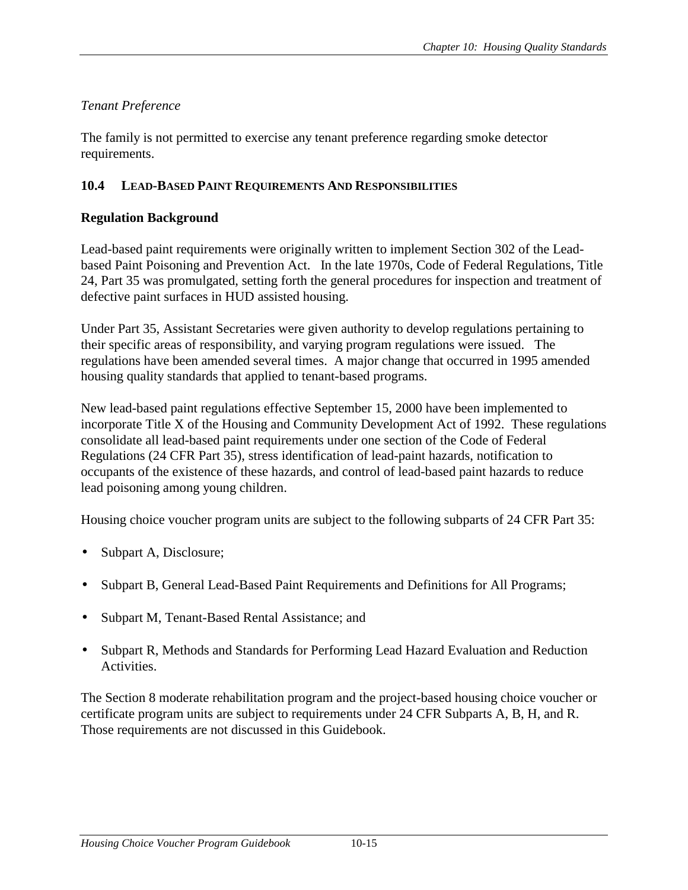*Tenant Preference*

The family is not permitted to exercise any tenant preference regarding smoke detector requirements.

## 10.4 LEAD-BASED PAINT REQUIREMENTS AND RESPONSIBILITIES

### Regulation Background

Lead-based paint requirements were originally written to implement Section 302 of the Lead-based Paint Poisoning and Prevention Act. In the late 1970s, Code of Federal Regulations, Title 24, Part 35 was promulgated, setting forth the general procedures for inspection and treatment of defective paint surfaces in HUD assisted housing.

Under Part 35, Assistant Secretaries were given authority to develop regulations pertaining to their specific areas of responsibility, and varying program regulations were issued. The regulations have been amended several times. A major change that occurred in 1995 amended housing quality standards that applied to tenant-based programs.

New lead-based paint regulations effective September 15, 2000 have been implemented to incorporate Title X of the Housing and Community Development Act of 1992. These regulations consolidate all lead-based paint requirements under one section of the Code of Federal Regulations (24 CFR Part 35), stress identification of lead-paint hazards, notification to occupants of the existence of these hazards, and control of lead-based paint hazards to reduce lead poisoning among young children.

Housing choice voucher program units are subject to the following subparts of 24 CFR Part 35:

- Subpart A, Disclosure;
- Subpart B, General Lead-Based Paint Requirements and Definitions for All Programs;
- Subpart M, Tenant-Based Rental Assistance; and
- Subpart R, Methods and Standards for Performing Lead Hazard Evaluation and Reduction Activities.

The Section 8 moderate rehabilitation program and the project-based housing choice voucher or certificate program units are subject to requirements under 24 CFR Subparts A, B, H, and R. Those requirements are not discussed in this Guidebook.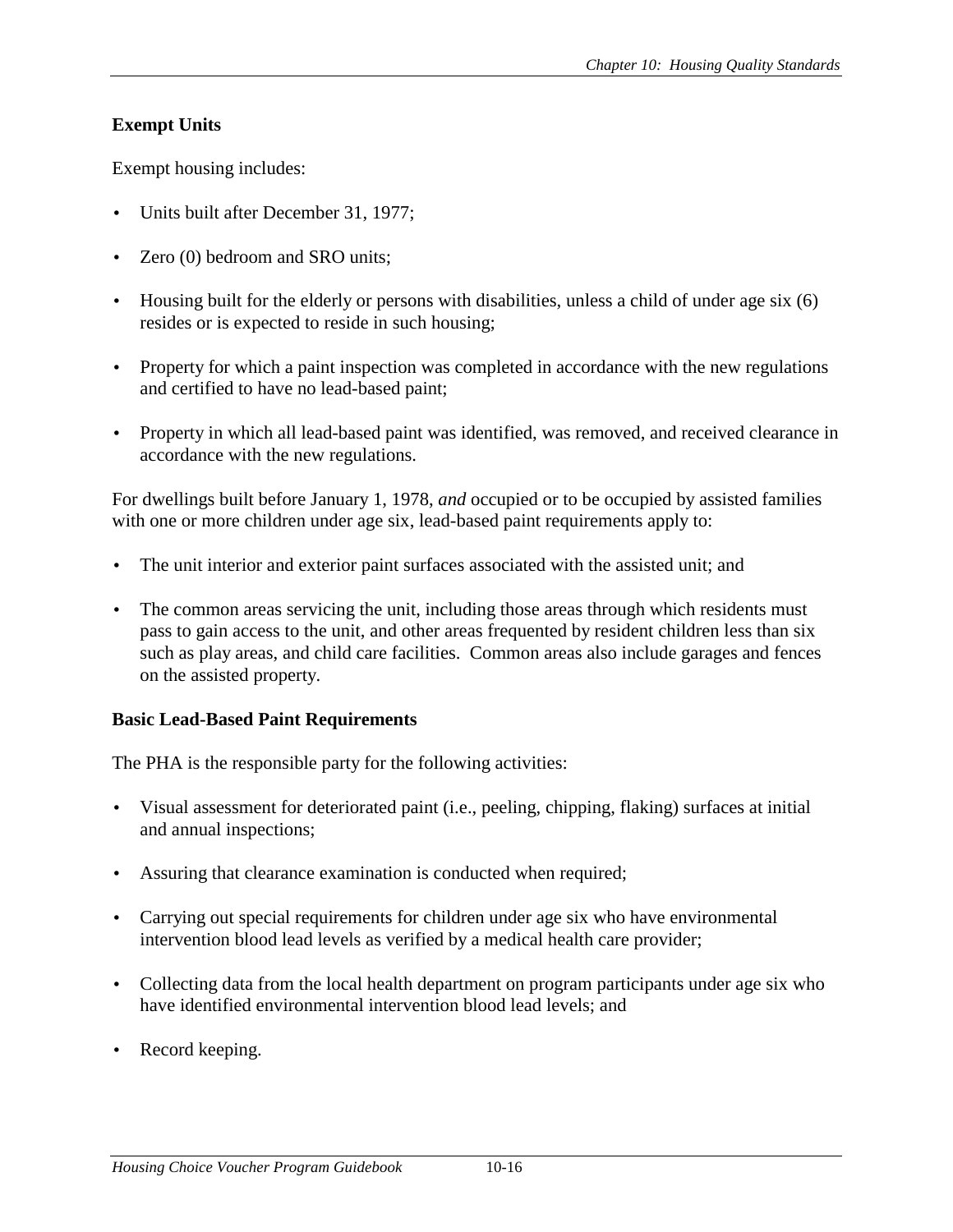**Exempt Units**

Exempt housing includes:

- Units built after December 31, 1977;
- Zero (0) bedroom and SRO units;
- Housing built for the elderly or persons with disabilities, unless a child of under age six (6) resides or is expected to reside in such housing;
- Property for which a paint inspection was completed in accordance with the new regulations and certified to have no lead-based paint;
- Property in which all lead-based paint was identified, was removed, and received clearance in accordance with the new regulations.

For dwellings built before January 1, 1978, *and* occupied or to be occupied by assisted families with one or more children under age six, lead-based paint requirements apply to:

- The unit interior and exterior paint surfaces associated with the assisted unit; and
- The common areas servicing the unit, including those areas through which residents must pass to gain access to the unit, and other areas frequented by resident children less than six such as play areas, and child care facilities. Common areas also include garages and fences on the assisted property.

**Basic Lead-Based Paint Requirements**

The PHA is the responsible party for the following activities:

- Visual assessment for deteriorated paint (i.e., peeling, chipping, flaking) surfaces at initial and annual inspections;
- Assuring that clearance examination is conducted when required;
- Carrying out special requirements for children under age six who have environmental intervention blood lead levels as verified by a medical health care provider;
- Collecting data from the local health department on program participants under age six who have identified environmental intervention blood lead levels; and
- Record keeping.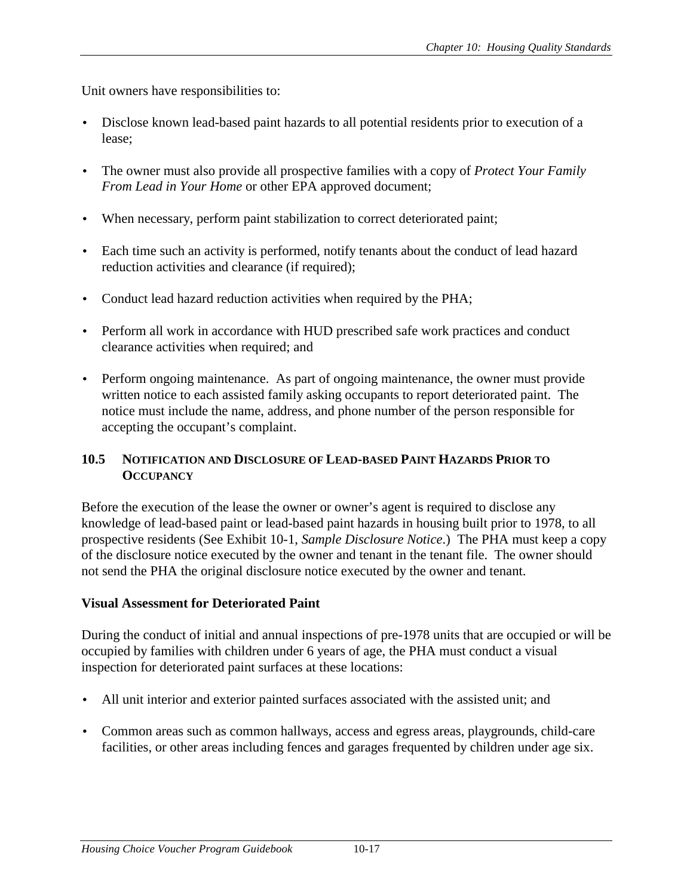Unit owners have responsibilities to:

- Disclose known lead-based paint hazards to all potential residents prior to execution of a lease;
- The owner must also provide all prospective families with a copy of *Protect Your Family From Lead in Your Home* or other EPA approved document;
- When necessary, perform paint stabilization to correct deteriorated paint;
- Each time such an activity is performed, notify tenants about the conduct of lead hazard reduction activities and clearance (if required);
- Conduct lead hazard reduction activities when required by the PHA;
- Perform all work in accordance with HUD prescribed safe work practices and conduct clearance activities when required; and
- Perform ongoing maintenance. As part of ongoing maintenance, the owner must provide written notice to each assisted family asking occupants to report deteriorated paint. The notice must include the name, address, and phone number of the person responsible for accepting the occupant's complaint.

## 10.5 NOTIFICATION AND DISCLOSURE OF LEAD-BASED PAINT HAZARDS PRIOR TO OCCUPANCY

Before the execution of the lease the owner or owner's agent is required to disclose any knowledge of lead-based paint or lead-based paint hazards in housing built prior to 1978, to all prospective residents (See Exhibit 10-1, *Sample Disclosure Notice*.) The PHA must keep a copy of the disclosure notice executed by the owner and tenant in the tenant file. The owner should not send the PHA the original disclosure notice executed by the owner and tenant.

**Visual Assessment for Deteriorated Paint**

During the conduct of initial and annual inspections of pre-1978 units that are occupied or will be occupied by families with children under 6 years of age, the PHA must conduct a visual inspection for deteriorated paint surfaces at these locations:

- All unit interior and exterior painted surfaces associated with the assisted unit; and
- Common areas such as common hallways, access and egress areas, playgrounds, child-care facilities, or other areas including fences and garages frequented by children under age six.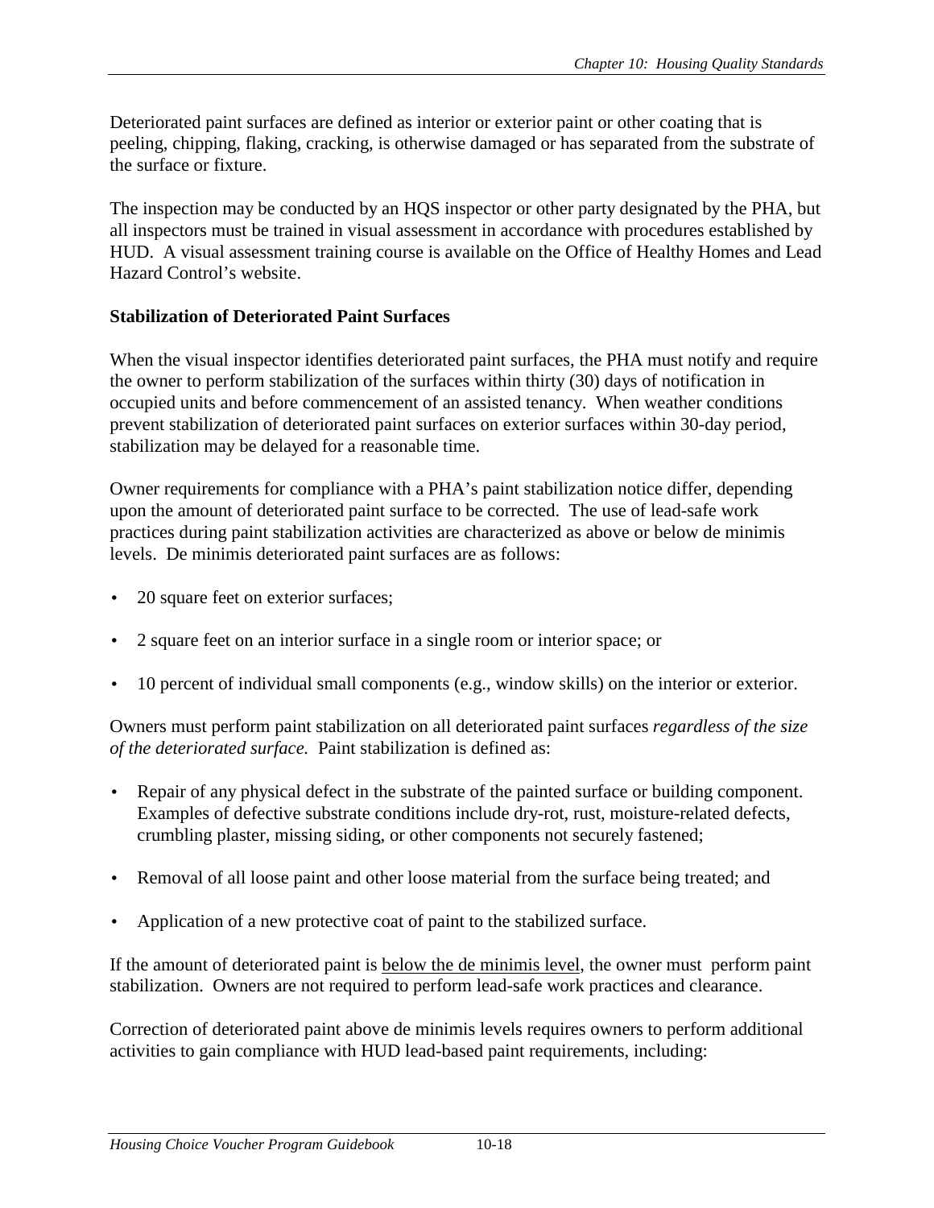Deteriorated paint surfaces are defined as interior or exterior paint or other coating that is peeling, chipping, flaking, cracking, is otherwise damaged or has separated from the substrate of the surface or fixture.

The inspection may be conducted by an HQS inspector or other party designated by the PHA, but all inspectors must be trained in visual assessment in accordance with procedures established by HUD. A visual assessment training course is available on the Office of Healthy Homes and Lead Hazard Control's website.

**Stabilization of Deteriorated Paint Surfaces**

When the visual inspector identifies deteriorated paint surfaces, the PHA must notify and require the owner to perform stabilization of the surfaces within thirty (30) days of notification in occupied units and before commencement of an assisted tenancy. When weather conditions prevent stabilization of deteriorated paint surfaces on exterior surfaces within 30-day period, stabilization may be delayed for a reasonable time.

Owner requirements for compliance with a PHA's paint stabilization notice differ, depending upon the amount of deteriorated paint surface to be corrected. The use of lead-safe work practices during paint stabilization activities are characterized as above or below de minimis levels. De minimis deteriorated paint surfaces are as follows:

- 20 square feet on exterior surfaces;
- 2 square feet on an interior surface in a single room or interior space; or
- 10 percent of individual small components (e.g., window skills) on the interior or exterior.

Owners must perform paint stabilization on all deteriorated paint surfaces *regardless of the size of the deteriorated surface.* Paint stabilization is defined as:

- Repair of any physical defect in the substrate of the painted surface or building component. Examples of defective substrate conditions include dry-rot, rust, moisture-related defects, crumbling plaster, missing siding, or other components not securely fastened;
- Removal of all loose paint and other loose material from the surface being treated; and
- Application of a new protective coat of paint to the stabilized surface.

If the amount of deteriorated paint is <u>below the de minimis level</u>, the owner must perform paint stabilization. Owners are not required to perform lead-safe work practices and clearance.

Correction of deteriorated paint above de minimis levels requires owners to perform additional activities to gain compliance with HUD lead-based paint requirements, including: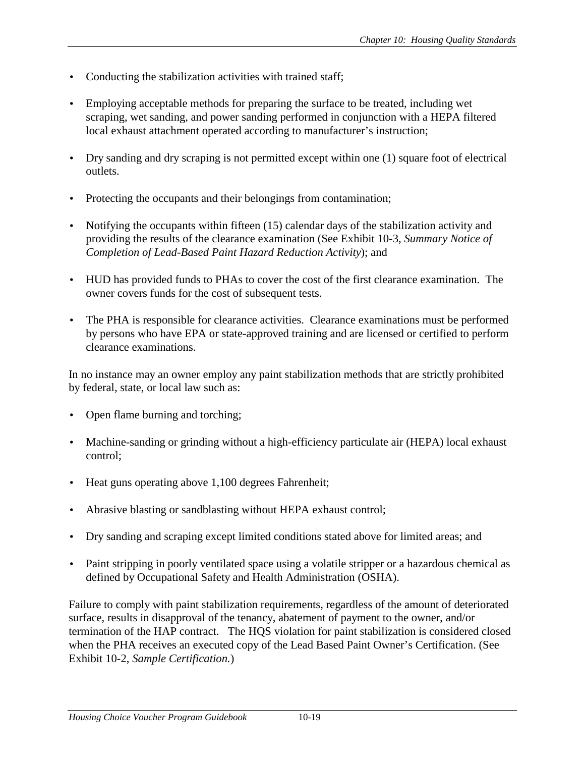- Conducting the stabilization activities with trained staff;

- Employing acceptable methods for preparing the surface to be treated, including wet scraping, wet sanding, and power sanding performed in conjunction with a HEPA filtered local exhaust attachment operated according to manufacturer's instruction;

- Dry sanding and dry scraping is not permitted except within one (1) square foot of electrical outlets.

- Protecting the occupants and their belongings from contamination;

- Notifying the occupants within fifteen (15) calendar days of the stabilization activity and providing the results of the clearance examination (See Exhibit 10-3, *Summary Notice of Completion of Lead-Based Paint Hazard Reduction Activity*); and

- HUD has provided funds to PHAs to cover the cost of the first clearance examination. The owner covers funds for the cost of subsequent tests.

- The PHA is responsible for clearance activities. Clearance examinations must be performed by persons who have EPA or state-approved training and are licensed or certified to perform clearance examinations.

In no instance may an owner employ any paint stabilization methods that are strictly prohibited by federal, state, or local law such as:

- Open flame burning and torching;

- Machine-sanding or grinding without a high-efficiency particulate air (HEPA) local exhaust control;

- Heat guns operating above 1,100 degrees Fahrenheit;

- Abrasive blasting or sandblasting without HEPA exhaust control;

- Dry sanding and scraping except limited conditions stated above for limited areas; and

- Paint stripping in poorly ventilated space using a volatile stripper or a hazardous chemical as defined by Occupational Safety and Health Administration (OSHA).

Failure to comply with paint stabilization requirements, regardless of the amount of deteriorated surface, results in disapproval of the tenancy, abatement of payment to the owner, and/or termination of the HAP contract. The HQS violation for paint stabilization is considered closed when the PHA receives an executed copy of the Lead Based Paint Owner's Certification. (See Exhibit 10-2, *Sample Certification.*)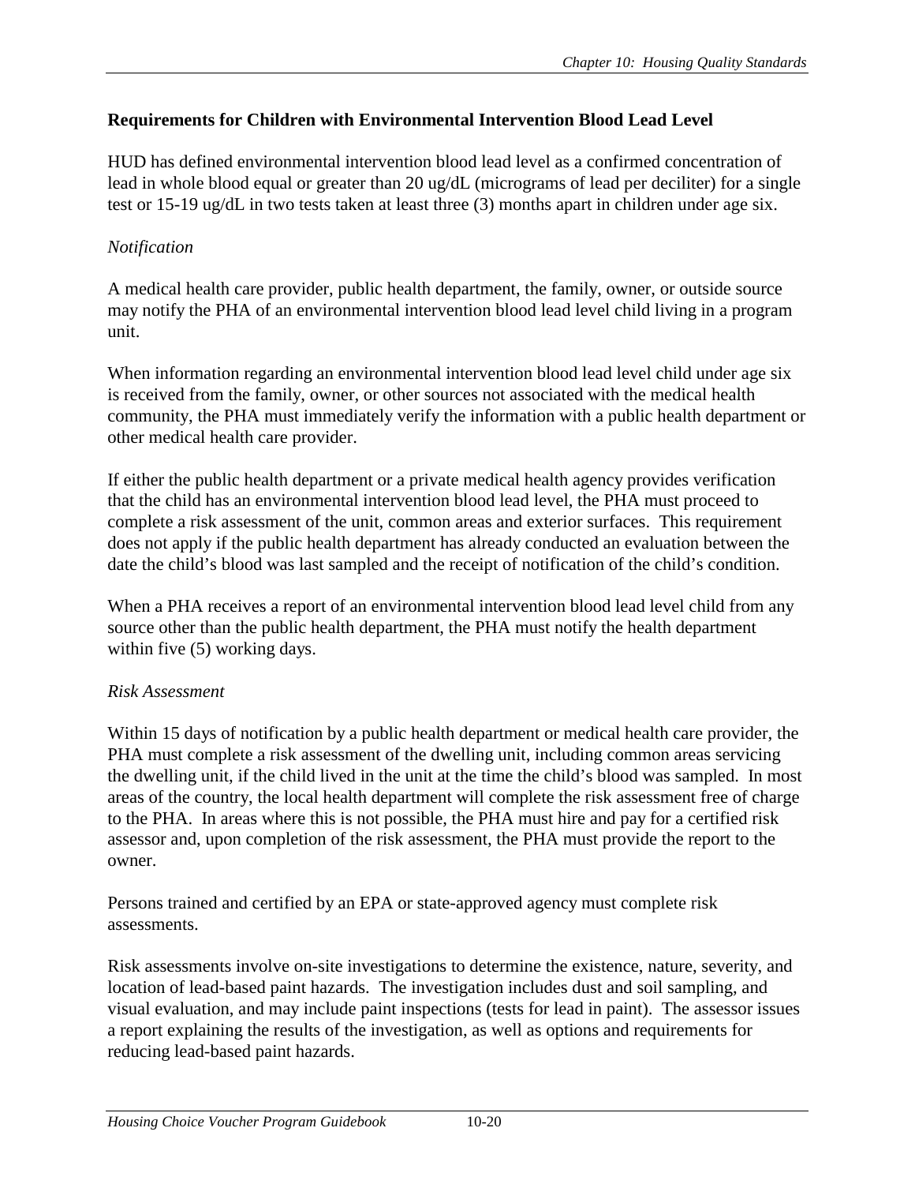**Requirements for Children with Environmental Intervention Blood Lead Level**

HUD has defined environmental intervention blood lead level as a confirmed concentration of lead in whole blood equal or greater than 20 ug/dL (micrograms of lead per deciliter) for a single test or 15-19 ug/dL in two tests taken at least three (3) months apart in children under age six.

*Notification*

A medical health care provider, public health department, the family, owner, or outside source may notify the PHA of an environmental intervention blood lead level child living in a program unit.

When information regarding an environmental intervention blood lead level child under age six is received from the family, owner, or other sources not associated with the medical health community, the PHA must immediately verify the information with a public health department or other medical health care provider.

If either the public health department or a private medical health agency provides verification that the child has an environmental intervention blood lead level, the PHA must proceed to complete a risk assessment of the unit, common areas and exterior surfaces. This requirement does not apply if the public health department has already conducted an evaluation between the date the child's blood was last sampled and the receipt of notification of the child's condition.

When a PHA receives a report of an environmental intervention blood lead level child from any source other than the public health department, the PHA must notify the health department within five (5) working days.

*Risk Assessment*

Within 15 days of notification by a public health department or medical health care provider, the PHA must complete a risk assessment of the dwelling unit, including common areas servicing the dwelling unit, if the child lived in the unit at the time the child's blood was sampled. In most areas of the country, the local health department will complete the risk assessment free of charge to the PHA. In areas where this is not possible, the PHA must hire and pay for a certified risk assessor and, upon completion of the risk assessment, the PHA must provide the report to the owner.

Persons trained and certified by an EPA or state-approved agency must complete risk assessments.

Risk assessments involve on-site investigations to determine the existence, nature, severity, and location of lead-based paint hazards. The investigation includes dust and soil sampling, and visual evaluation, and may include paint inspections (tests for lead in paint). The assessor issues a report explaining the results of the investigation, as well as options and requirements for reducing lead-based paint hazards.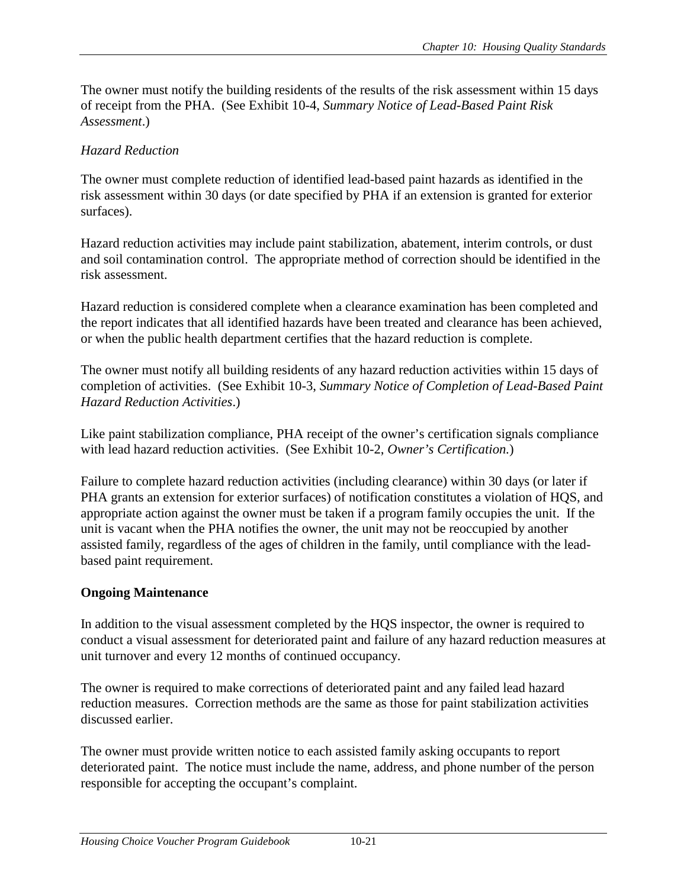The owner must notify the building residents of the results of the risk assessment within 15 days of receipt from the PHA. (See Exhibit 10-4, *Summary Notice of Lead-Based Paint Risk Assessment*.)

*Hazard Reduction*

The owner must complete reduction of identified lead-based paint hazards as identified in the risk assessment within 30 days (or date specified by PHA if an extension is granted for exterior surfaces).

Hazard reduction activities may include paint stabilization, abatement, interim controls, or dust and soil contamination control. The appropriate method of correction should be identified in the risk assessment.

Hazard reduction is considered complete when a clearance examination has been completed and the report indicates that all identified hazards have been treated and clearance has been achieved, or when the public health department certifies that the hazard reduction is complete.

The owner must notify all building residents of any hazard reduction activities within 15 days of completion of activities. (See Exhibit 10-3, *Summary Notice of Completion of Lead-Based Paint Hazard Reduction Activities*.)

Like paint stabilization compliance, PHA receipt of the owner's certification signals compliance with lead hazard reduction activities. (See Exhibit 10-2, *Owner's Certification.*)

Failure to complete hazard reduction activities (including clearance) within 30 days (or later if PHA grants an extension for exterior surfaces) of notification constitutes a violation of HQS, and appropriate action against the owner must be taken if a program family occupies the unit. If the unit is vacant when the PHA notifies the owner, the unit may not be reoccupied by another assisted family, regardless of the ages of children in the family, until compliance with the lead-based paint requirement.

**Ongoing Maintenance**

In addition to the visual assessment completed by the HQS inspector, the owner is required to conduct a visual assessment for deteriorated paint and failure of any hazard reduction measures at unit turnover and every 12 months of continued occupancy.

The owner is required to make corrections of deteriorated paint and any failed lead hazard reduction measures. Correction methods are the same as those for paint stabilization activities discussed earlier.

The owner must provide written notice to each assisted family asking occupants to report deteriorated paint. The notice must include the name, address, and phone number of the person responsible for accepting the occupant's complaint.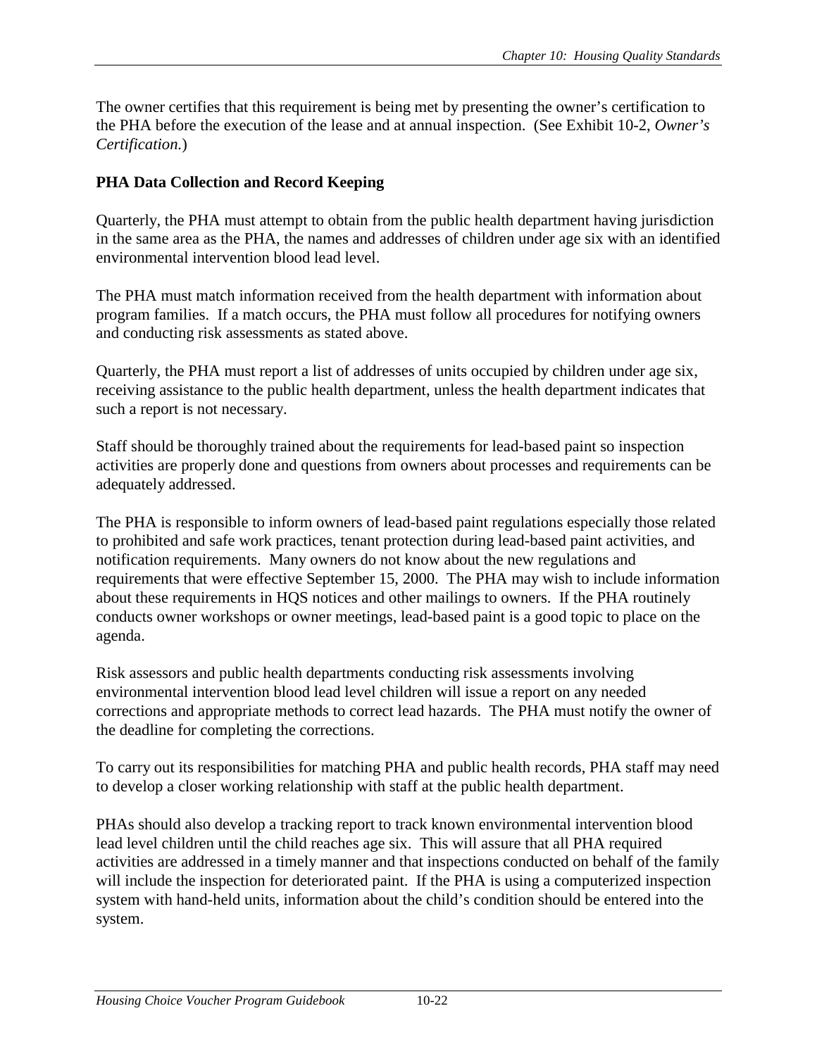The owner certifies that this requirement is being met by presenting the owner's certification to the PHA before the execution of the lease and at annual inspection. (See Exhibit 10-2, *Owner's Certification.*)

**PHA Data Collection and Record Keeping**

Quarterly, the PHA must attempt to obtain from the public health department having jurisdiction in the same area as the PHA, the names and addresses of children under age six with an identified environmental intervention blood lead level.

The PHA must match information received from the health department with information about program families. If a match occurs, the PHA must follow all procedures for notifying owners and conducting risk assessments as stated above.

Quarterly, the PHA must report a list of addresses of units occupied by children under age six, receiving assistance to the public health department, unless the health department indicates that such a report is not necessary.

Staff should be thoroughly trained about the requirements for lead-based paint so inspection activities are properly done and questions from owners about processes and requirements can be adequately addressed.

The PHA is responsible to inform owners of lead-based paint regulations especially those related to prohibited and safe work practices, tenant protection during lead-based paint activities, and notification requirements. Many owners do not know about the new regulations and requirements that were effective September 15, 2000. The PHA may wish to include information about these requirements in HQS notices and other mailings to owners. If the PHA routinely conducts owner workshops or owner meetings, lead-based paint is a good topic to place on the agenda.

Risk assessors and public health departments conducting risk assessments involving environmental intervention blood lead level children will issue a report on any needed corrections and appropriate methods to correct lead hazards. The PHA must notify the owner of the deadline for completing the corrections.

To carry out its responsibilities for matching PHA and public health records, PHA staff may need to develop a closer working relationship with staff at the public health department.

PHAs should also develop a tracking report to track known environmental intervention blood lead level children until the child reaches age six. This will assure that all PHA required activities are addressed in a timely manner and that inspections conducted on behalf of the family will include the inspection for deteriorated paint. If the PHA is using a computerized inspection system with hand-held units, information about the child's condition should be entered into the system.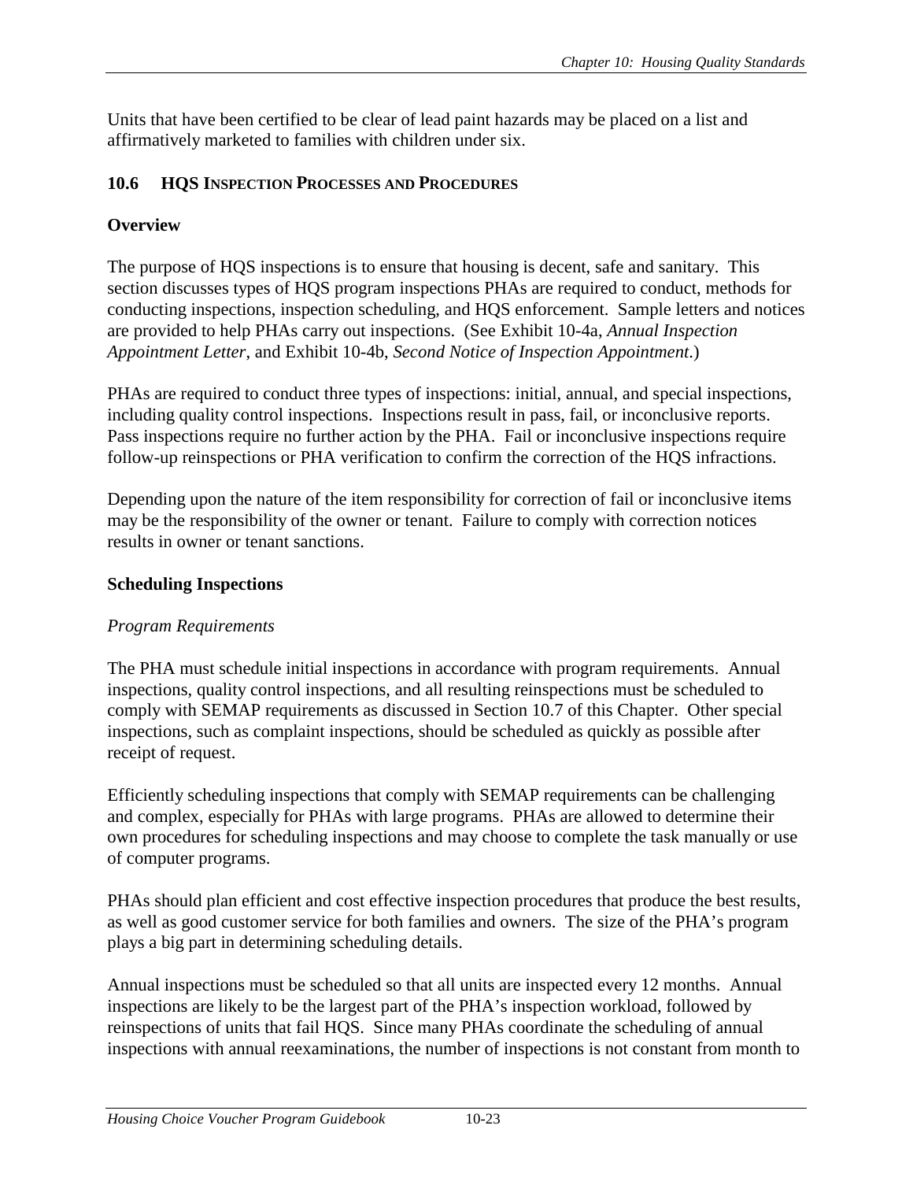Units that have been certified to be clear of lead paint hazards may be placed on a list and affirmatively marketed to families with children under six.

## 10.6 HQS INSPECTION PROCESSES AND PROCEDURES

### Overview

The purpose of HQS inspections is to ensure that housing is decent, safe and sanitary. This section discusses types of HQS program inspections PHAs are required to conduct, methods for conducting inspections, inspection scheduling, and HQS enforcement. Sample letters and notices are provided to help PHAs carry out inspections. (See Exhibit 10-4a, *Annual Inspection Appointment Letter*, and Exhibit 10-4b, *Second Notice of Inspection Appointment*.)

PHAs are required to conduct three types of inspections: initial, annual, and special inspections, including quality control inspections. Inspections result in pass, fail, or inconclusive reports. Pass inspections require no further action by the PHA. Fail or inconclusive inspections require follow-up reinspections or PHA verification to confirm the correction of the HQS infractions.

Depending upon the nature of the item responsibility for correction of fail or inconclusive items may be the responsibility of the owner or tenant. Failure to comply with correction notices results in owner or tenant sanctions.

### Scheduling Inspections

*Program Requirements*

The PHA must schedule initial inspections in accordance with program requirements. Annual inspections, quality control inspections, and all resulting reinspections must be scheduled to comply with SEMAP requirements as discussed in Section 10.7 of this Chapter. Other special inspections, such as complaint inspections, should be scheduled as quickly as possible after receipt of request.

Efficiently scheduling inspections that comply with SEMAP requirements can be challenging and complex, especially for PHAs with large programs. PHAs are allowed to determine their own procedures for scheduling inspections and may choose to complete the task manually or use of computer programs.

PHAs should plan efficient and cost effective inspection procedures that produce the best results, as well as good customer service for both families and owners. The size of the PHA's program plays a big part in determining scheduling details.

Annual inspections must be scheduled so that all units are inspected every 12 months. Annual inspections are likely to be the largest part of the PHA's inspection workload, followed by reinspections of units that fail HQS. Since many PHAs coordinate the scheduling of annual inspections with annual reexaminations, the number of inspections is not constant from month to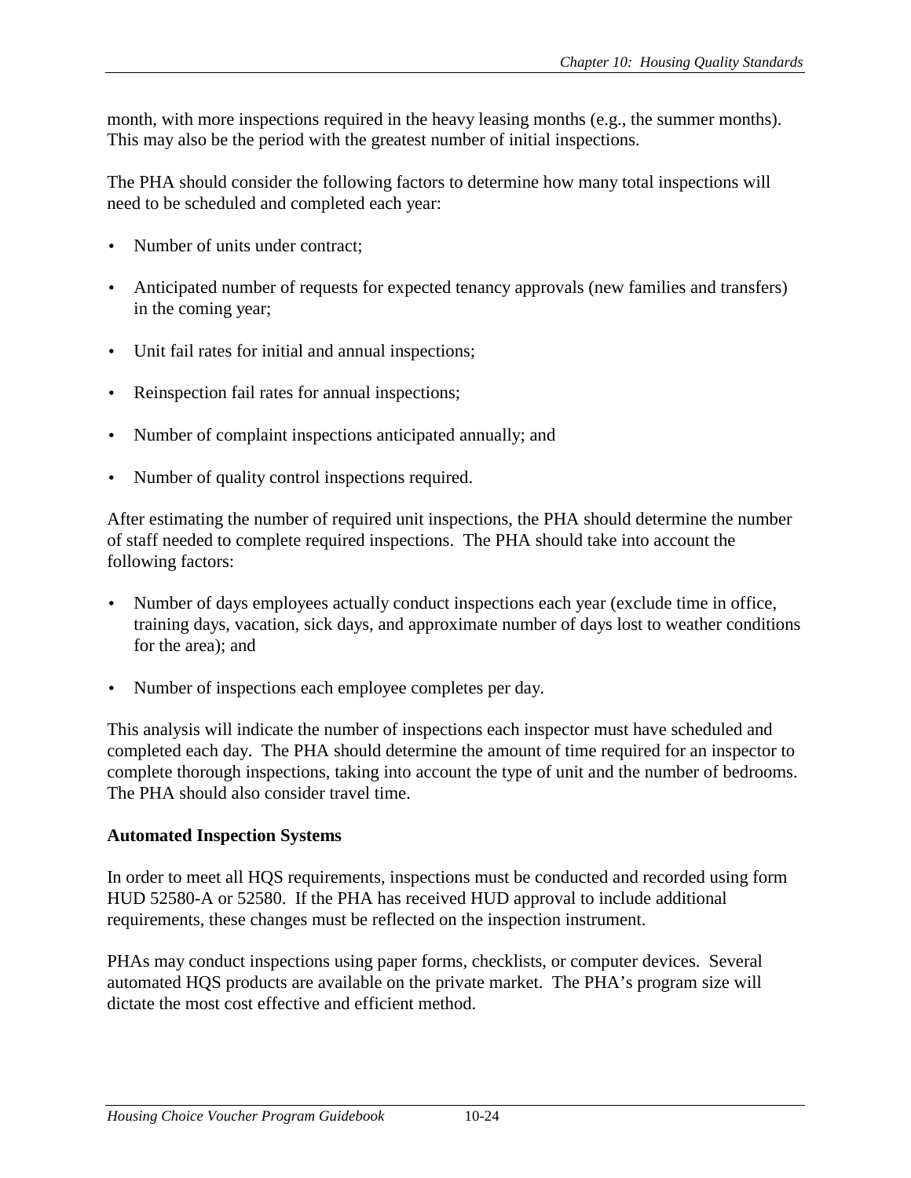month, with more inspections required in the heavy leasing months (e.g., the summer months). This may also be the period with the greatest number of initial inspections.

The PHA should consider the following factors to determine how many total inspections will need to be scheduled and completed each year:

- Number of units under contract;
- Anticipated number of requests for expected tenancy approvals (new families and transfers) in the coming year;
- Unit fail rates for initial and annual inspections;
- Reinspection fail rates for annual inspections;
- Number of complaint inspections anticipated annually; and
- Number of quality control inspections required.

After estimating the number of required unit inspections, the PHA should determine the number of staff needed to complete required inspections. The PHA should take into account the following factors:

- Number of days employees actually conduct inspections each year (exclude time in office, training days, vacation, sick days, and approximate number of days lost to weather conditions for the area); and
- Number of inspections each employee completes per day.

This analysis will indicate the number of inspections each inspector must have scheduled and completed each day. The PHA should determine the amount of time required for an inspector to complete thorough inspections, taking into account the type of unit and the number of bedrooms. The PHA should also consider travel time.

**Automated Inspection Systems**

In order to meet all HQS requirements, inspections must be conducted and recorded using form HUD 52580-A or 52580. If the PHA has received HUD approval to include additional requirements, these changes must be reflected on the inspection instrument.

PHAs may conduct inspections using paper forms, checklists, or computer devices. Several automated HQS products are available on the private market. The PHA's program size will dictate the most cost effective and efficient method.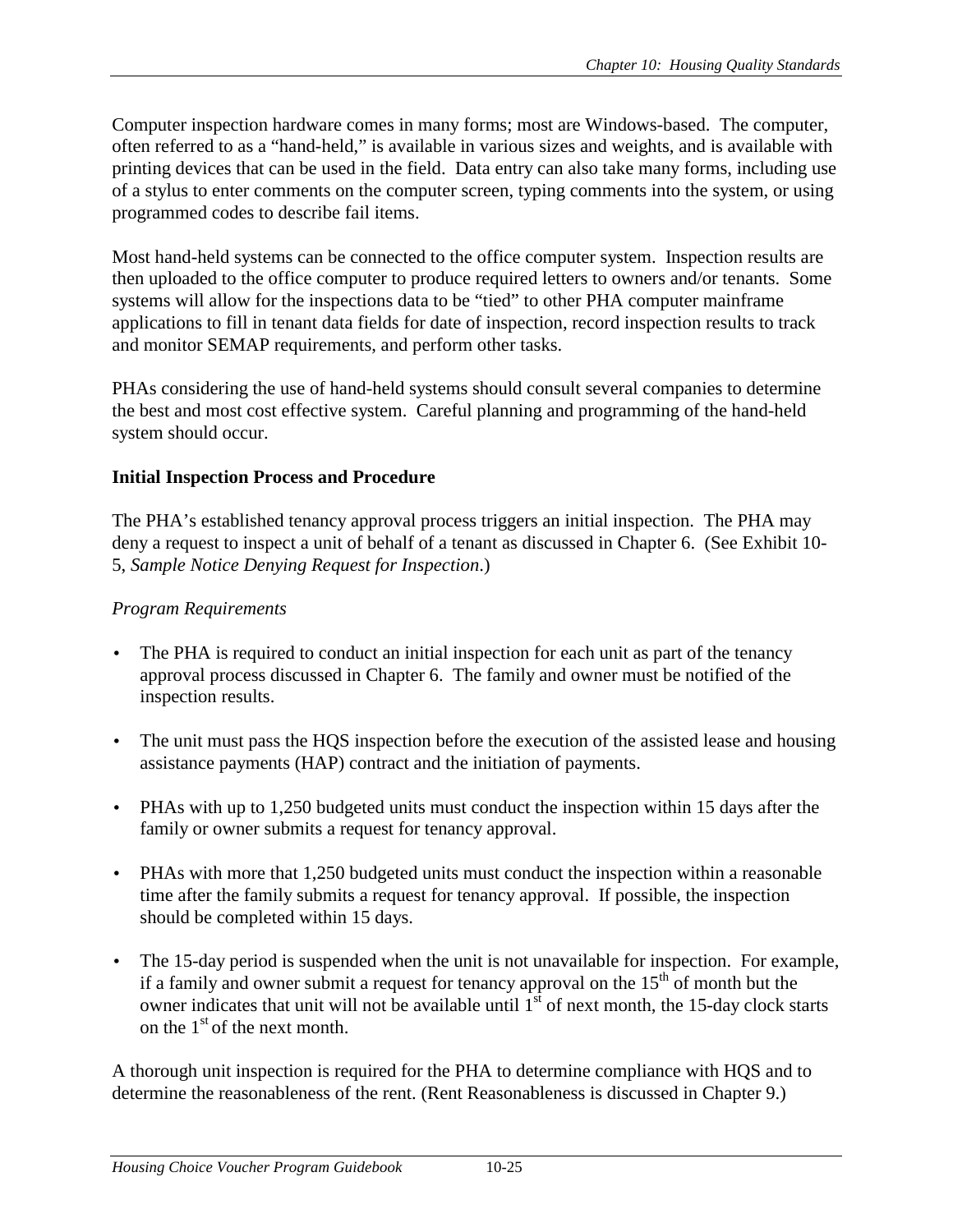Computer inspection hardware comes in many forms; most are Windows-based. The computer, often referred to as a "hand-held," is available in various sizes and weights, and is available with printing devices that can be used in the field. Data entry can also take many forms, including use of a stylus to enter comments on the computer screen, typing comments into the system, or using programmed codes to describe fail items.

Most hand-held systems can be connected to the office computer system. Inspection results are then uploaded to the office computer to produce required letters to owners and/or tenants. Some systems will allow for the inspections data to be "tied" to other PHA computer mainframe applications to fill in tenant data fields for date of inspection, record inspection results to track and monitor SEMAP requirements, and perform other tasks.

PHAs considering the use of hand-held systems should consult several companies to determine the best and most cost effective system. Careful planning and programming of the hand-held system should occur.

**Initial Inspection Process and Procedure**

The PHA's established tenancy approval process triggers an initial inspection. The PHA may deny a request to inspect a unit of behalf of a tenant as discussed in Chapter 6. (See Exhibit 10-5, *Sample Notice Denying Request for Inspection*.)

*Program Requirements*

- The PHA is required to conduct an initial inspection for each unit as part of the tenancy approval process discussed in Chapter 6. The family and owner must be notified of the inspection results.
- The unit must pass the HQS inspection before the execution of the assisted lease and housing assistance payments (HAP) contract and the initiation of payments.
- PHAs with up to 1,250 budgeted units must conduct the inspection within 15 days after the family or owner submits a request for tenancy approval.
- PHAs with more that 1,250 budgeted units must conduct the inspection within a reasonable time after the family submits a request for tenancy approval. If possible, the inspection should be completed within 15 days.
- The 15-day period is suspended when the unit is not unavailable for inspection. For example, if a family and owner submit a request for tenancy approval on the 15th of month but the owner indicates that unit will not be available until 1st of next month, the 15-day clock starts on the 1st of the next month.

A thorough unit inspection is required for the PHA to determine compliance with HQS and to determine the reasonableness of the rent. (Rent Reasonableness is discussed in Chapter 9.)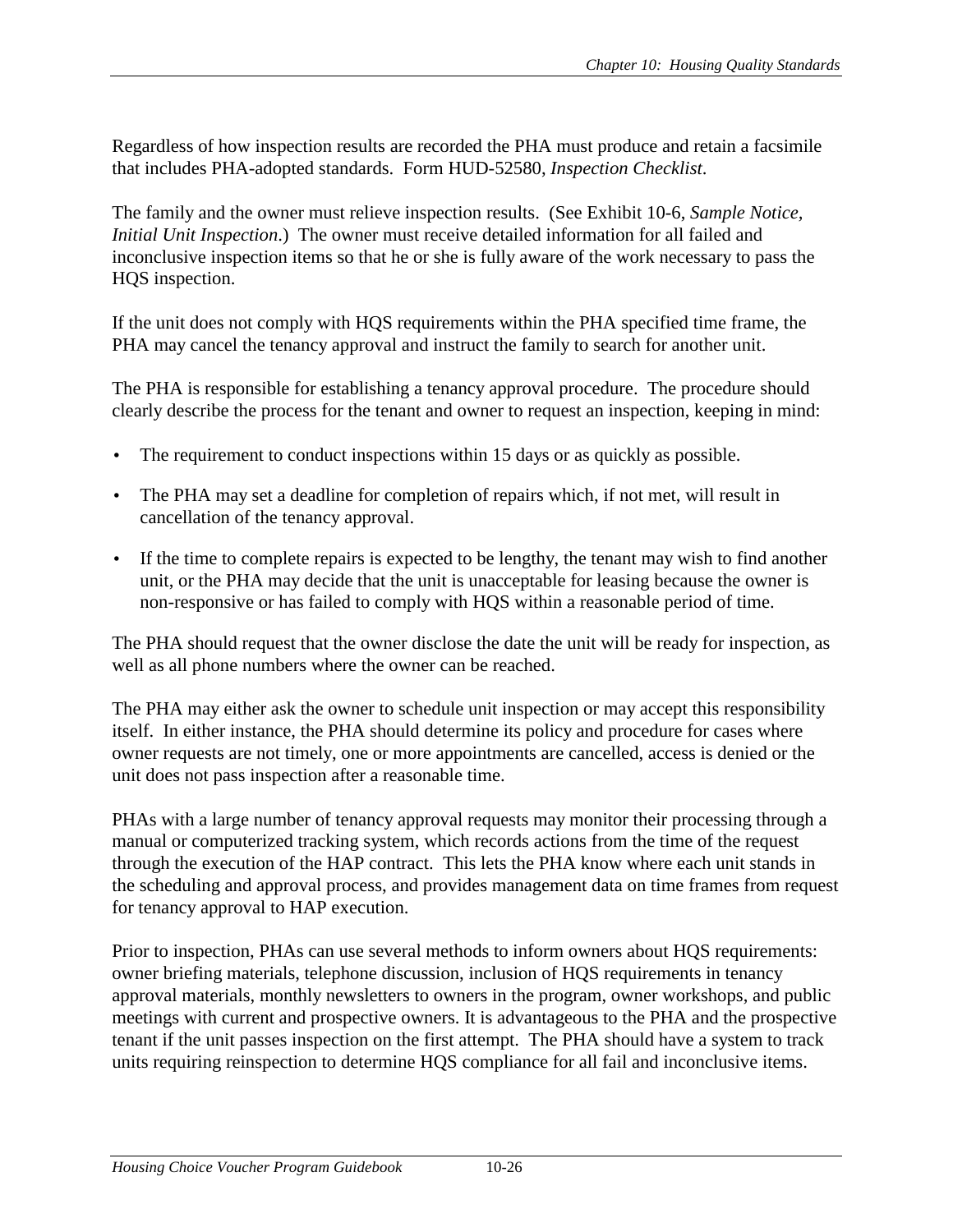Regardless of how inspection results are recorded the PHA must produce and retain a facsimile that includes PHA-adopted standards. Form HUD-52580, *Inspection Checklist*.

The family and the owner must relieve inspection results. (See Exhibit 10-6, *Sample Notice, Initial Unit Inspection*.) The owner must receive detailed information for all failed and inconclusive inspection items so that he or she is fully aware of the work necessary to pass the HQS inspection.

If the unit does not comply with HQS requirements within the PHA specified time frame, the PHA may cancel the tenancy approval and instruct the family to search for another unit.

The PHA is responsible for establishing a tenancy approval procedure. The procedure should clearly describe the process for the tenant and owner to request an inspection, keeping in mind:

- The requirement to conduct inspections within 15 days or as quickly as possible.
- The PHA may set a deadline for completion of repairs which, if not met, will result in cancellation of the tenancy approval.
- If the time to complete repairs is expected to be lengthy, the tenant may wish to find another unit, or the PHA may decide that the unit is unacceptable for leasing because the owner is non-responsive or has failed to comply with HQS within a reasonable period of time.

The PHA should request that the owner disclose the date the unit will be ready for inspection, as well as all phone numbers where the owner can be reached.

The PHA may either ask the owner to schedule unit inspection or may accept this responsibility itself. In either instance, the PHA should determine its policy and procedure for cases where owner requests are not timely, one or more appointments are cancelled, access is denied or the unit does not pass inspection after a reasonable time.

PHAs with a large number of tenancy approval requests may monitor their processing through a manual or computerized tracking system, which records actions from the time of the request through the execution of the HAP contract. This lets the PHA know where each unit stands in the scheduling and approval process, and provides management data on time frames from request for tenancy approval to HAP execution.

Prior to inspection, PHAs can use several methods to inform owners about HQS requirements: owner briefing materials, telephone discussion, inclusion of HQS requirements in tenancy approval materials, monthly newsletters to owners in the program, owner workshops, and public meetings with current and prospective owners. It is advantageous to the PHA and the prospective tenant if the unit passes inspection on the first attempt. The PHA should have a system to track units requiring reinspection to determine HQS compliance for all fail and inconclusive items.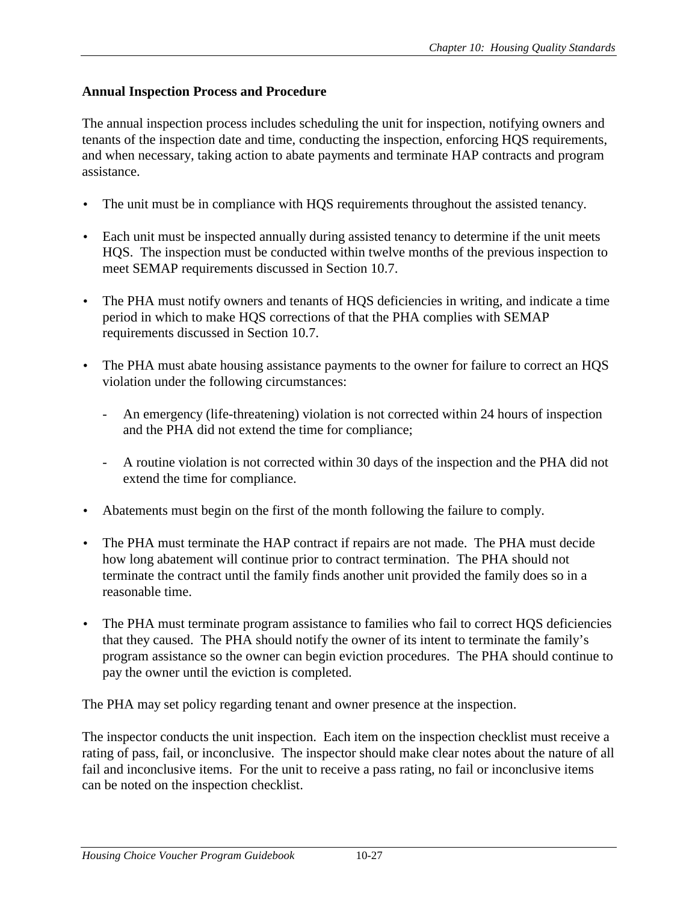**Annual Inspection Process and Procedure**

The annual inspection process includes scheduling the unit for inspection, notifying owners and tenants of the inspection date and time, conducting the inspection, enforcing HQS requirements, and when necessary, taking action to abate payments and terminate HAP contracts and program assistance.

- The unit must be in compliance with HQS requirements throughout the assisted tenancy.
- Each unit must be inspected annually during assisted tenancy to determine if the unit meets HQS. The inspection must be conducted within twelve months of the previous inspection to meet SEMAP requirements discussed in Section 10.7.
- The PHA must notify owners and tenants of HQS deficiencies in writing, and indicate a time period in which to make HQS corrections of that the PHA complies with SEMAP requirements discussed in Section 10.7.
- The PHA must abate housing assistance payments to the owner for failure to correct an HQS violation under the following circumstances:
  - An emergency (life-threatening) violation is not corrected within 24 hours of inspection and the PHA did not extend the time for compliance;
  - A routine violation is not corrected within 30 days of the inspection and the PHA did not extend the time for compliance.
- Abatements must begin on the first of the month following the failure to comply.
- The PHA must terminate the HAP contract if repairs are not made. The PHA must decide how long abatement will continue prior to contract termination. The PHA should not terminate the contract until the family finds another unit provided the family does so in a reasonable time.
- The PHA must terminate program assistance to families who fail to correct HQS deficiencies that they caused. The PHA should notify the owner of its intent to terminate the family's program assistance so the owner can begin eviction procedures. The PHA should continue to pay the owner until the eviction is completed.

The PHA may set policy regarding tenant and owner presence at the inspection.

The inspector conducts the unit inspection. Each item on the inspection checklist must receive a rating of pass, fail, or inconclusive. The inspector should make clear notes about the nature of all fail and inconclusive items. For the unit to receive a pass rating, no fail or inconclusive items can be noted on the inspection checklist.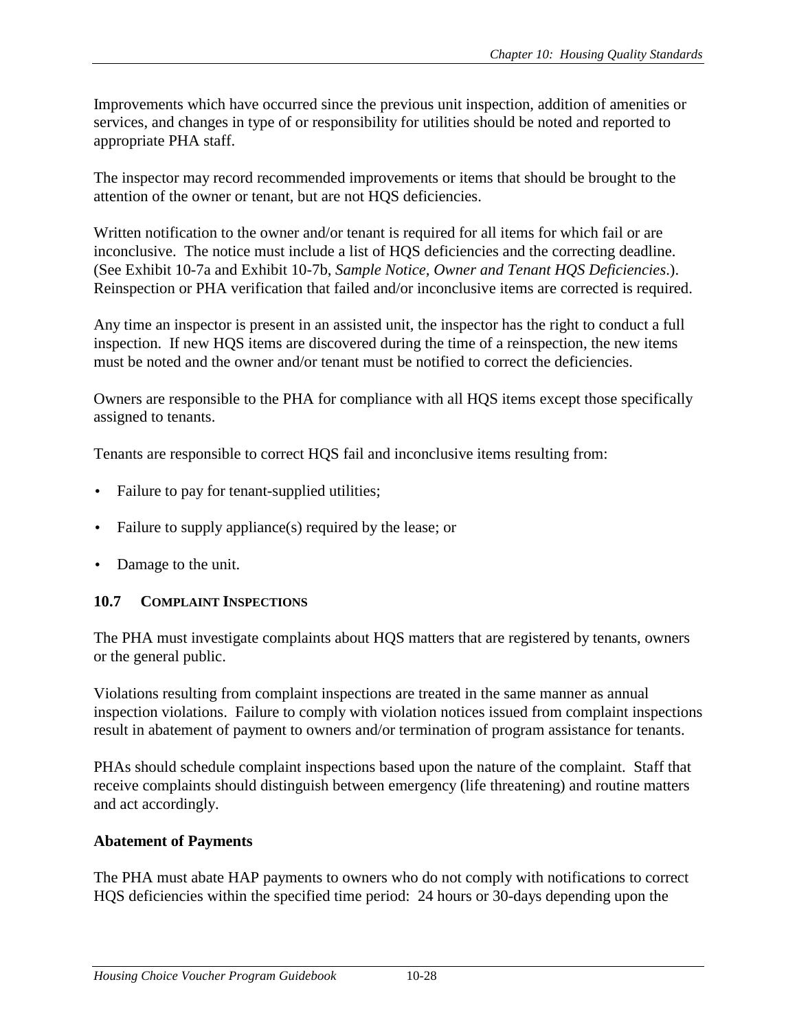Improvements which have occurred since the previous unit inspection, addition of amenities or services, and changes in type of or responsibility for utilities should be noted and reported to appropriate PHA staff.

The inspector may record recommended improvements or items that should be brought to the attention of the owner or tenant, but are not HQS deficiencies.

Written notification to the owner and/or tenant is required for all items for which fail or are inconclusive. The notice must include a list of HQS deficiencies and the correcting deadline. (See Exhibit 10-7a and Exhibit 10-7b, *Sample Notice, Owner and Tenant HQS Deficiencies*.). Reinspection or PHA verification that failed and/or inconclusive items are corrected is required.

Any time an inspector is present in an assisted unit, the inspector has the right to conduct a full inspection. If new HQS items are discovered during the time of a reinspection, the new items must be noted and the owner and/or tenant must be notified to correct the deficiencies.

Owners are responsible to the PHA for compliance with all HQS items except those specifically assigned to tenants.

Tenants are responsible to correct HQS fail and inconclusive items resulting from:

- Failure to pay for tenant-supplied utilities;
- Failure to supply appliance(s) required by the lease; or
- Damage to the unit.

## 10.7 Complaint Inspections

The PHA must investigate complaints about HQS matters that are registered by tenants, owners or the general public.

Violations resulting from complaint inspections are treated in the same manner as annual inspection violations. Failure to comply with violation notices issued from complaint inspections result in abatement of payment to owners and/or termination of program assistance for tenants.

PHAs should schedule complaint inspections based upon the nature of the complaint. Staff that receive complaints should distinguish between emergency (life threatening) and routine matters and act accordingly.

### Abatement of Payments

The PHA must abate HAP payments to owners who do not comply with notifications to correct HQS deficiencies within the specified time period: 24 hours or 30-days depending upon the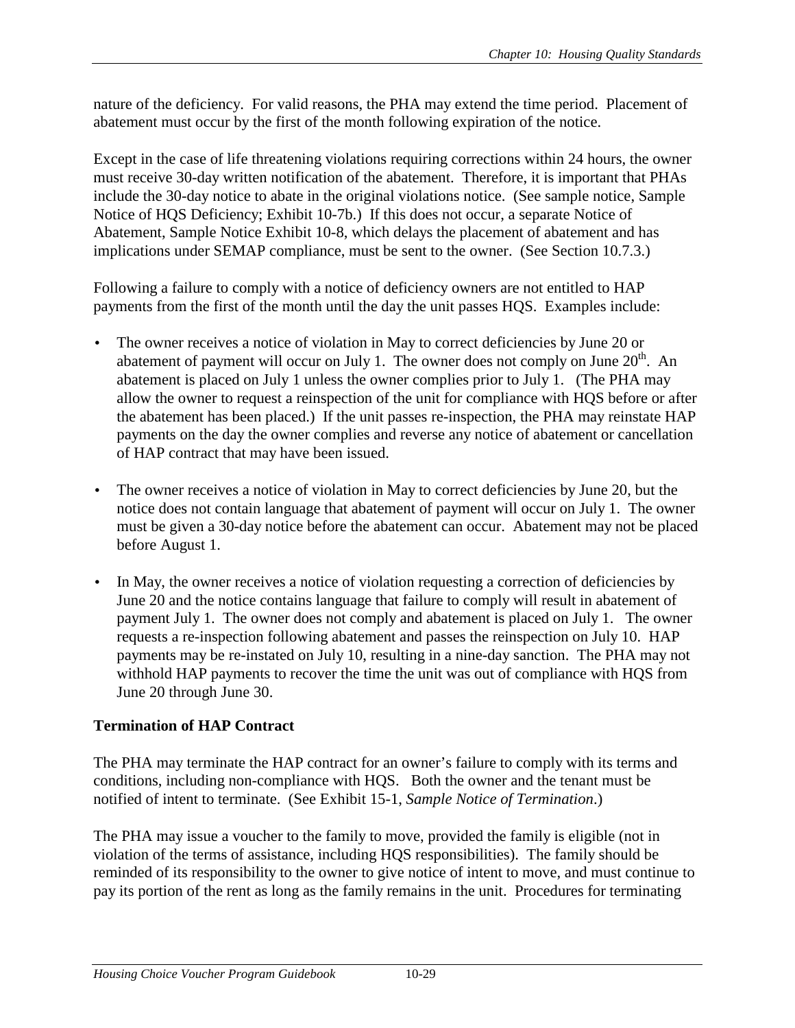nature of the deficiency. For valid reasons, the PHA may extend the time period. Placement of abatement must occur by the first of the month following expiration of the notice.

Except in the case of life threatening violations requiring corrections within 24 hours, the owner must receive 30-day written notification of the abatement. Therefore, it is important that PHAs include the 30-day notice to abate in the original violations notice. (See sample notice, Sample Notice of HQS Deficiency; Exhibit 10-7b.) If this does not occur, a separate Notice of Abatement, Sample Notice Exhibit 10-8, which delays the placement of abatement and has implications under SEMAP compliance, must be sent to the owner. (See Section 10.7.3.)

Following a failure to comply with a notice of deficiency owners are not entitled to HAP payments from the first of the month until the day the unit passes HQS. Examples include:

- The owner receives a notice of violation in May to correct deficiencies by June 20 or abatement of payment will occur on July 1. The owner does not comply on June 20th. An abatement is placed on July 1 unless the owner complies prior to July 1. (The PHA may allow the owner to request a reinspection of the unit for compliance with HQS before or after the abatement has been placed.) If the unit passes re-inspection, the PHA may reinstate HAP payments on the day the owner complies and reverse any notice of abatement or cancellation of HAP contract that may have been issued.
- The owner receives a notice of violation in May to correct deficiencies by June 20, but the notice does not contain language that abatement of payment will occur on July 1. The owner must be given a 30-day notice before the abatement can occur. Abatement may not be placed before August 1.
- In May, the owner receives a notice of violation requesting a correction of deficiencies by June 20 and the notice contains language that failure to comply will result in abatement of payment July 1. The owner does not comply and abatement is placed on July 1. The owner requests a re-inspection following abatement and passes the reinspection on July 10. HAP payments may be re-instated on July 10, resulting in a nine-day sanction. The PHA may not withhold HAP payments to recover the time the unit was out of compliance with HQS from June 20 through June 30.

**Termination of HAP Contract**

The PHA may terminate the HAP contract for an owner's failure to comply with its terms and conditions, including non-compliance with HQS. Both the owner and the tenant must be notified of intent to terminate. (See Exhibit 15-1, *Sample Notice of Termination*.)

The PHA may issue a voucher to the family to move, provided the family is eligible (not in violation of the terms of assistance, including HQS responsibilities). The family should be reminded of its responsibility to the owner to give notice of intent to move, and must continue to pay its portion of the rent as long as the family remains in the unit. Procedures for terminating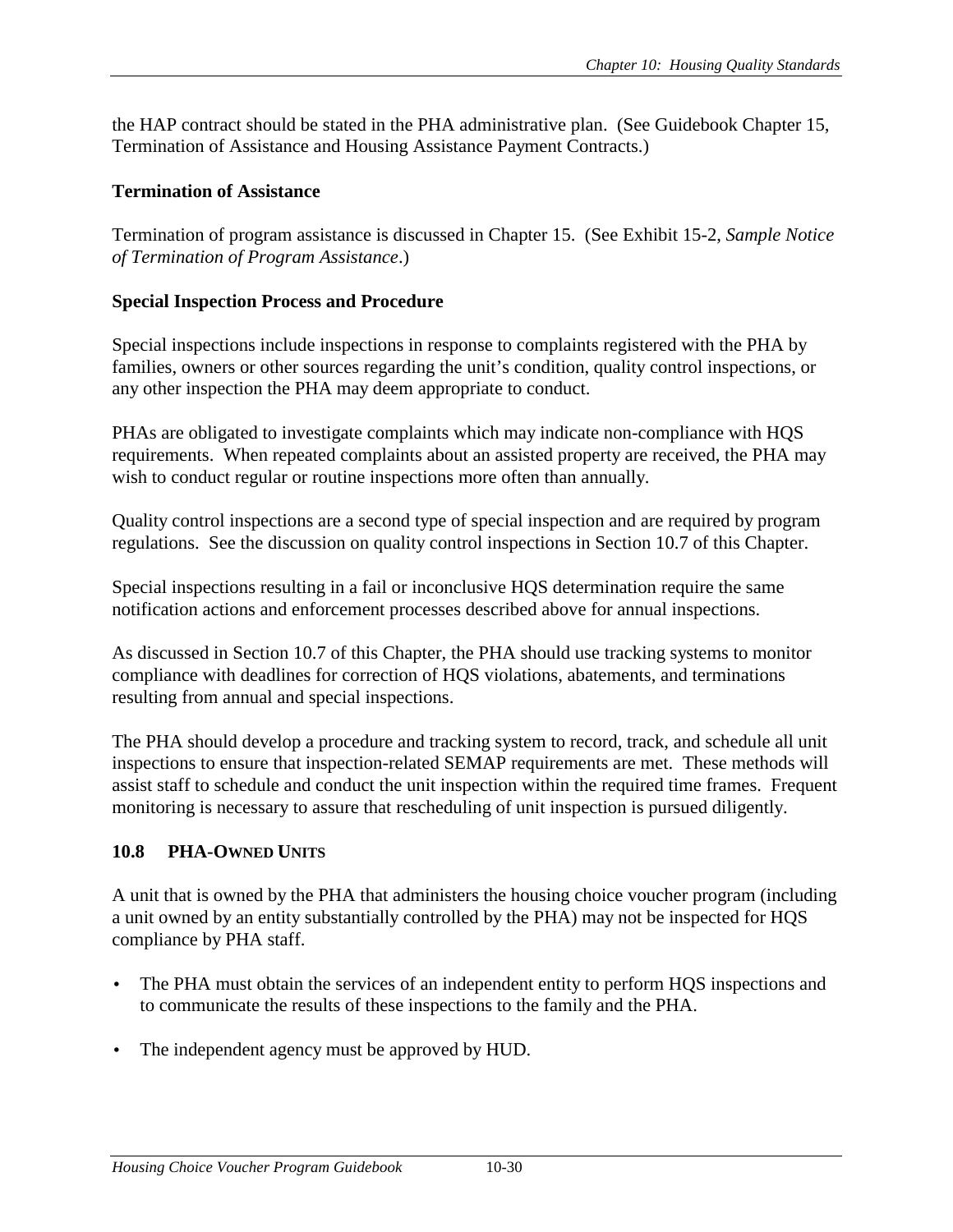the HAP contract should be stated in the PHA administrative plan. (See Guidebook Chapter 15, Termination of Assistance and Housing Assistance Payment Contracts.)

**Termination of Assistance**

Termination of program assistance is discussed in Chapter 15. (See Exhibit 15-2, *Sample Notice of Termination of Program Assistance*.)

**Special Inspection Process and Procedure**

Special inspections include inspections in response to complaints registered with the PHA by families, owners or other sources regarding the unit's condition, quality control inspections, or any other inspection the PHA may deem appropriate to conduct.

PHAs are obligated to investigate complaints which may indicate non-compliance with HQS requirements. When repeated complaints about an assisted property are received, the PHA may wish to conduct regular or routine inspections more often than annually.

Quality control inspections are a second type of special inspection and are required by program regulations. See the discussion on quality control inspections in Section 10.7 of this Chapter.

Special inspections resulting in a fail or inconclusive HQS determination require the same notification actions and enforcement processes described above for annual inspections.

As discussed in Section 10.7 of this Chapter, the PHA should use tracking systems to monitor compliance with deadlines for correction of HQS violations, abatements, and terminations resulting from annual and special inspections.

The PHA should develop a procedure and tracking system to record, track, and schedule all unit inspections to ensure that inspection-related SEMAP requirements are met. These methods will assist staff to schedule and conduct the unit inspection within the required time frames. Frequent monitoring is necessary to assure that rescheduling of unit inspection is pursued diligently.

## 10.8 PHA-OWNED UNITS

A unit that is owned by the PHA that administers the housing choice voucher program (including a unit owned by an entity substantially controlled by the PHA) may not be inspected for HQS compliance by PHA staff.

- The PHA must obtain the services of an independent entity to perform HQS inspections and to communicate the results of these inspections to the family and the PHA.
- The independent agency must be approved by HUD.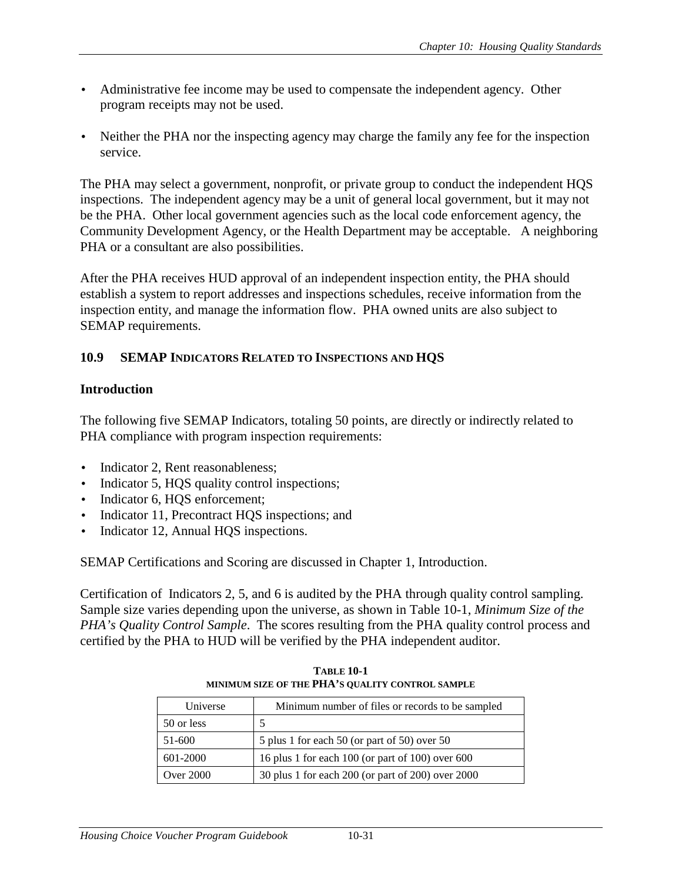- Administrative fee income may be used to compensate the independent agency. Other program receipts may not be used.

- Neither the PHA nor the inspecting agency may charge the family any fee for the inspection service.

The PHA may select a government, nonprofit, or private group to conduct the independent HQS inspections. The independent agency may be a unit of general local government, but it may not be the PHA. Other local government agencies such as the local code enforcement agency, the Community Development Agency, or the Health Department may be acceptable. A neighboring PHA or a consultant are also possibilities.

After the PHA receives HUD approval of an independent inspection entity, the PHA should establish a system to report addresses and inspections schedules, receive information from the inspection entity, and manage the information flow. PHA owned units are also subject to SEMAP requirements.

## 10.9 SEMAP Indicators Related to Inspections and HQS

### Introduction

The following five SEMAP Indicators, totaling 50 points, are directly or indirectly related to PHA compliance with program inspection requirements:

- Indicator 2, Rent reasonableness;
- Indicator 5, HQS quality control inspections;
- Indicator 6, HQS enforcement;
- Indicator 11, Precontract HQS inspections; and
- Indicator 12, Annual HQS inspections.

SEMAP Certifications and Scoring are discussed in Chapter 1, Introduction.

Certification of Indicators 2, 5, and 6 is audited by the PHA through quality control sampling. Sample size varies depending upon the universe, as shown in Table 10-1, *Minimum Size of the PHA's Quality Control Sample*. The scores resulting from the PHA quality control process and certified by the PHA to HUD will be verified by the PHA independent auditor.

**Table 10-1**
**Minimum Size of the PHA's Quality Control Sample**

| Universe | Minimum number of files or records to be sampled |
|---|---|
| 50 or less | 5 |
| 51-600 | 5 plus 1 for each 50 (or part of 50) over 50 |
| 601-2000 | 16 plus 1 for each 100 (or part of 100) over 600 |
| Over 2000 | 30 plus 1 for each 200 (or part of 200) over 2000 |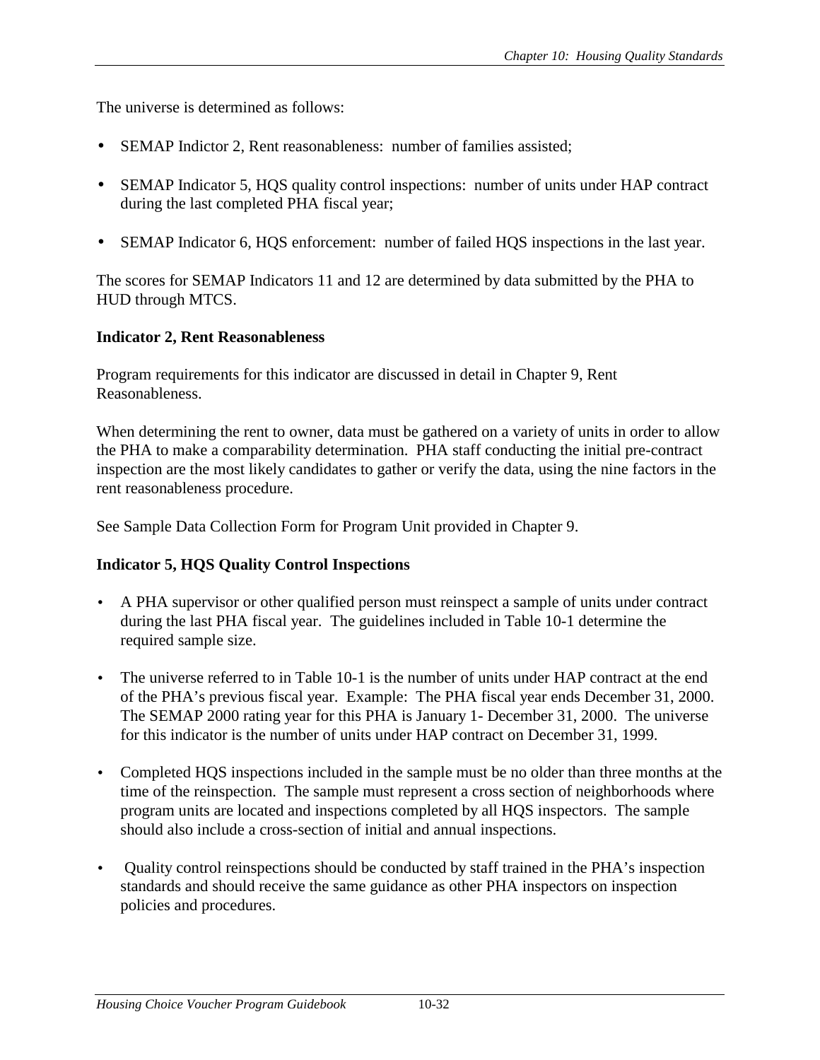The universe is determined as follows:

- SEMAP Indictor 2, Rent reasonableness: number of families assisted;
- SEMAP Indicator 5, HQS quality control inspections: number of units under HAP contract during the last completed PHA fiscal year;
- SEMAP Indicator 6, HQS enforcement: number of failed HQS inspections in the last year.

The scores for SEMAP Indicators 11 and 12 are determined by data submitted by the PHA to HUD through MTCS.

**Indicator 2, Rent Reasonableness**

Program requirements for this indicator are discussed in detail in Chapter 9, Rent Reasonableness.

When determining the rent to owner, data must be gathered on a variety of units in order to allow the PHA to make a comparability determination. PHA staff conducting the initial pre-contract inspection are the most likely candidates to gather or verify the data, using the nine factors in the rent reasonableness procedure.

See Sample Data Collection Form for Program Unit provided in Chapter 9.

**Indicator 5, HQS Quality Control Inspections**

- A PHA supervisor or other qualified person must reinspect a sample of units under contract during the last PHA fiscal year. The guidelines included in Table 10-1 determine the required sample size.
- The universe referred to in Table 10-1 is the number of units under HAP contract at the end of the PHA's previous fiscal year. Example: The PHA fiscal year ends December 31, 2000. The SEMAP 2000 rating year for this PHA is January 1- December 31, 2000. The universe for this indicator is the number of units under HAP contract on December 31, 1999.
- Completed HQS inspections included in the sample must be no older than three months at the time of the reinspection. The sample must represent a cross section of neighborhoods where program units are located and inspections completed by all HQS inspectors. The sample should also include a cross-section of initial and annual inspections.
- Quality control reinspections should be conducted by staff trained in the PHA's inspection standards and should receive the same guidance as other PHA inspectors on inspection policies and procedures.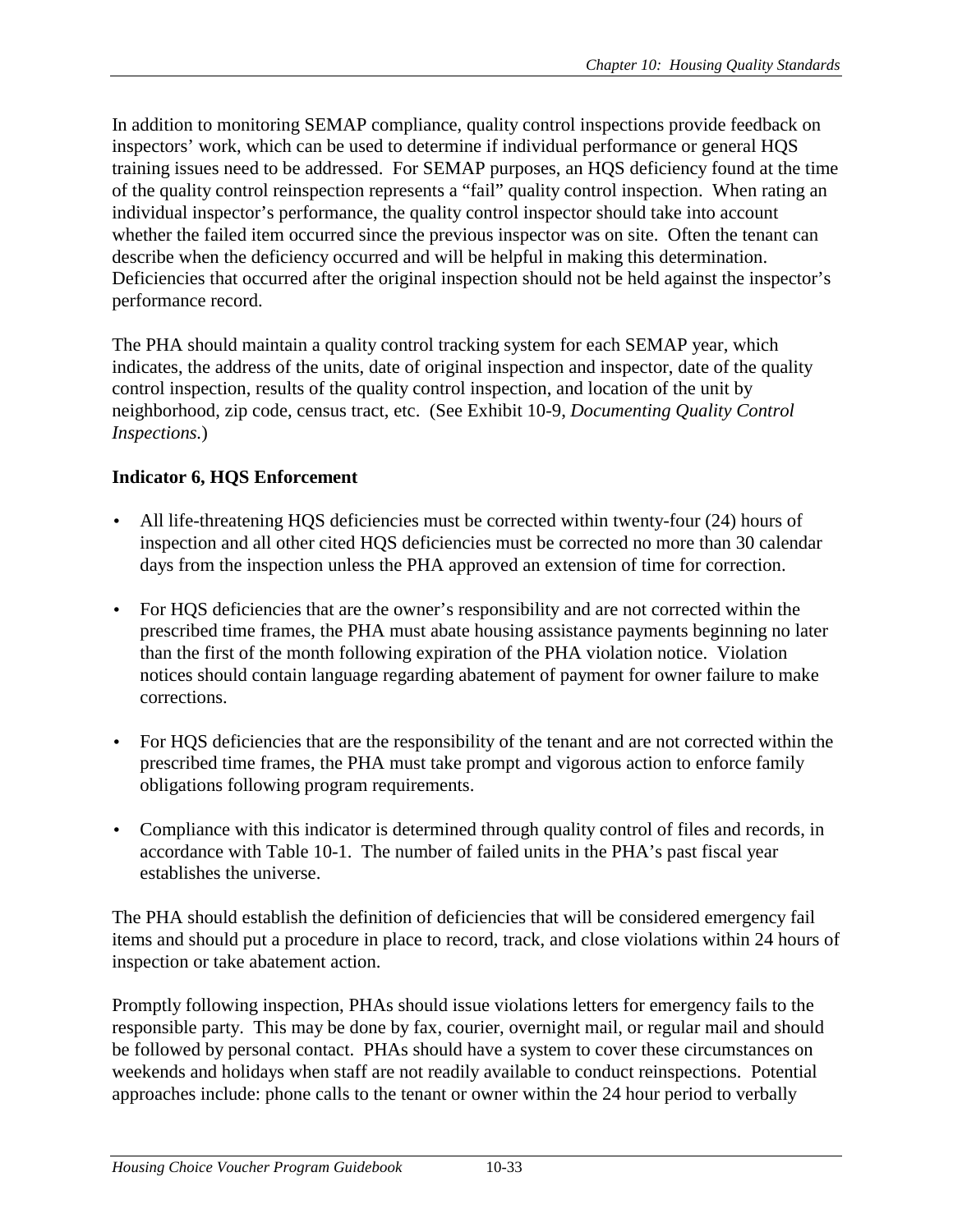In addition to monitoring SEMAP compliance, quality control inspections provide feedback on inspectors' work, which can be used to determine if individual performance or general HQS training issues need to be addressed. For SEMAP purposes, an HQS deficiency found at the time of the quality control reinspection represents a "fail" quality control inspection. When rating an individual inspector's performance, the quality control inspector should take into account whether the failed item occurred since the previous inspector was on site. Often the tenant can describe when the deficiency occurred and will be helpful in making this determination. Deficiencies that occurred after the original inspection should not be held against the inspector's performance record.

The PHA should maintain a quality control tracking system for each SEMAP year, which indicates, the address of the units, date of original inspection and inspector, date of the quality control inspection, results of the quality control inspection, and location of the unit by neighborhood, zip code, census tract, etc. (See Exhibit 10-9, *Documenting Quality Control Inspections.*)

**Indicator 6, HQS Enforcement**

- All life-threatening HQS deficiencies must be corrected within twenty-four (24) hours of inspection and all other cited HQS deficiencies must be corrected no more than 30 calendar days from the inspection unless the PHA approved an extension of time for correction.
- For HQS deficiencies that are the owner's responsibility and are not corrected within the prescribed time frames, the PHA must abate housing assistance payments beginning no later than the first of the month following expiration of the PHA violation notice. Violation notices should contain language regarding abatement of payment for owner failure to make corrections.
- For HQS deficiencies that are the responsibility of the tenant and are not corrected within the prescribed time frames, the PHA must take prompt and vigorous action to enforce family obligations following program requirements.
- Compliance with this indicator is determined through quality control of files and records, in accordance with Table 10-1. The number of failed units in the PHA's past fiscal year establishes the universe.

The PHA should establish the definition of deficiencies that will be considered emergency fail items and should put a procedure in place to record, track, and close violations within 24 hours of inspection or take abatement action.

Promptly following inspection, PHAs should issue violations letters for emergency fails to the responsible party. This may be done by fax, courier, overnight mail, or regular mail and should be followed by personal contact. PHAs should have a system to cover these circumstances on weekends and holidays when staff are not readily available to conduct reinspections. Potential approaches include: phone calls to the tenant or owner within the 24 hour period to verbally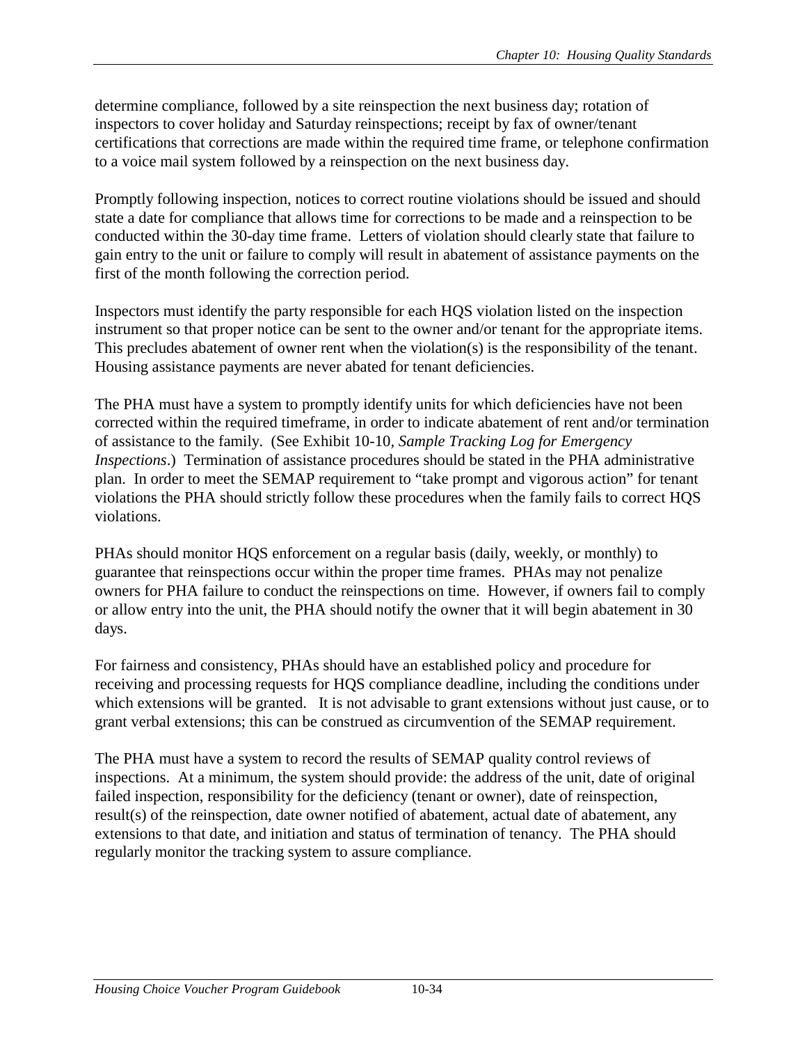determine compliance, followed by a site reinspection the next business day; rotation of inspectors to cover holiday and Saturday reinspections; receipt by fax of owner/tenant certifications that corrections are made within the required time frame, or telephone confirmation to a voice mail system followed by a reinspection on the next business day.

Promptly following inspection, notices to correct routine violations should be issued and should state a date for compliance that allows time for corrections to be made and a reinspection to be conducted within the 30-day time frame. Letters of violation should clearly state that failure to gain entry to the unit or failure to comply will result in abatement of assistance payments on the first of the month following the correction period.

Inspectors must identify the party responsible for each HQS violation listed on the inspection instrument so that proper notice can be sent to the owner and/or tenant for the appropriate items. This precludes abatement of owner rent when the violation(s) is the responsibility of the tenant. Housing assistance payments are never abated for tenant deficiencies.

The PHA must have a system to promptly identify units for which deficiencies have not been corrected within the required timeframe, in order to indicate abatement of rent and/or termination of assistance to the family. (See Exhibit 10-10, *Sample Tracking Log for Emergency Inspections*.) Termination of assistance procedures should be stated in the PHA administrative plan. In order to meet the SEMAP requirement to "take prompt and vigorous action" for tenant violations the PHA should strictly follow these procedures when the family fails to correct HQS violations.

PHAs should monitor HQS enforcement on a regular basis (daily, weekly, or monthly) to guarantee that reinspections occur within the proper time frames. PHAs may not penalize owners for PHA failure to conduct the reinspections on time. However, if owners fail to comply or allow entry into the unit, the PHA should notify the owner that it will begin abatement in 30 days.

For fairness and consistency, PHAs should have an established policy and procedure for receiving and processing requests for HQS compliance deadline, including the conditions under which extensions will be granted. It is not advisable to grant extensions without just cause, or to grant verbal extensions; this can be construed as circumvention of the SEMAP requirement.

The PHA must have a system to record the results of SEMAP quality control reviews of inspections. At a minimum, the system should provide: the address of the unit, date of original failed inspection, responsibility for the deficiency (tenant or owner), date of reinspection, result(s) of the reinspection, date owner notified of abatement, actual date of abatement, any extensions to that date, and initiation and status of termination of tenancy. The PHA should regularly monitor the tracking system to assure compliance.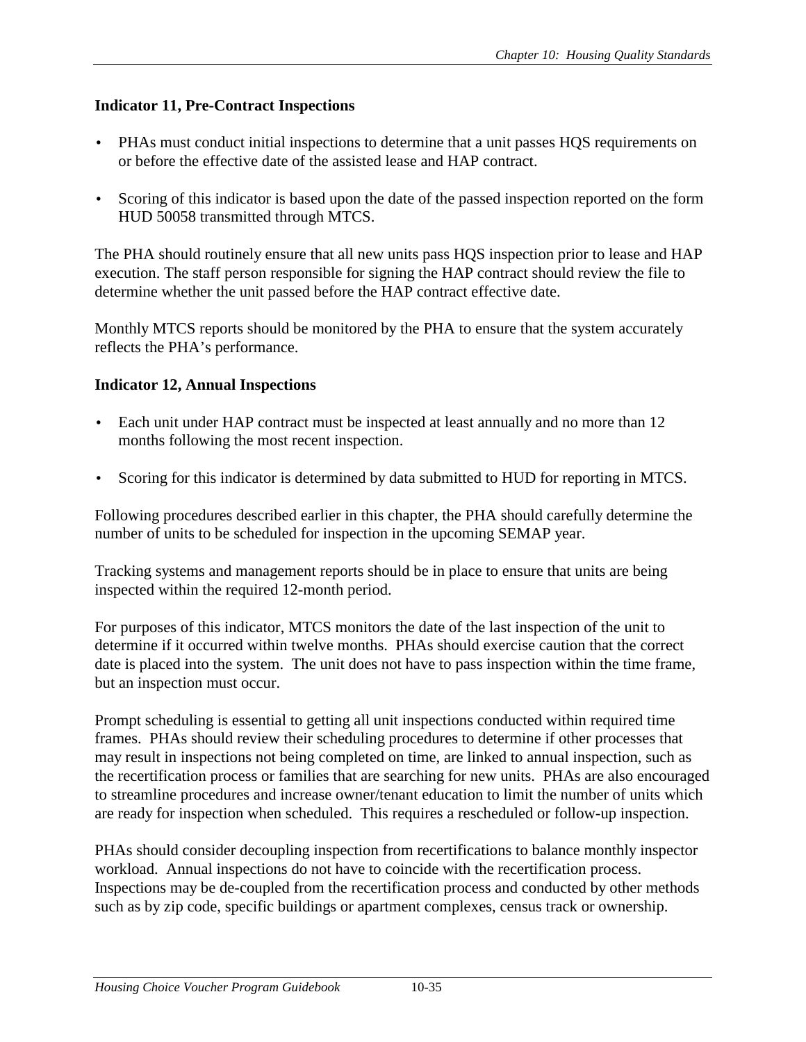**Indicator 11, Pre-Contract Inspections**

- PHAs must conduct initial inspections to determine that a unit passes HQS requirements on or before the effective date of the assisted lease and HAP contract.
- Scoring of this indicator is based upon the date of the passed inspection reported on the form HUD 50058 transmitted through MTCS.

The PHA should routinely ensure that all new units pass HQS inspection prior to lease and HAP execution. The staff person responsible for signing the HAP contract should review the file to determine whether the unit passed before the HAP contract effective date.

Monthly MTCS reports should be monitored by the PHA to ensure that the system accurately reflects the PHA's performance.

**Indicator 12, Annual Inspections**

- Each unit under HAP contract must be inspected at least annually and no more than 12 months following the most recent inspection.
- Scoring for this indicator is determined by data submitted to HUD for reporting in MTCS.

Following procedures described earlier in this chapter, the PHA should carefully determine the number of units to be scheduled for inspection in the upcoming SEMAP year.

Tracking systems and management reports should be in place to ensure that units are being inspected within the required 12-month period.

For purposes of this indicator, MTCS monitors the date of the last inspection of the unit to determine if it occurred within twelve months. PHAs should exercise caution that the correct date is placed into the system. The unit does not have to pass inspection within the time frame, but an inspection must occur.

Prompt scheduling is essential to getting all unit inspections conducted within required time frames. PHAs should review their scheduling procedures to determine if other processes that may result in inspections not being completed on time, are linked to annual inspection, such as the recertification process or families that are searching for new units. PHAs are also encouraged to streamline procedures and increase owner/tenant education to limit the number of units which are ready for inspection when scheduled. This requires a rescheduled or follow-up inspection.

PHAs should consider decoupling inspection from recertifications to balance monthly inspector workload. Annual inspections do not have to coincide with the recertification process. Inspections may be de-coupled from the recertification process and conducted by other methods such as by zip code, specific buildings or apartment complexes, census track or ownership.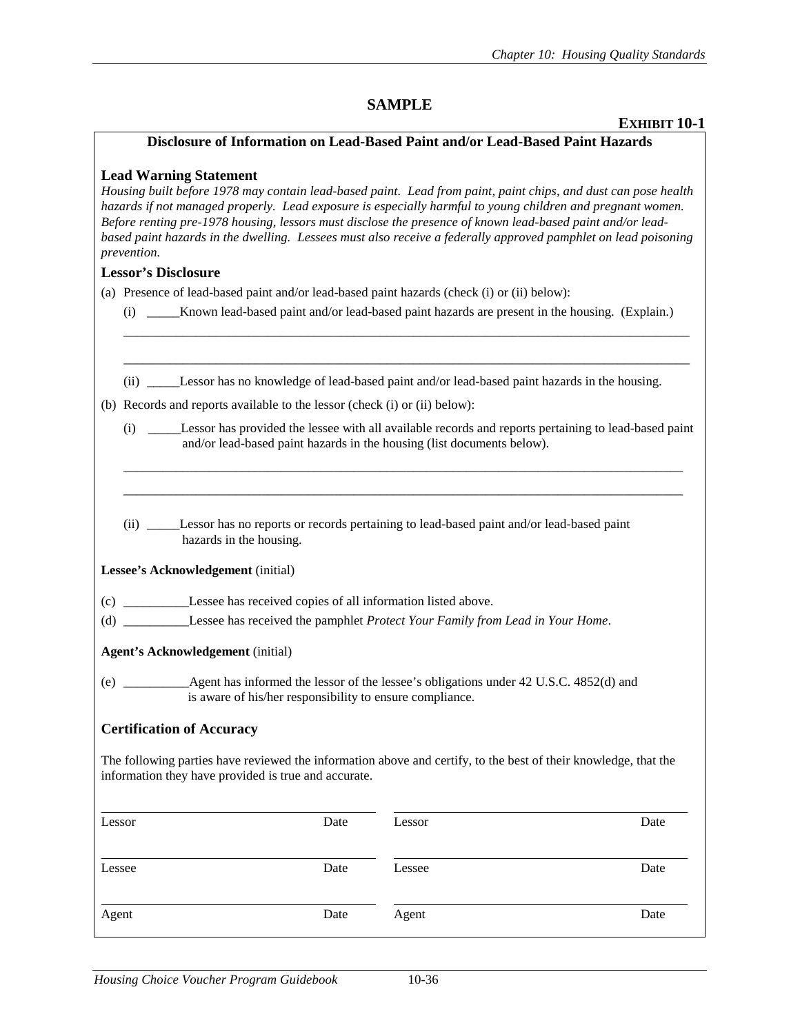**SAMPLE**

**EXHIBIT 10-1**

## Disclosure of Information on Lead-Based Paint and/or Lead-Based Paint Hazards

### Lead Warning Statement

*Housing built before 1978 may contain lead-based paint. Lead from paint, paint chips, and dust can pose health hazards if not managed properly. Lead exposure is especially harmful to young children and pregnant women. Before renting pre-1978 housing, lessors must disclose the presence of known lead-based paint and/or lead-based paint hazards in the dwelling. Lessees must also receive a federally approved pamphlet on lead poisoning prevention.*

### Lessor's Disclosure

(a) Presence of lead-based paint and/or lead-based paint hazards (check (i) or (ii) below):

(i) _____Known lead-based paint and/or lead-based paint hazards are present in the housing. (Explain.)

_______________________________________________________________________________________

_______________________________________________________________________________________

(ii) _____Lessor has no knowledge of lead-based paint and/or lead-based paint hazards in the housing.

(b) Records and reports available to the lessor (check (i) or (ii) below):

(i) _____Lessor has provided the lessee with all available records and reports pertaining to lead-based paint and/or lead-based paint hazards in the housing (list documents below).

_______________________________________________________________________________________

_______________________________________________________________________________________

(ii) _____Lessor has no reports or records pertaining to lead-based paint and/or lead-based paint hazards in the housing.

**Lessee's Acknowledgement** (initial)

(c) __________Lessee has received copies of all information listed above.

(d) __________Lessee has received the pamphlet *Protect Your Family from Lead in Your Home*.

**Agent's Acknowledgement** (initial)

(e) __________Agent has informed the lessor of the lessee's obligations under 42 U.S.C. 4852(d) and is aware of his/her responsibility to ensure compliance.

### Certification of Accuracy

The following parties have reviewed the information above and certify, to the best of their knowledge, that the information they have provided is true and accurate.

| | | | |
|---|---|---|---|
| Lessor | Date | Lessor | Date |
| Lessee | Date | Lessee | Date |
| Agent | Date | Agent | Date |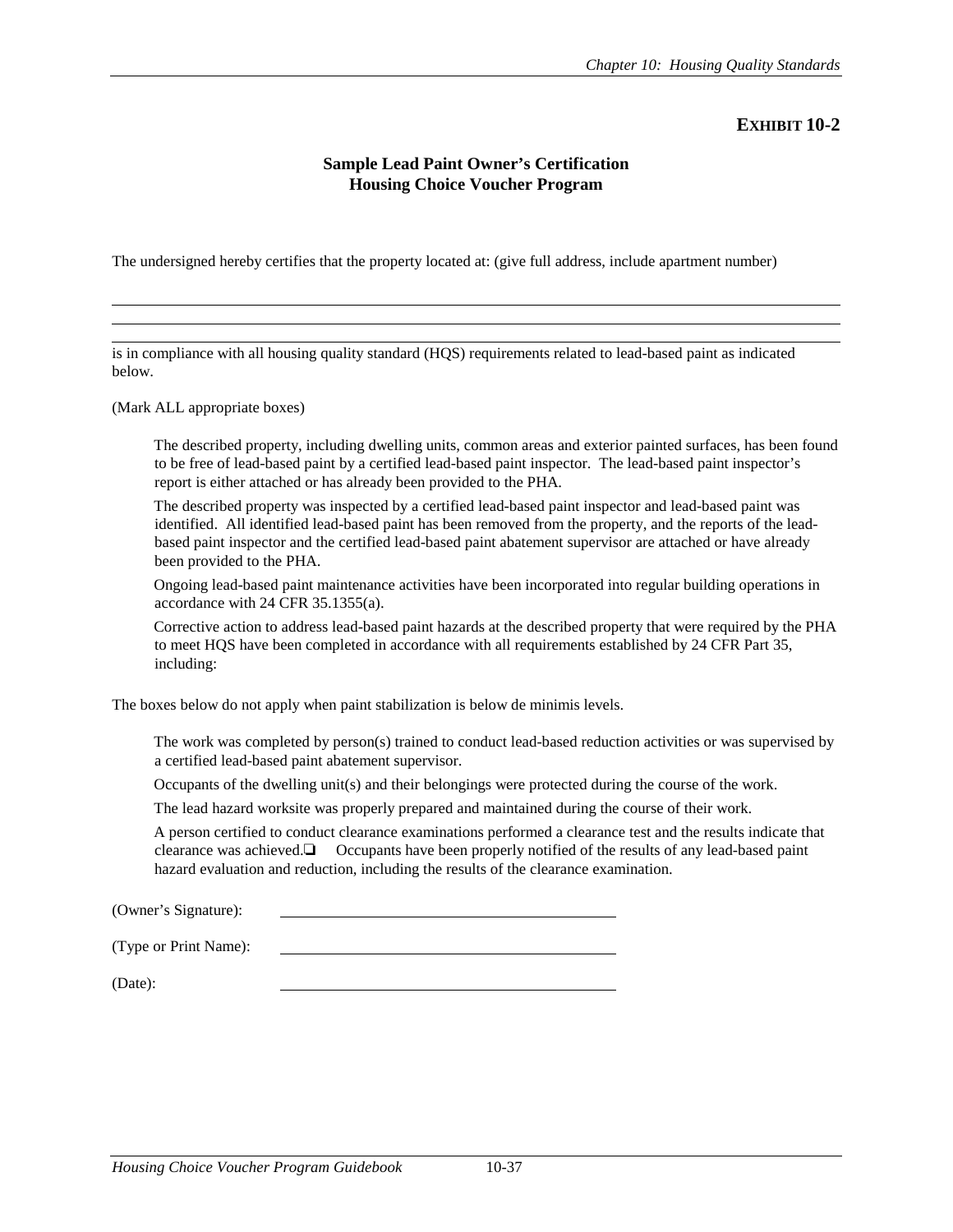## EXHIBIT 10-2

### Sample Lead Paint Owner's Certification
### Housing Choice Voucher Program

The undersigned hereby certifies that the property located at: (give full address, include apartment number)

\_\_\_\_\_\_\_\_\_\_\_\_\_\_\_\_\_\_\_\_\_\_\_\_\_\_\_\_\_\_\_\_\_\_\_\_\_\_\_\_\_\_\_\_\_\_\_\_\_\_\_\_\_\_\_\_\_\_\_\_\_\_\_\_\_\_\_\_\_\_\_\_

\_\_\_\_\_\_\_\_\_\_\_\_\_\_\_\_\_\_\_\_\_\_\_\_\_\_\_\_\_\_\_\_\_\_\_\_\_\_\_\_\_\_\_\_\_\_\_\_\_\_\_\_\_\_\_\_\_\_\_\_\_\_\_\_\_\_\_\_\_\_\_\_

\_\_\_\_\_\_\_\_\_\_\_\_\_\_\_\_\_\_\_\_\_\_\_\_\_\_\_\_\_\_\_\_\_\_\_\_\_\_\_\_\_\_\_\_\_\_\_\_\_\_\_\_\_\_\_\_\_\_\_\_\_\_\_\_\_\_\_\_\_\_\_\_

is in compliance with all housing quality standard (HQS) requirements related to lead-based paint as indicated below.

(Mark ALL appropriate boxes)

The described property, including dwelling units, common areas and exterior painted surfaces, has been found to be free of lead-based paint by a certified lead-based paint inspector. The lead-based paint inspector's report is either attached or has already been provided to the PHA.

The described property was inspected by a certified lead-based paint inspector and lead-based paint was identified. All identified lead-based paint has been removed from the property, and the reports of the lead-based paint inspector and the certified lead-based paint abatement supervisor are attached or have already been provided to the PHA.

Ongoing lead-based paint maintenance activities have been incorporated into regular building operations in accordance with 24 CFR 35.1355(a).

Corrective action to address lead-based paint hazards at the described property that were required by the PHA to meet HQS have been completed in accordance with all requirements established by 24 CFR Part 35, including:

The boxes below do not apply when paint stabilization is below de minimis levels.

The work was completed by person(s) trained to conduct lead-based reduction activities or was supervised by a certified lead-based paint abatement supervisor.

Occupants of the dwelling unit(s) and their belongings were protected during the course of the work.

The lead hazard worksite was properly prepared and maintained during the course of their work.

A person certified to conduct clearance examinations performed a clearance test and the results indicate that clearance was achieved.❑ Occupants have been properly notified of the results of any lead-based paint hazard evaluation and reduction, including the results of the clearance examination.

(Owner's Signature): \_\_\_\_\_\_\_\_\_\_\_\_\_\_\_\_\_\_\_\_\_\_\_\_\_\_\_\_\_\_\_\_\_\_\_\_

(Type or Print Name): \_\_\_\_\_\_\_\_\_\_\_\_\_\_\_\_\_\_\_\_\_\_\_\_\_\_\_\_\_\_\_\_\_\_\_\_

(Date): \_\_\_\_\_\_\_\_\_\_\_\_\_\_\_\_\_\_\_\_\_\_\_\_\_\_\_\_\_\_\_\_\_\_\_\_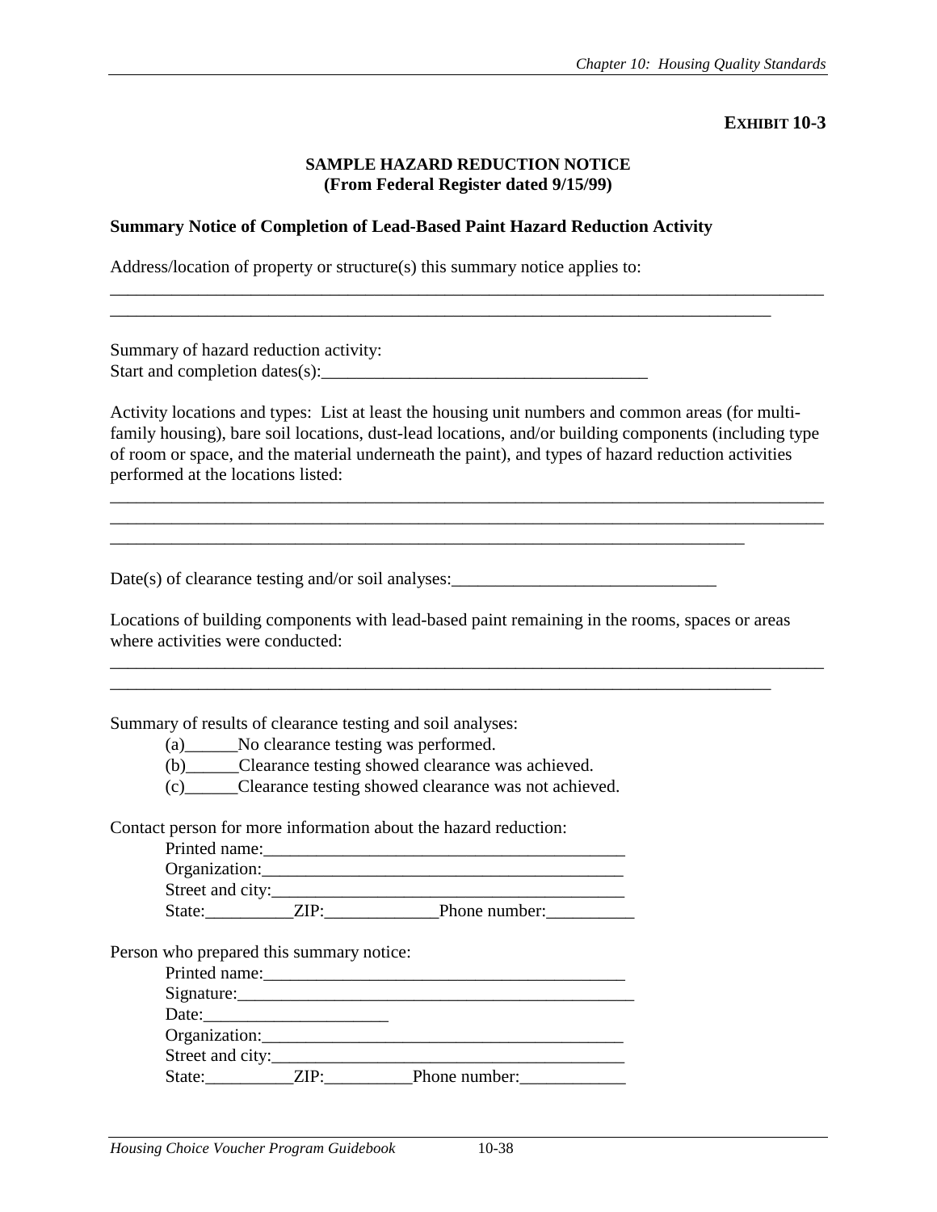**EXHIBIT 10-3**

**SAMPLE HAZARD REDUCTION NOTICE**
**(From Federal Register dated 9/15/99)**

**Summary Notice of Completion of Lead-Based Paint Hazard Reduction Activity**

Address/location of property or structure(s) this summary notice applies to:

______________________________________________________________________________
________________________________________________________________________

Summary of hazard reduction activity:
Start and completion dates(s):_____________________________________

Activity locations and types: List at least the housing unit numbers and common areas (for multi-family housing), bare soil locations, dust-lead locations, and/or building components (including type of room or space, and the material underneath the paint), and types of hazard reduction activities performed at the locations listed:

______________________________________________________________________________
______________________________________________________________________________
_____________________________________________________________________

Date(s) of clearance testing and/or soil analyses:____________________________

Locations of building components with lead-based paint remaining in the rooms, spaces or areas where activities were conducted:

______________________________________________________________________________
________________________________________________________________________

Summary of results of clearance testing and soil analyses:

(a)______No clearance testing was performed.
(b)______Clearance testing showed clearance was achieved.
(c)______Clearance testing showed clearance was not achieved.

Contact person for more information about the hazard reduction:

Printed name:________________________________________
Organization:________________________________________
Street and city:______________________________________
State:__________ZIP:_____________Phone number:__________

Person who prepared this summary notice:

Printed name:________________________________________
Signature:____________________________________________
Date:_____________________
Organization:________________________________________
Street and city:______________________________________
State:__________ZIP:__________Phone number:____________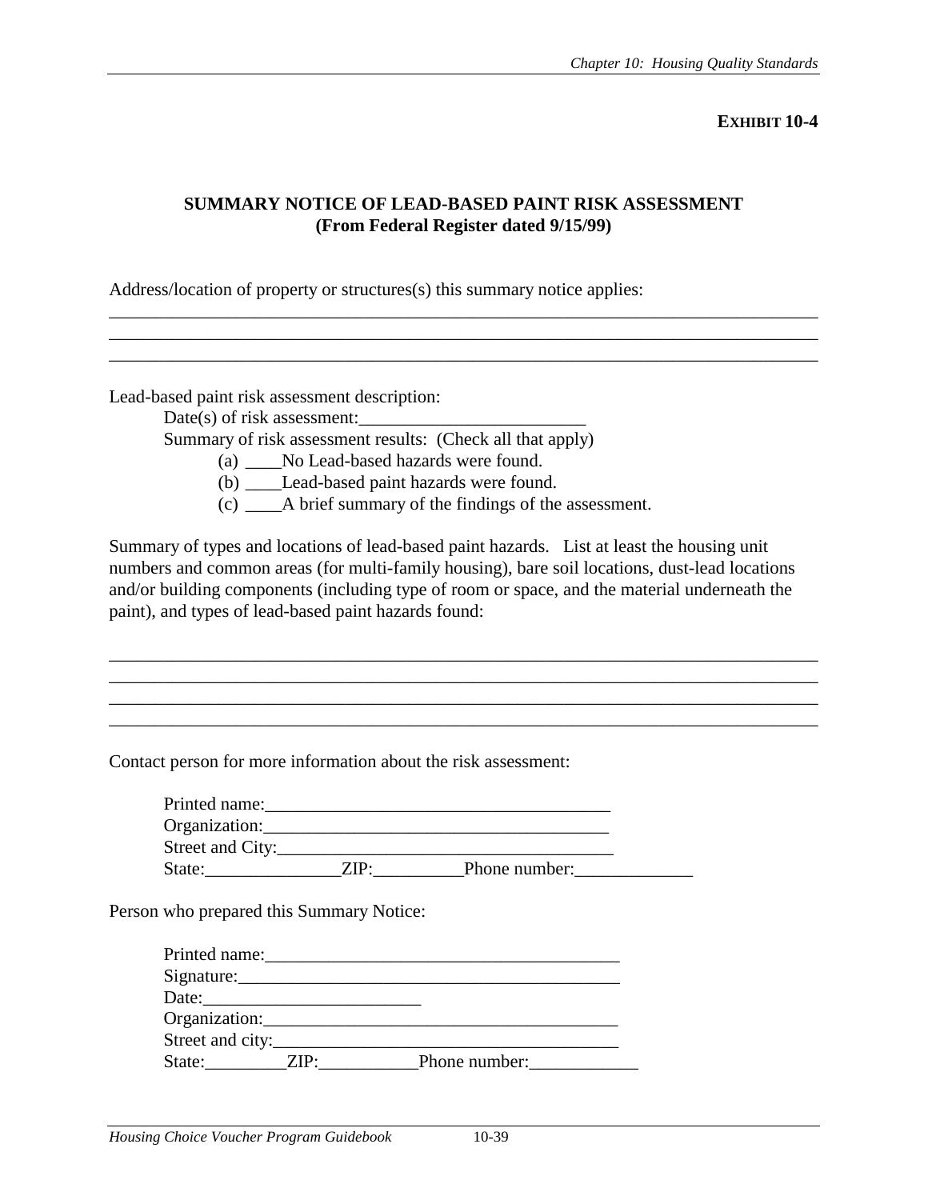**EXHIBIT 10-4**

## SUMMARY NOTICE OF LEAD-BASED PAINT RISK ASSESSMENT
**(From Federal Register dated 9/15/99)**

Address/location of property or structures(s) this summary notice applies:
________________________________________________________________________________
________________________________________________________________________________
________________________________________________________________________________

Lead-based paint risk assessment description:

Date(s) of risk assessment:_________________________

Summary of risk assessment results: (Check all that apply)

(a) ____No Lead-based hazards were found.

(b) ____Lead-based paint hazards were found.

(c) ____A brief summary of the findings of the assessment.

Summary of types and locations of lead-based paint hazards. List at least the housing unit numbers and common areas (for multi-family housing), bare soil locations, dust-lead locations and/or building components (including type of room or space, and the material underneath the paint), and types of lead-based paint hazards found:

________________________________________________________________________________
________________________________________________________________________________
________________________________________________________________________________
________________________________________________________________________________

Contact person for more information about the risk assessment:

Printed name:_______________________________________

Organization:_______________________________________

Street and City:_____________________________________

State:_______________ZIP:__________Phone number:_____________

Person who prepared this Summary Notice:

Printed name:_______________________________________

Signature:__________________________________________

Date:________________________

Organization:_______________________________________

Street and city:______________________________________

State:_________ZIP:___________Phone number:____________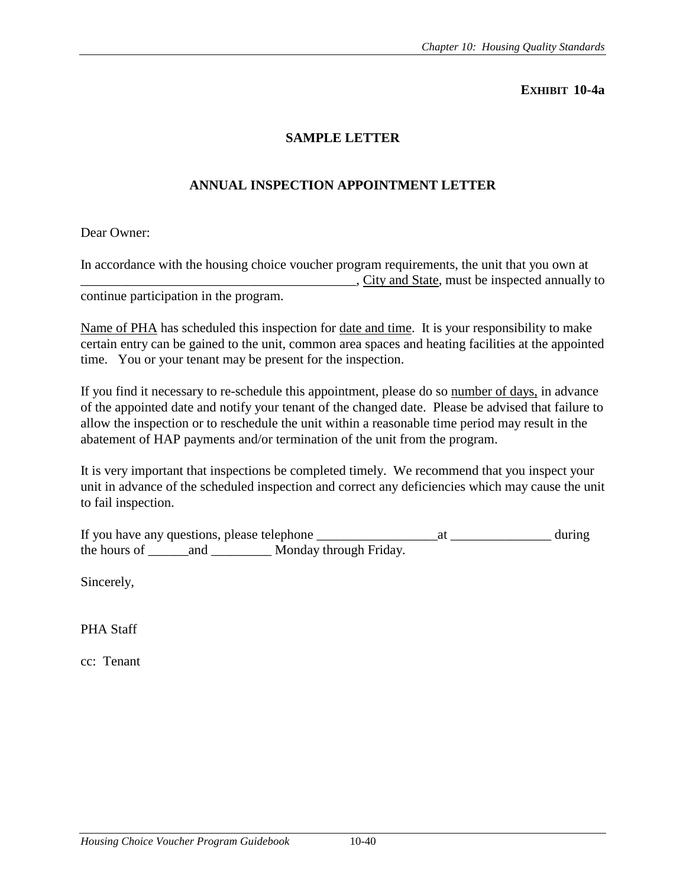**EXHIBIT 10-4a**

## SAMPLE LETTER

## ANNUAL INSPECTION APPOINTMENT LETTER

Dear Owner:

In accordance with the housing choice voucher program requirements, the unit that you own at ________________________________________, City and State, must be inspected annually to continue participation in the program.

Name of PHA has scheduled this inspection for date and time. It is your responsibility to make certain entry can be gained to the unit, common area spaces and heating facilities at the appointed time. You or your tenant may be present for the inspection.

If you find it necessary to re-schedule this appointment, please do so number of days, in advance of the appointed date and notify your tenant of the changed date. Please be advised that failure to allow the inspection or to reschedule the unit within a reasonable time period may result in the abatement of HAP payments and/or termination of the unit from the program.

It is very important that inspections be completed timely. We recommend that you inspect your unit in advance of the scheduled inspection and correct any deficiencies which may cause the unit to fail inspection.

If you have any questions, please telephone __________________at _______________ during the hours of ______and _________ Monday through Friday.

Sincerely,

PHA Staff

cc: Tenant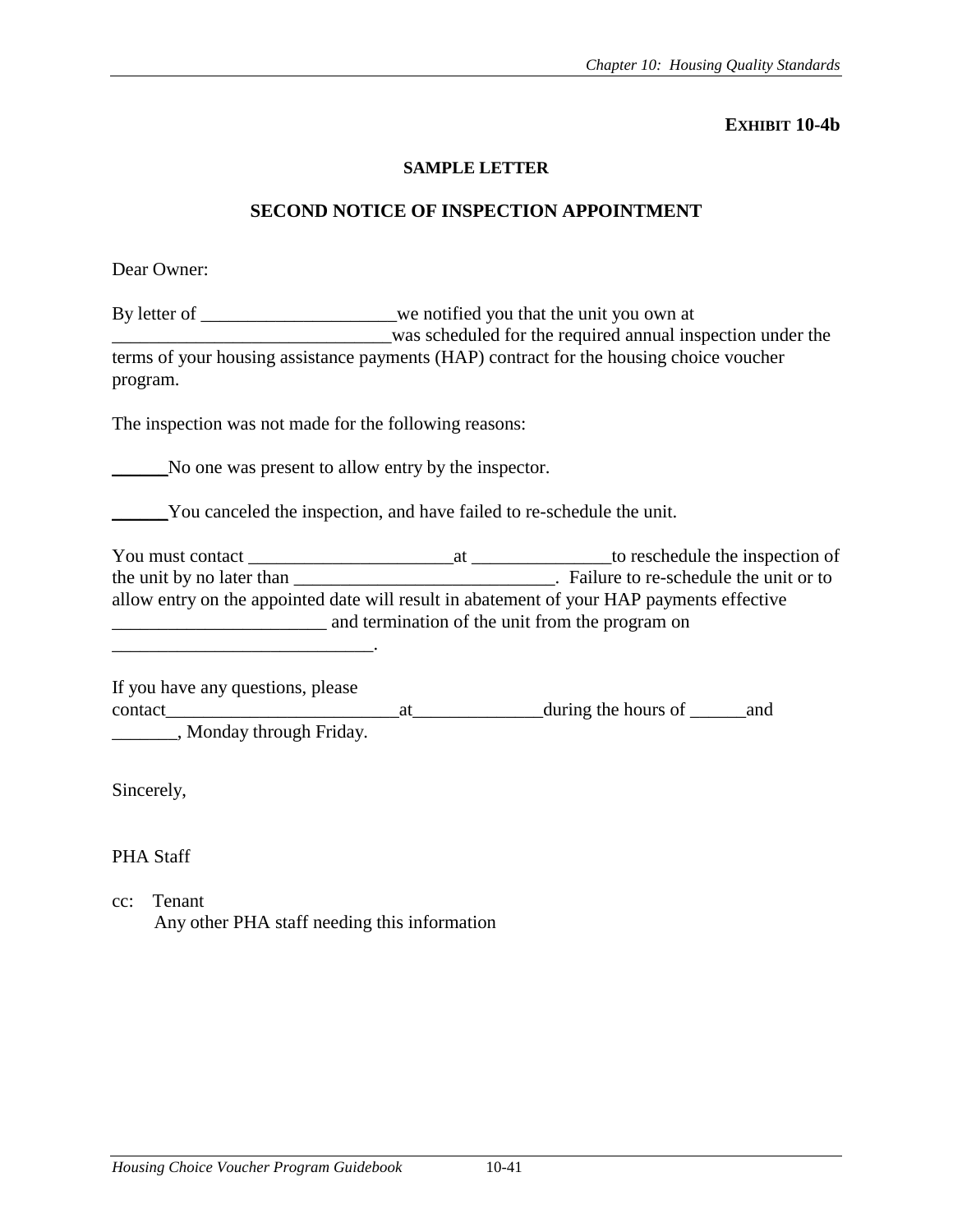**EXHIBIT 10-4b**

**SAMPLE LETTER**

**SECOND NOTICE OF INSPECTION APPOINTMENT**

Dear Owner:

By letter of _____________________we notified you that the unit you own at _____________________________was scheduled for the required annual inspection under the terms of your housing assistance payments (HAP) contract for the housing choice voucher program.

The inspection was not made for the following reasons:

______No one was present to allow entry by the inspector.

______You canceled the inspection, and have failed to re-schedule the unit.

You must contact ______________________at _______________to reschedule the inspection of the unit by no later than ____________________________. Failure to re-schedule the unit or to allow entry on the appointed date will result in abatement of your HAP payments effective _______________________ and termination of the unit from the program on ____________________________.

If you have any questions, please contact_________________________at______________during the hours of ______and _______, Monday through Friday.

Sincerely,

PHA Staff

cc: Tenant
Any other PHA staff needing this information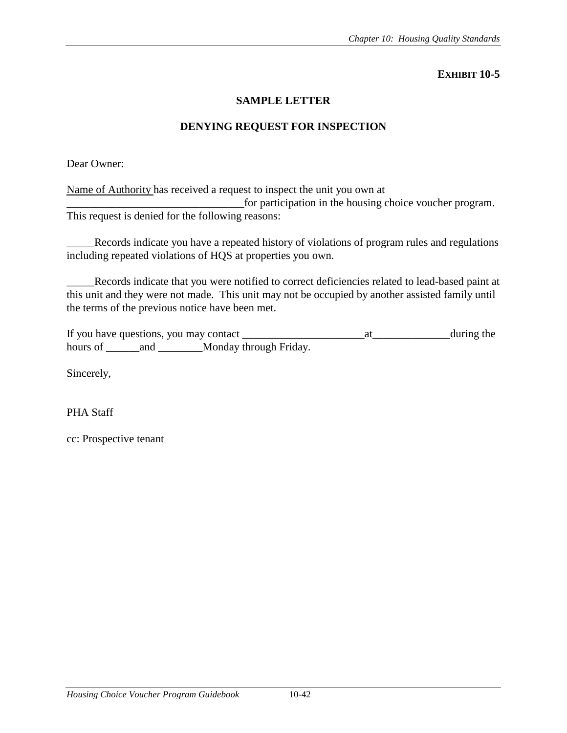**EXHIBIT 10-5**

## SAMPLE LETTER

## DENYING REQUEST FOR INSPECTION

Dear Owner:

Name of Authority has received a request to inspect the unit you own at ________________________________for participation in the housing choice voucher program. This request is denied for the following reasons:

_____Records indicate you have a repeated history of violations of program rules and regulations including repeated violations of HQS at properties you own.

_____Records indicate that you were notified to correct deficiencies related to lead-based paint at this unit and they were not made. This unit may not be occupied by another assisted family until the terms of the previous notice have been met.

If you have questions, you may contact ______________________at______________during the hours of ______and ________Monday through Friday.

Sincerely,

PHA Staff

cc: Prospective tenant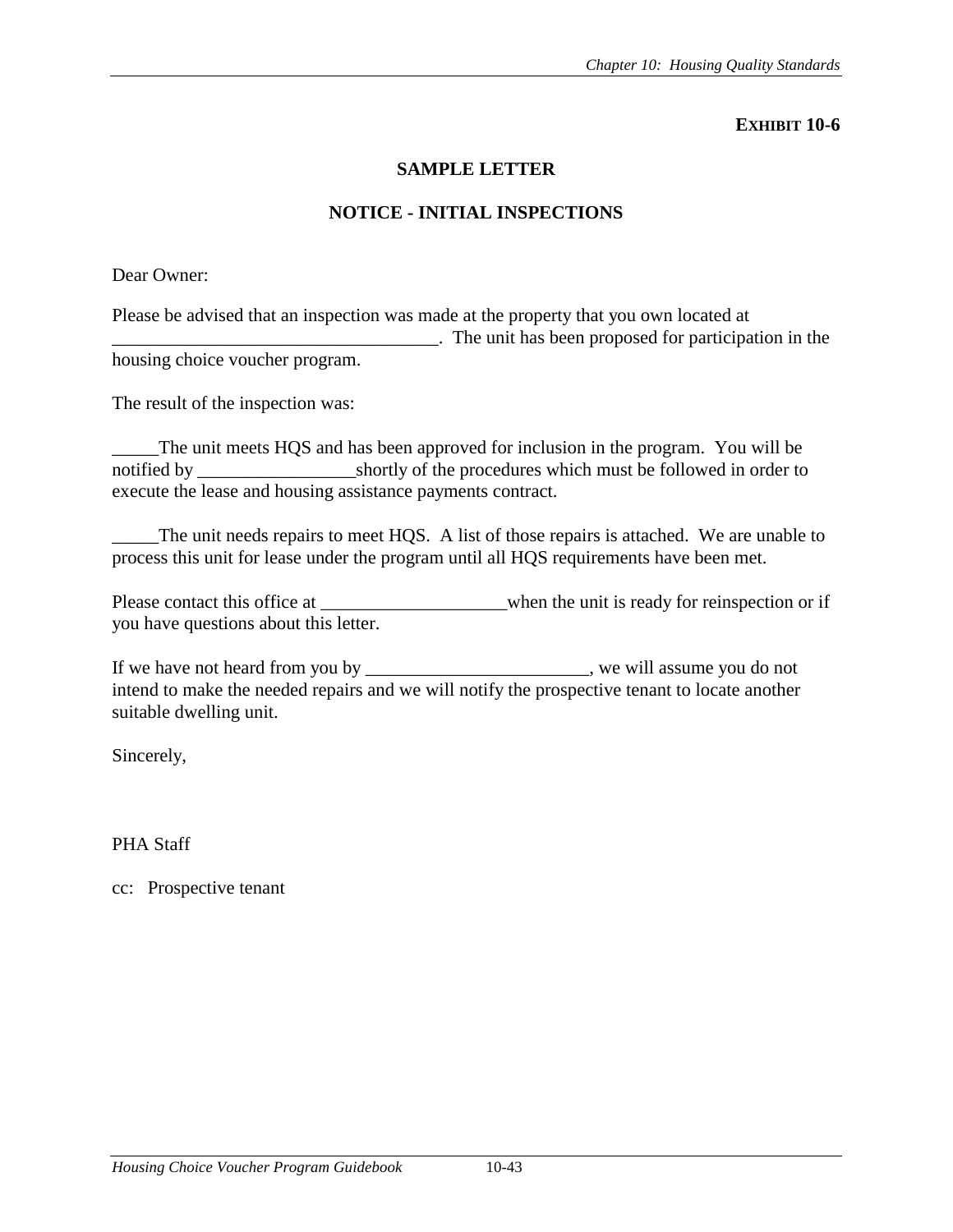**EXHIBIT 10-6**

**SAMPLE LETTER**

**NOTICE - INITIAL INSPECTIONS**

Dear Owner:

Please be advised that an inspection was made at the property that you own located at ___________________________________. The unit has been proposed for participation in the housing choice voucher program.

The result of the inspection was:

_____The unit meets HQS and has been approved for inclusion in the program. You will be notified by _________________shortly of the procedures which must be followed in order to execute the lease and housing assistance payments contract.

_____The unit needs repairs to meet HQS. A list of those repairs is attached. We are unable to process this unit for lease under the program until all HQS requirements have been met.

Please contact this office at ____________________when the unit is ready for reinspection or if you have questions about this letter.

If we have not heard from you by ________________________, we will assume you do not intend to make the needed repairs and we will notify the prospective tenant to locate another suitable dwelling unit.

Sincerely,

PHA Staff

cc: Prospective tenant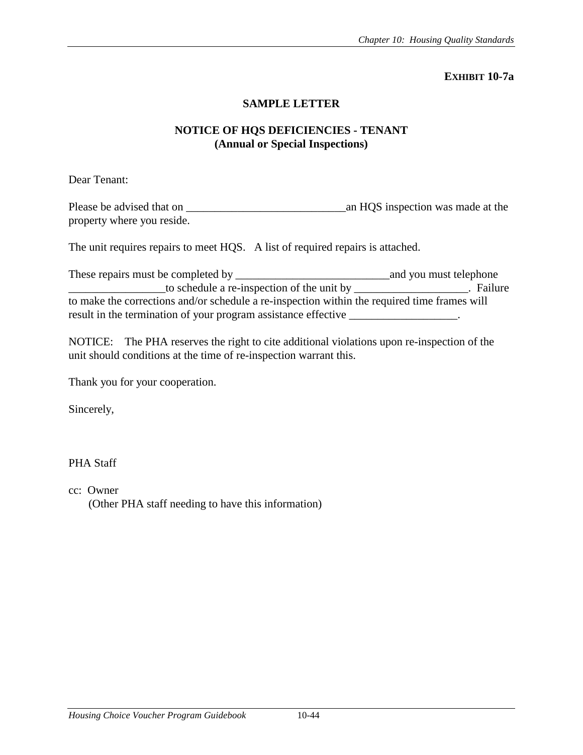**EXHIBIT 10-7a**

## SAMPLE LETTER

### NOTICE OF HQS DEFICIENCIES - TENANT
### (Annual or Special Inspections)

Dear Tenant:

Please be advised that on ____________________________an HQS inspection was made at the property where you reside.

The unit requires repairs to meet HQS. A list of required repairs is attached.

These repairs must be completed by ___________________________and you must telephone _________________to schedule a re-inspection of the unit by ____________________. Failure to make the corrections and/or schedule a re-inspection within the required time frames will result in the termination of your program assistance effective ___________________.

NOTICE: The PHA reserves the right to cite additional violations upon re-inspection of the unit should conditions at the time of re-inspection warrant this.

Thank you for your cooperation.

Sincerely,

PHA Staff

cc: Owner
(Other PHA staff needing to have this information)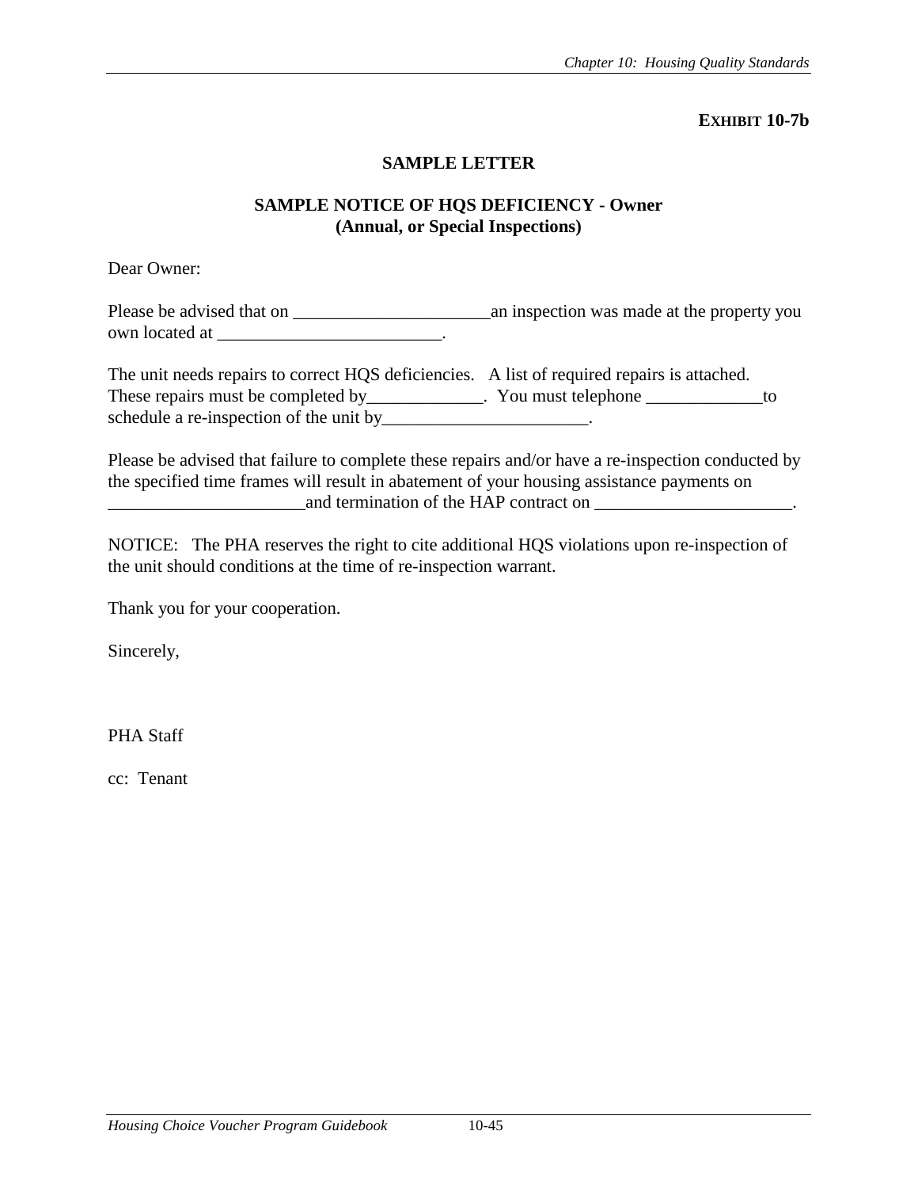**EXHIBIT 10-7b**

**SAMPLE LETTER**

**SAMPLE NOTICE OF HQS DEFICIENCY - Owner**
**(Annual, or Special Inspections)**

Dear Owner:

Please be advised that on ______________________an inspection was made at the property you own located at _________________________.

The unit needs repairs to correct HQS deficiencies. A list of required repairs is attached. These repairs must be completed by_____________. You must telephone _____________to schedule a re-inspection of the unit by_______________________.

Please be advised that failure to complete these repairs and/or have a re-inspection conducted by the specified time frames will result in abatement of your housing assistance payments on ______________________and termination of the HAP contract on ______________________.

NOTICE: The PHA reserves the right to cite additional HQS violations upon re-inspection of the unit should conditions at the time of re-inspection warrant.

Thank you for your cooperation.

Sincerely,

PHA Staff

cc: Tenant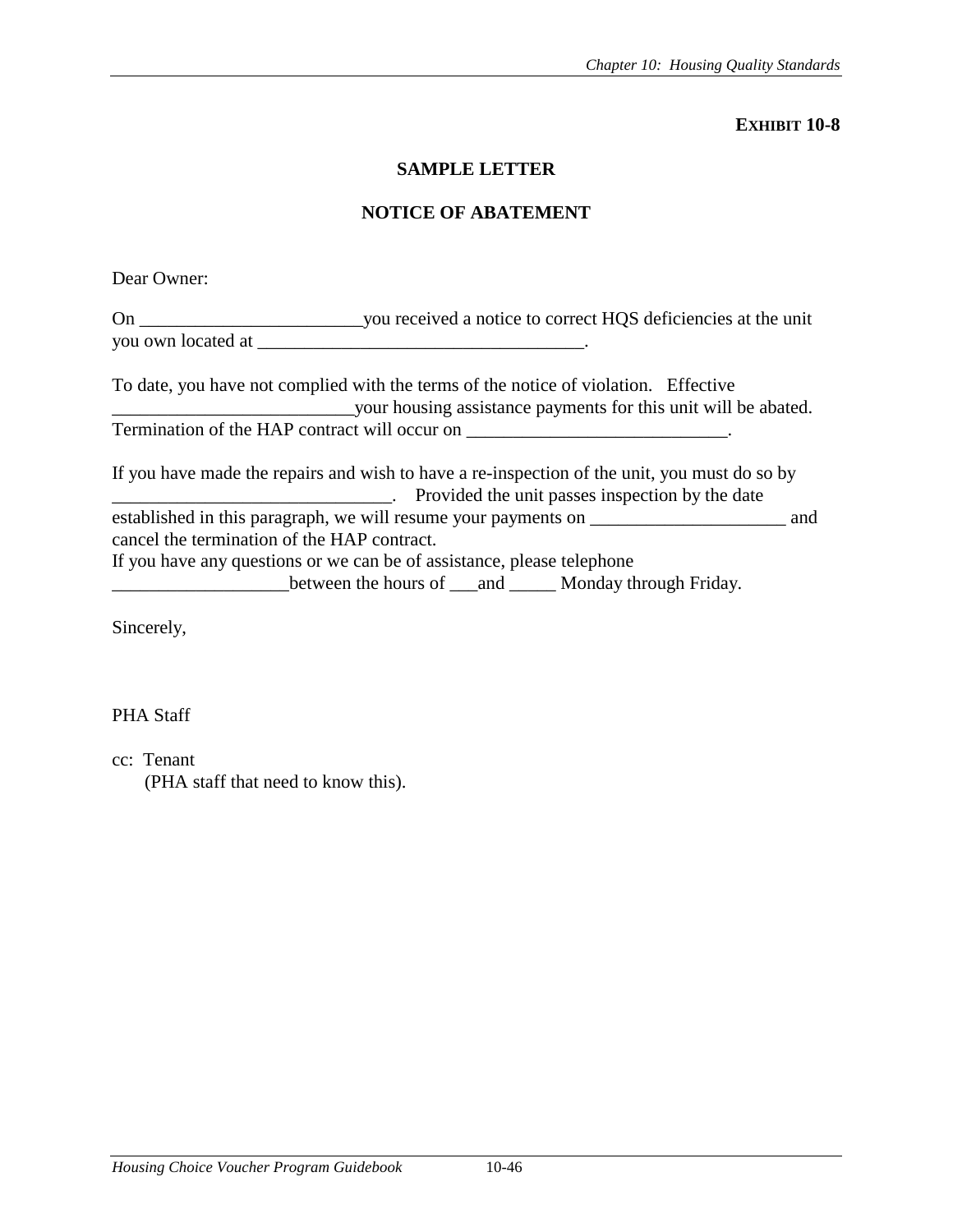**EXHIBIT 10-8**

**SAMPLE LETTER**

**NOTICE OF ABATEMENT**

Dear Owner:

On ________________________you received a notice to correct HQS deficiencies at the unit you own located at ___________________________________.

To date, you have not complied with the terms of the notice of violation. Effective _________________________your housing assistance payments for this unit will be abated. Termination of the HAP contract will occur on ____________________________.

If you have made the repairs and wish to have a re-inspection of the unit, you must do so by _____________________________. Provided the unit passes inspection by the date established in this paragraph, we will resume your payments on _____________________ and cancel the termination of the HAP contract.
If you have any questions or we can be of assistance, please telephone __________________between the hours of ___and _____ Monday through Friday.

Sincerely,

PHA Staff

cc: Tenant
(PHA staff that need to know this).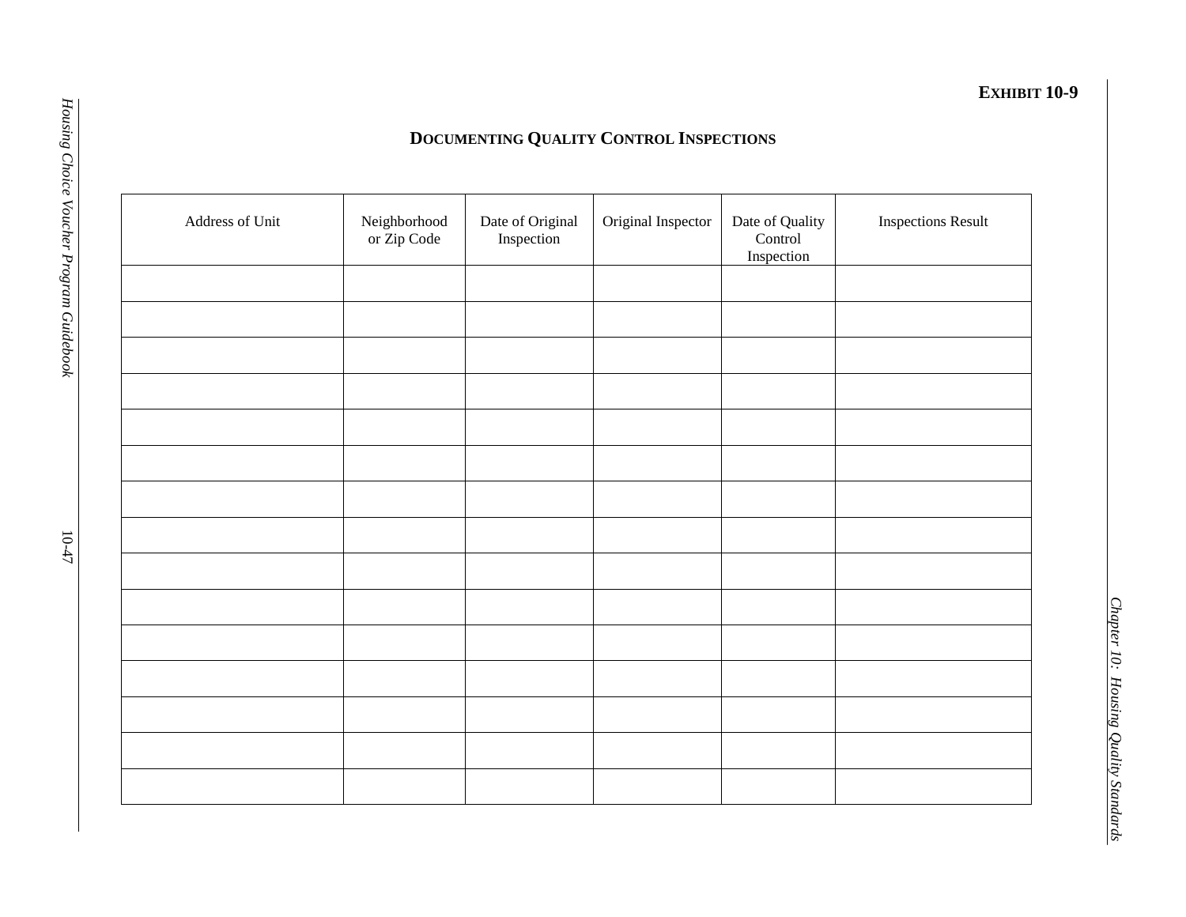**EXHIBIT 10-9**

## DOCUMENTING QUALITY CONTROL INSPECTIONS

| Address of Unit | Neighborhood or Zip Code | Date of Original Inspection | Original Inspector | Date of Quality Control Inspection | Inspections Result |
|---|---|---|---|---|---|
| | | | | | |
| | | | | | |
| | | | | | |
| | | | | | |
| | | | | | |
| | | | | | |
| | | | | | |
| | | | | | |
| | | | | | |
| | | | | | |
| | | | | | |
| | | | | | |
| | | | | | |
| | | | | | |
| | | | | | |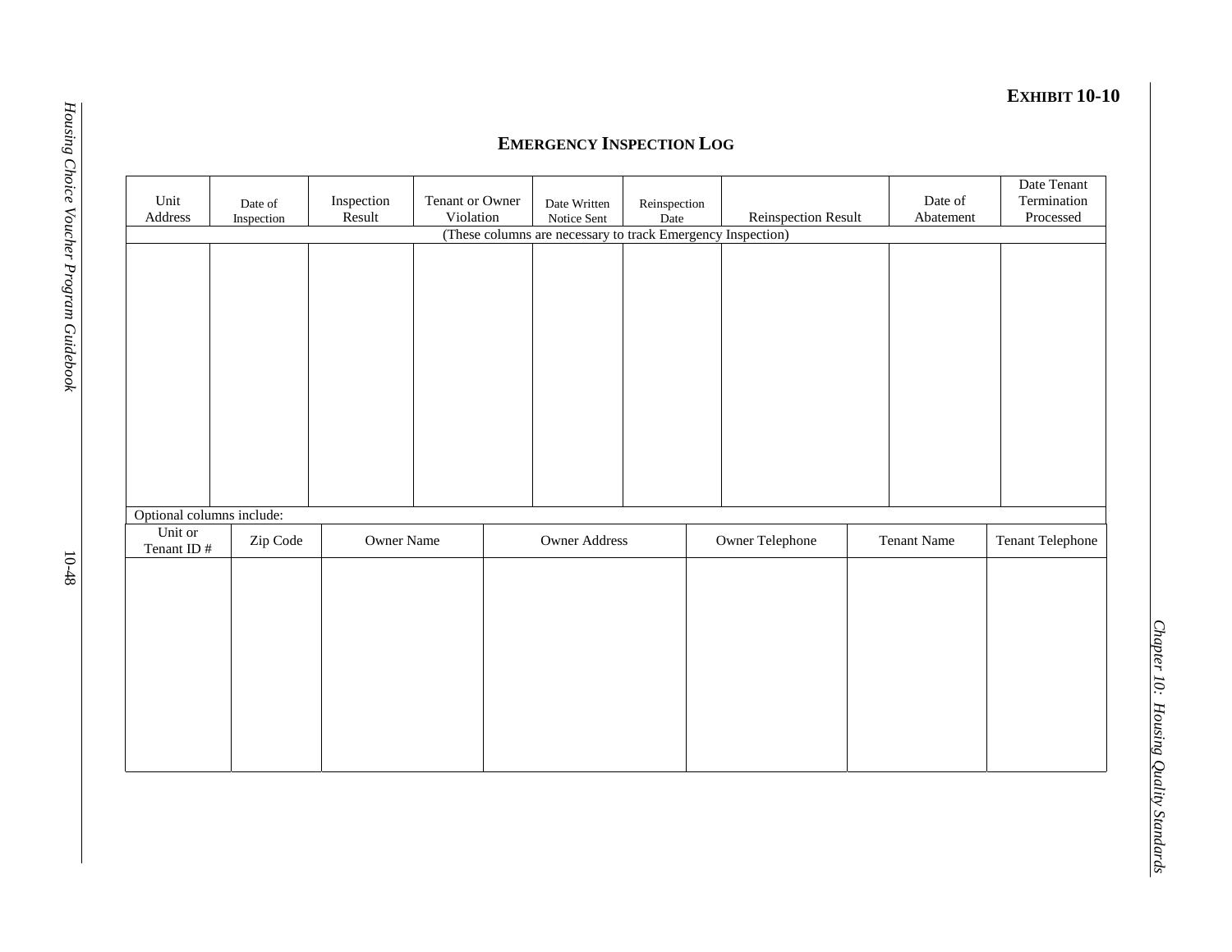**EXHIBIT 10-10**

## EMERGENCY INSPECTION LOG

| Unit Address | Date of Inspection | Inspection Result | Tenant or Owner Violation | Date Written Notice Sent | Reinspection Date | Reinspection Result | Date of Abatement | Date Tenant Termination Processed |
|---|---|---|---|---|---|---|---|---|
| (These columns are necessary to track Emergency Inspection) | | | | | | | | |
| | | | | | | | | |

Optional columns include:

| Unit or Tenant ID # | Zip Code | Owner Name | Owner Address | Owner Telephone | Tenant Name | Tenant Telephone |
|---|---|---|---|---|---|---|
| | | | | | | |